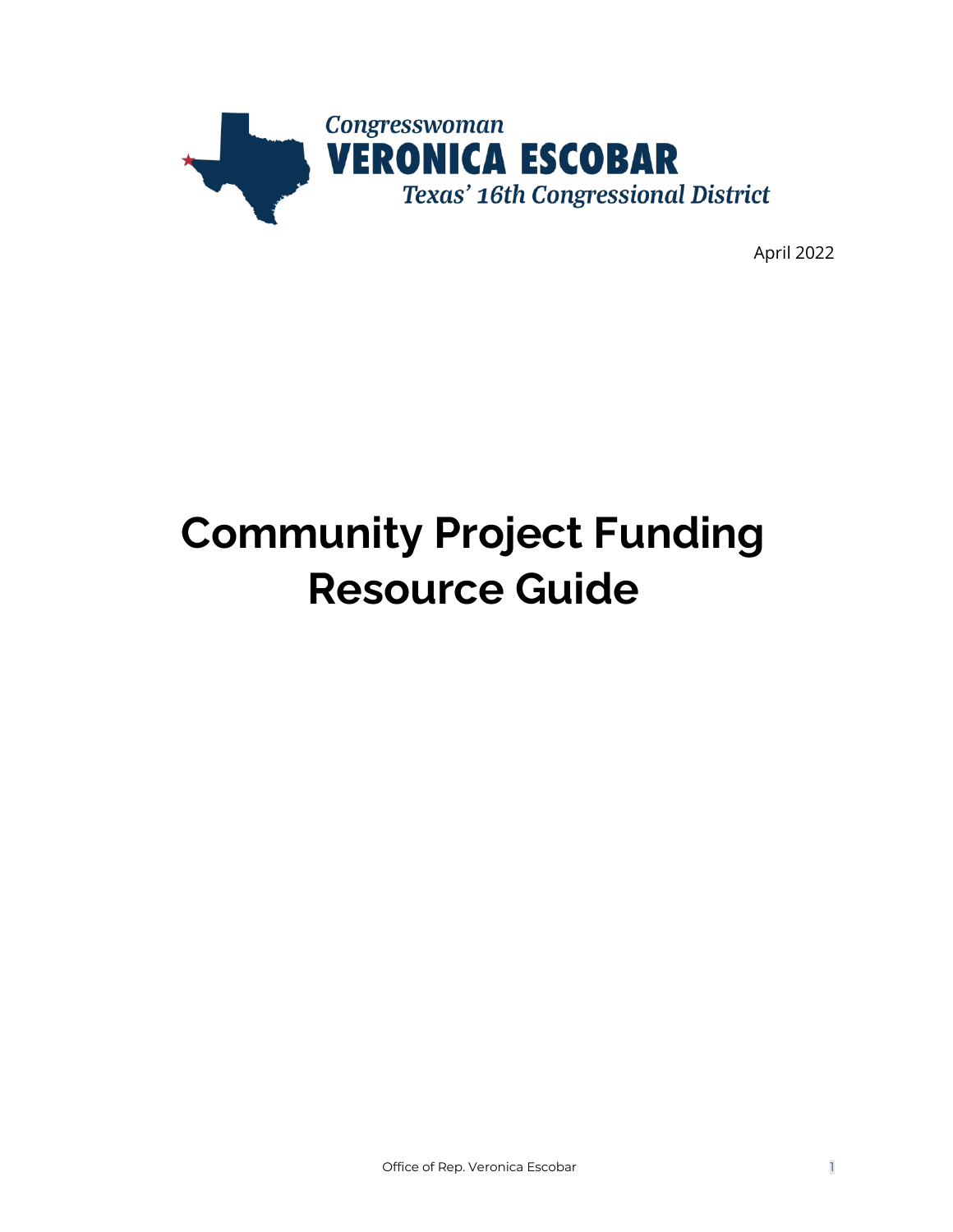Congresswoman
**VERONICA ESCOBAR**
*Texas' 16th Congressional District*

April 2022

# Community Project Funding Resource Guide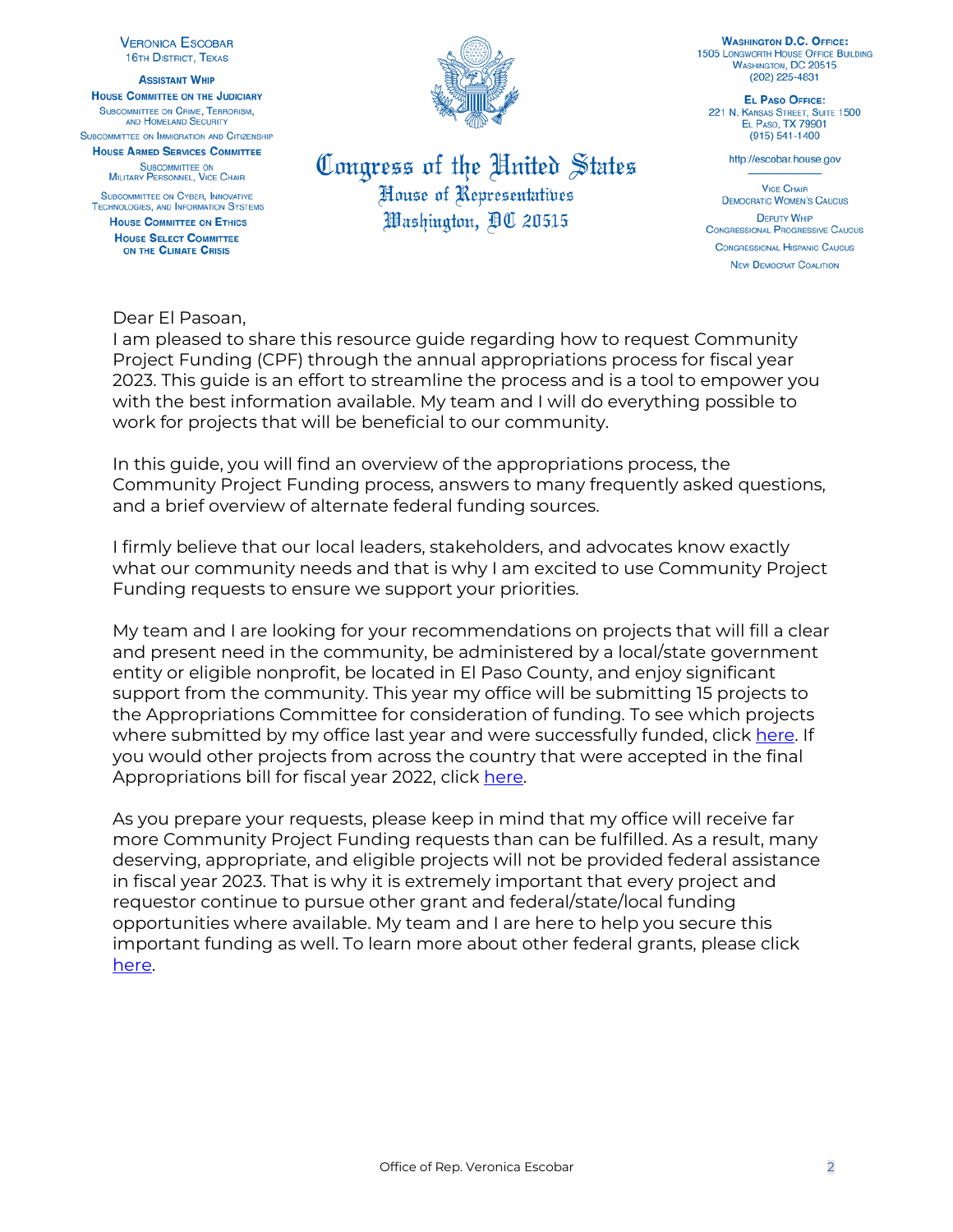VERONICA ESCOBAR
16TH DISTRICT, TEXAS

ASSISTANT WHIP

HOUSE COMMITTEE ON THE JUDICIARY
SUBCOMMITTEE ON CRIME, TERRORISM, AND HOMELAND SECURITY
SUBCOMMITTEE ON IMMIGRATION AND CITIZENSHIP

HOUSE ARMED SERVICES COMMITTEE
SUBCOMMITTEE ON MILITARY PERSONNEL, VICE CHAIR
SUBCOMMITTEE ON CYBER, INNOVATIVE TECHNOLOGIES, AND INFORMATION SYSTEMS

HOUSE COMMITTEE ON ETHICS

HOUSE SELECT COMMITTEE ON THE CLIMATE CRISIS

**Congress of the United States**
**House of Representatives**
**Washington, DC 20515**

WASHINGTON D.C. OFFICE:
1505 LONGWORTH HOUSE OFFICE BUILDING
WASHINGTON, DC 20515
(202) 225-4831

EL PASO OFFICE:
221 N. KANSAS STREET, SUITE 1500
EL PASO, TX 79901
(915) 541-1400

http://escobar.house.gov

VICE CHAIR
DEMOCRATIC WOMEN'S CAUCUS

DEPUTY WHIP
CONGRESSIONAL PROGRESSIVE CAUCUS

CONGRESSIONAL HISPANIC CAUCUS

NEW DEMOCRAT COALITION

Dear El Pasoan,

I am pleased to share this resource guide regarding how to request Community Project Funding (CPF) through the annual appropriations process for fiscal year 2023. This guide is an effort to streamline the process and is a tool to empower you with the best information available. My team and I will do everything possible to work for projects that will be beneficial to our community.

In this guide, you will find an overview of the appropriations process, the Community Project Funding process, answers to many frequently asked questions, and a brief overview of alternate federal funding sources.

I firmly believe that our local leaders, stakeholders, and advocates know exactly what our community needs and that is why I am excited to use Community Project Funding requests to ensure we support your priorities.

My team and I are looking for your recommendations on projects that will fill a clear and present need in the community, be administered by a local/state government entity or eligible nonprofit, be located in El Paso County, and enjoy significant support from the community. This year my office will be submitting 15 projects to the Appropriations Committee for consideration of funding. To see which projects where submitted by my office last year and were successfully funded, click [here](). If you would other projects from across the country that were accepted in the final Appropriations bill for fiscal year 2022, click [here]().

As you prepare your requests, please keep in mind that my office will receive far more Community Project Funding requests than can be fulfilled. As a result, many deserving, appropriate, and eligible projects will not be provided federal assistance in fiscal year 2023. That is why it is extremely important that every project and requestor continue to pursue other grant and federal/state/local funding opportunities where available. My team and I are here to help you secure this important funding as well. To learn more about other federal grants, please click [here]().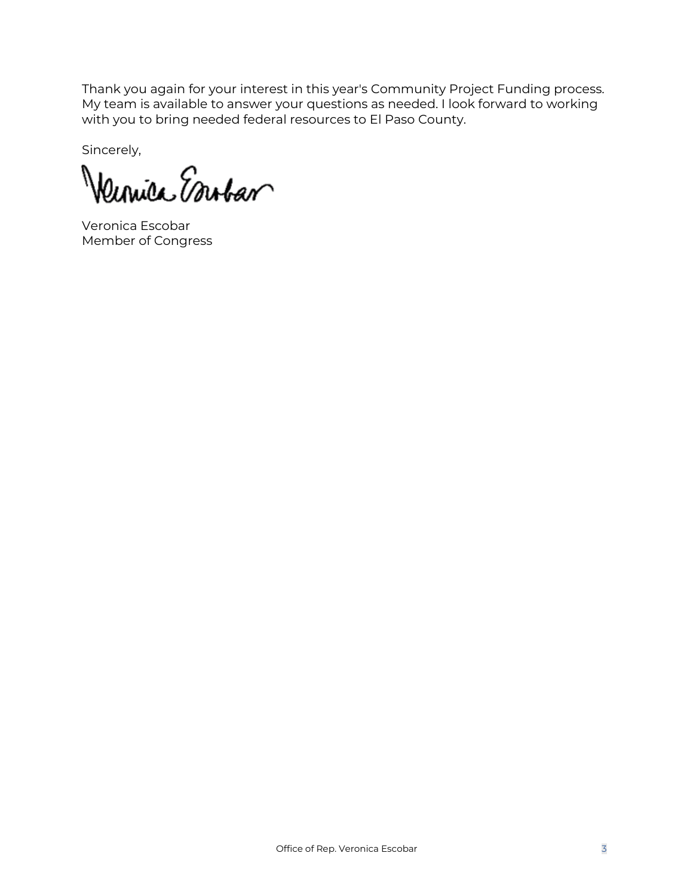Thank you again for your interest in this year's Community Project Funding process. My team is available to answer your questions as needed. I look forward to working with you to bring needed federal resources to El Paso County.

Sincerely,

Veronica Escobar  
Member of Congress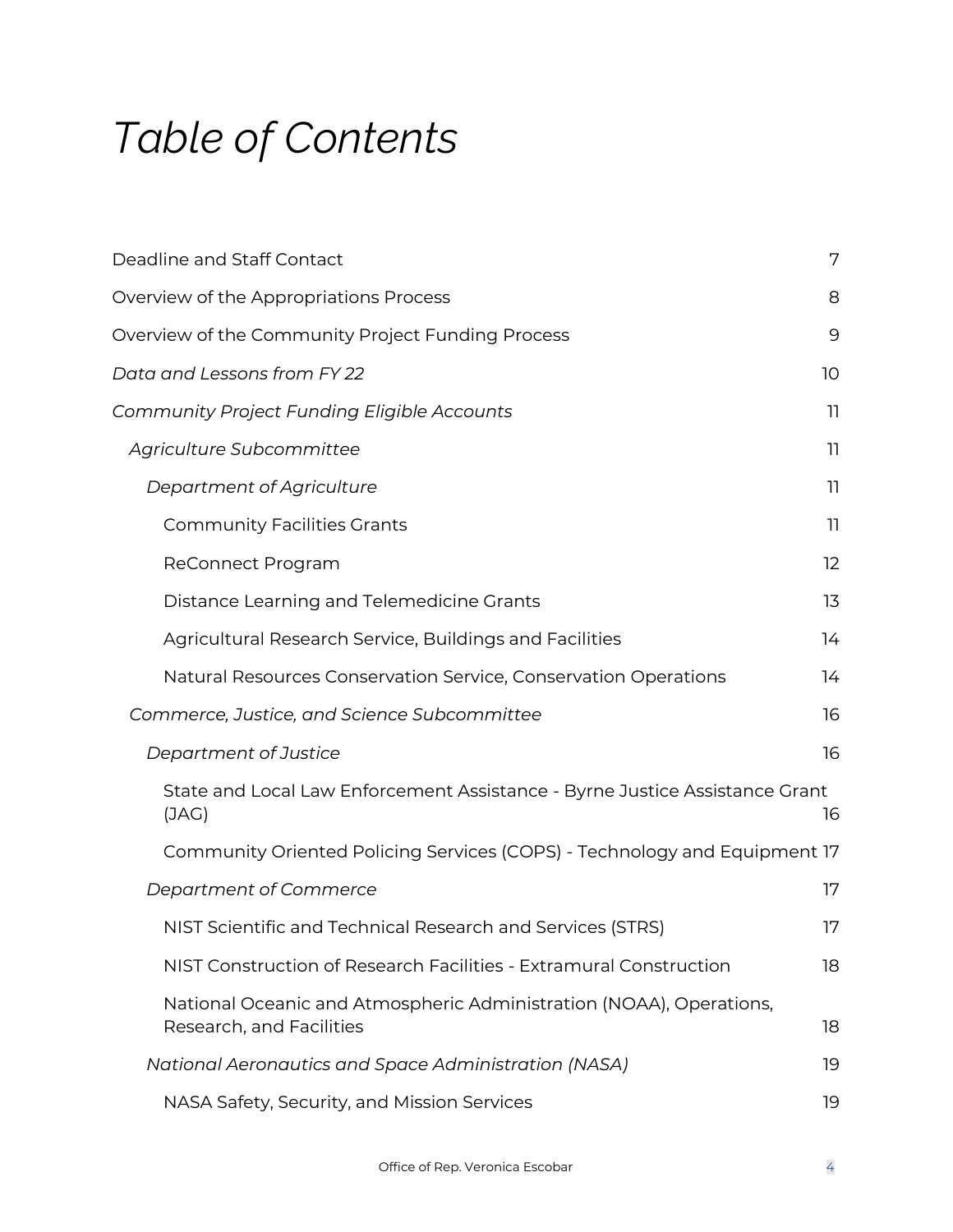# *Table of Contents*

Deadline and Staff Contact 7

Overview of the Appropriations Process 8

Overview of the Community Project Funding Process 9

*Data and Lessons from FY 22* 10

*Community Project Funding Eligible Accounts* 11

- *Agriculture Subcommittee* 11
  - *Department of Agriculture* 11
    - Community Facilities Grants 11
    - ReConnect Program 12
    - Distance Learning and Telemedicine Grants 13
    - Agricultural Research Service, Buildings and Facilities 14
    - Natural Resources Conservation Service, Conservation Operations 14
- *Commerce, Justice, and Science Subcommittee* 16
  - *Department of Justice* 16
    - State and Local Law Enforcement Assistance - Byrne Justice Assistance Grant (JAG) 16
    - Community Oriented Policing Services (COPS) - Technology and Equipment 17
  - *Department of Commerce* 17
    - NIST Scientific and Technical Research and Services (STRS) 17
    - NIST Construction of Research Facilities - Extramural Construction 18
    - National Oceanic and Atmospheric Administration (NOAA), Operations, Research, and Facilities 18
  - *National Aeronautics and Space Administration (NASA)* 19
    - NASA Safety, Security, and Mission Services 19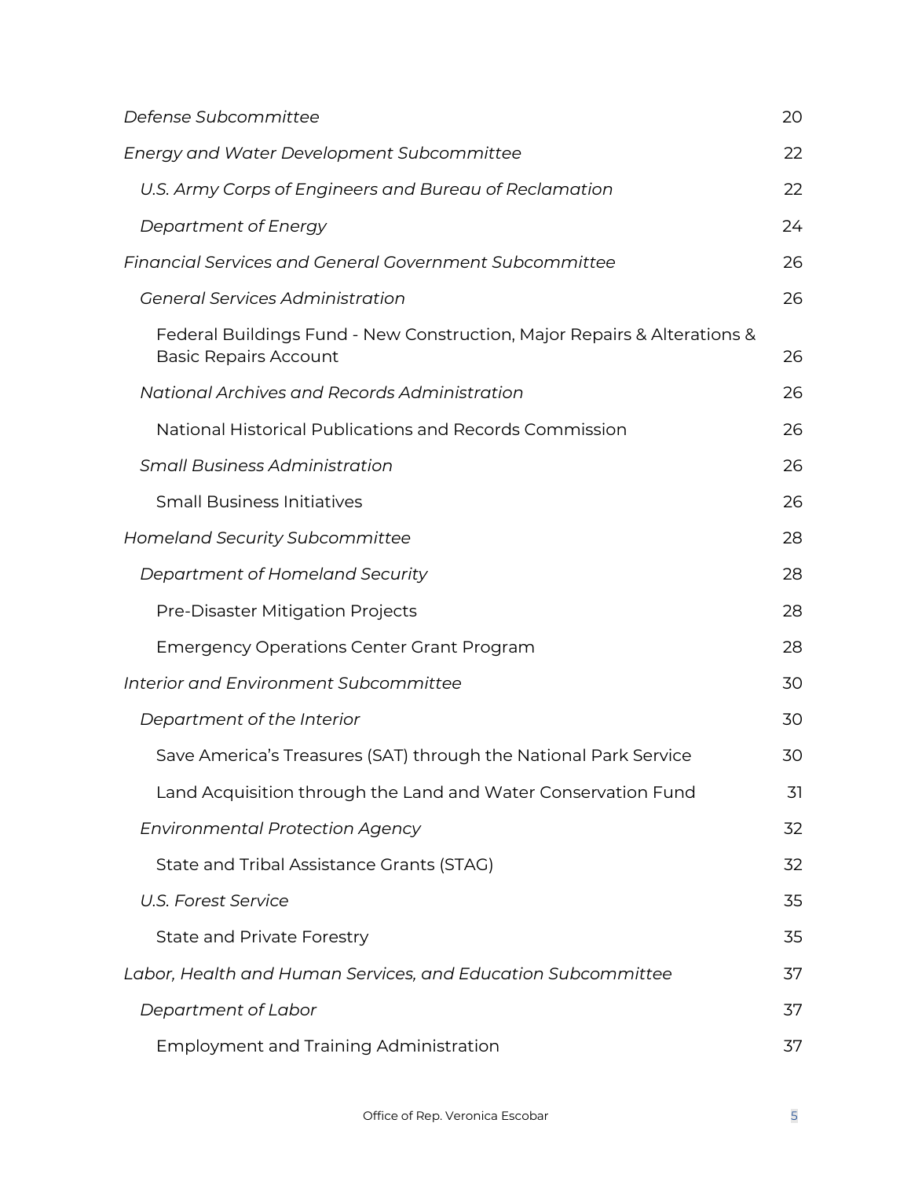*Defense Subcommittee* 20

*Energy and Water Development Subcommittee* 22

- *U.S. Army Corps of Engineers and Bureau of Reclamation* 22
- *Department of Energy* 24

*Financial Services and General Government Subcommittee* 26

- *General Services Administration* 26
  - Federal Buildings Fund - New Construction, Major Repairs & Alterations & Basic Repairs Account 26
- *National Archives and Records Administration* 26
  - National Historical Publications and Records Commission 26
- *Small Business Administration* 26
  - Small Business Initiatives 26

*Homeland Security Subcommittee* 28

- *Department of Homeland Security* 28
  - Pre-Disaster Mitigation Projects 28
  - Emergency Operations Center Grant Program 28

*Interior and Environment Subcommittee* 30

- *Department of the Interior* 30
  - Save America's Treasures (SAT) through the National Park Service 30
  - Land Acquisition through the Land and Water Conservation Fund 31
- *Environmental Protection Agency* 32
  - State and Tribal Assistance Grants (STAG) 32
- *U.S. Forest Service* 35
  - State and Private Forestry 35

*Labor, Health and Human Services, and Education Subcommittee* 37

- *Department of Labor* 37
  - Employment and Training Administration 37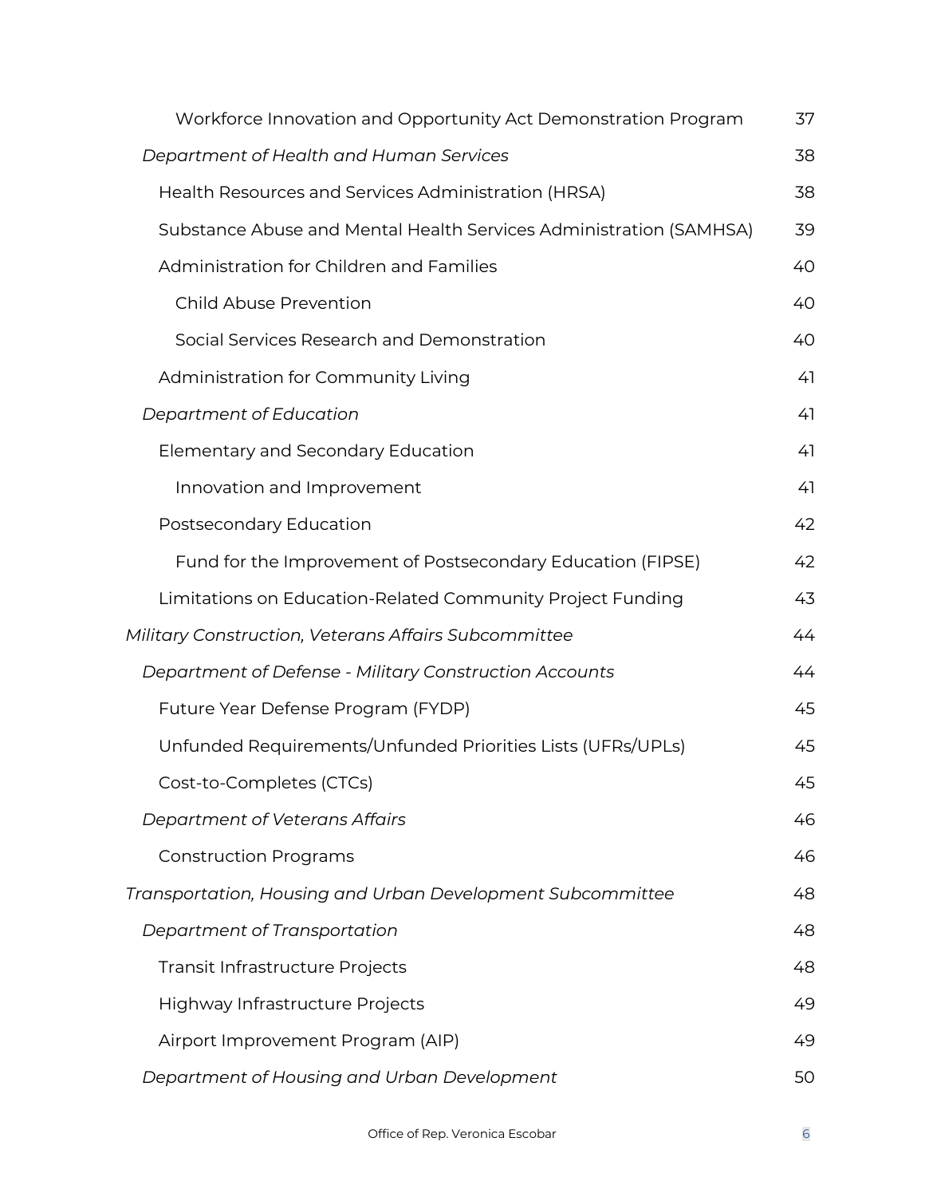- Workforce Innovation and Opportunity Act Demonstration Program — 37
- *Department of Health and Human Services* — 38
  - Health Resources and Services Administration (HRSA) — 38
  - Substance Abuse and Mental Health Services Administration (SAMHSA) — 39
  - Administration for Children and Families — 40
    - Child Abuse Prevention — 40
    - Social Services Research and Demonstration — 40
  - Administration for Community Living — 41
- *Department of Education* — 41
  - Elementary and Secondary Education — 41
    - Innovation and Improvement — 41
  - Postsecondary Education — 42
    - Fund for the Improvement of Postsecondary Education (FIPSE) — 42
  - Limitations on Education-Related Community Project Funding — 43

*Military Construction, Veterans Affairs Subcommittee* — 44

- *Department of Defense - Military Construction Accounts* — 44
  - Future Year Defense Program (FYDP) — 45
  - Unfunded Requirements/Unfunded Priorities Lists (UFRs/UPLs) — 45
  - Cost-to-Completes (CTCs) — 45
- *Department of Veterans Affairs* — 46
  - Construction Programs — 46

*Transportation, Housing and Urban Development Subcommittee* — 48

- *Department of Transportation* — 48
  - Transit Infrastructure Projects — 48
  - Highway Infrastructure Projects — 49
  - Airport Improvement Program (AIP) — 49
- *Department of Housing and Urban Development* — 50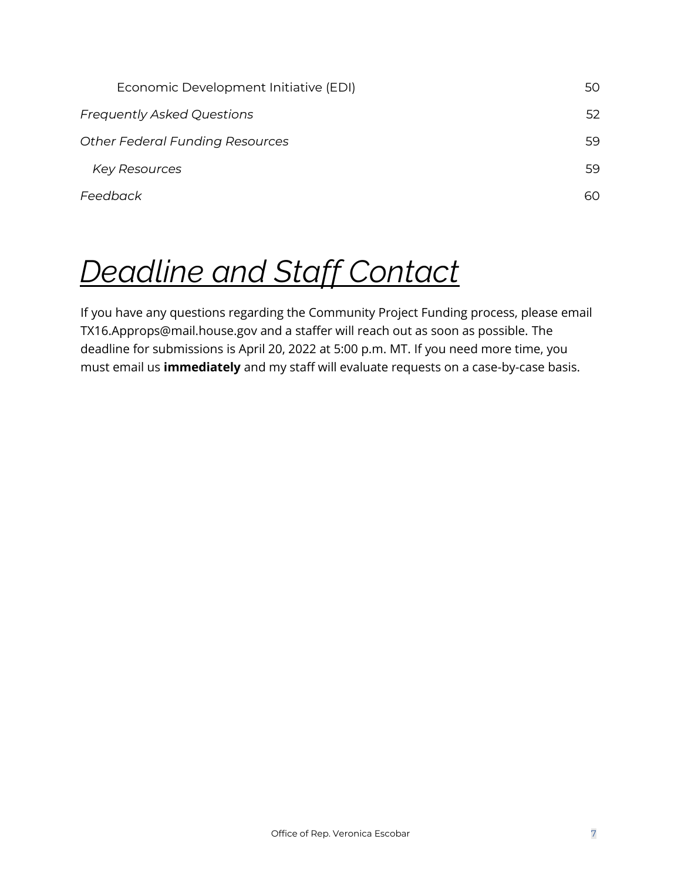Economic Development Initiative (EDI) 50

*Frequently Asked Questions* 52

*Other Federal Funding Resources* 59

*Key Resources* 59

*Feedback* 60

# *Deadline and Staff Contact*

If you have any questions regarding the Community Project Funding process, please email TX16.Approps@mail.house.gov and a staffer will reach out as soon as possible. The deadline for submissions is April 20, 2022 at 5:00 p.m. MT. If you need more time, you must email us **immediately** and my staff will evaluate requests on a case-by-case basis.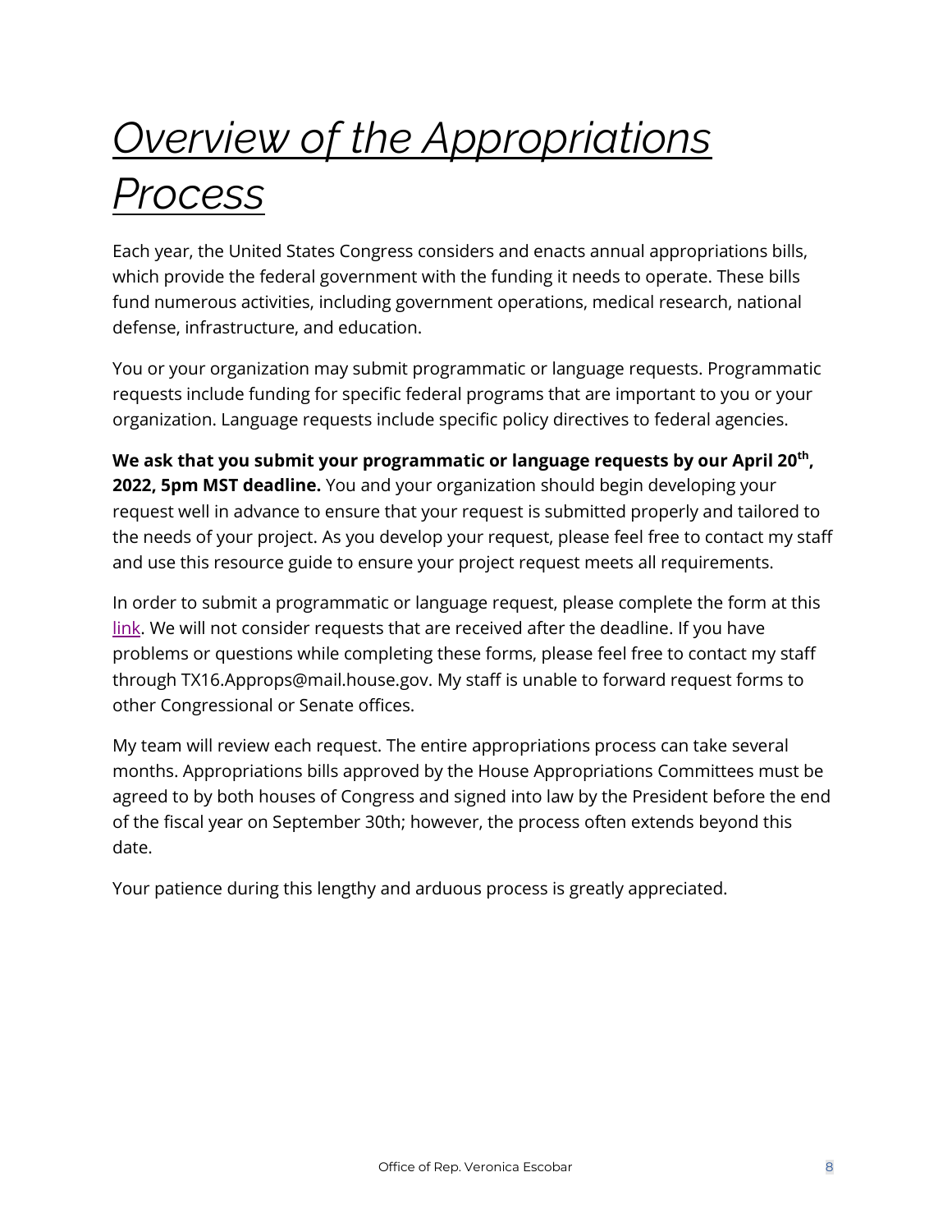# *Overview of the Appropriations Process*

Each year, the United States Congress considers and enacts annual appropriations bills, which provide the federal government with the funding it needs to operate. These bills fund numerous activities, including government operations, medical research, national defense, infrastructure, and education.

You or your organization may submit programmatic or language requests. Programmatic requests include funding for specific federal programs that are important to you or your organization. Language requests include specific policy directives to federal agencies.

**We ask that you submit your programmatic or language requests by our April 20th, 2022, 5pm MST deadline.** You and your organization should begin developing your request well in advance to ensure that your request is submitted properly and tailored to the needs of your project. As you develop your request, please feel free to contact my staff and use this resource guide to ensure your project request meets all requirements.

In order to submit a programmatic or language request, please complete the form at this link. We will not consider requests that are received after the deadline. If you have problems or questions while completing these forms, please feel free to contact my staff through TX16.Approps@mail.house.gov. My staff is unable to forward request forms to other Congressional or Senate offices.

My team will review each request. The entire appropriations process can take several months. Appropriations bills approved by the House Appropriations Committees must be agreed to by both houses of Congress and signed into law by the President before the end of the fiscal year on September 30th; however, the process often extends beyond this date.

Your patience during this lengthy and arduous process is greatly appreciated.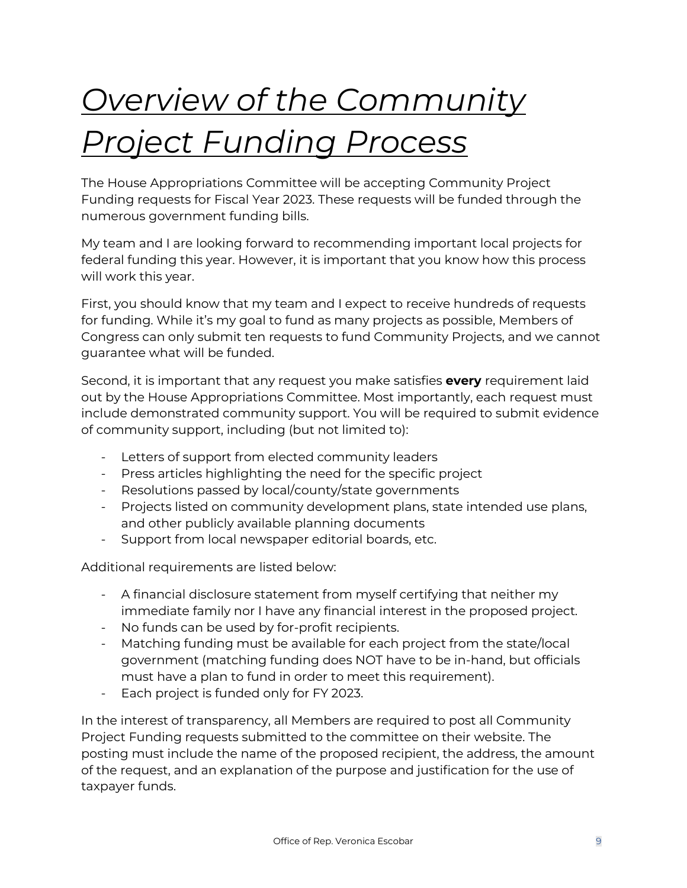# *Overview of the Community Project Funding Process*

The House Appropriations Committee will be accepting Community Project Funding requests for Fiscal Year 2023. These requests will be funded through the numerous government funding bills.

My team and I are looking forward to recommending important local projects for federal funding this year. However, it is important that you know how this process will work this year.

First, you should know that my team and I expect to receive hundreds of requests for funding. While it's my goal to fund as many projects as possible, Members of Congress can only submit ten requests to fund Community Projects, and we cannot guarantee what will be funded.

Second, it is important that any request you make satisfies **every** requirement laid out by the House Appropriations Committee. Most importantly, each request must include demonstrated community support. You will be required to submit evidence of community support, including (but not limited to):

- Letters of support from elected community leaders
- Press articles highlighting the need for the specific project
- Resolutions passed by local/county/state governments
- Projects listed on community development plans, state intended use plans, and other publicly available planning documents
- Support from local newspaper editorial boards, etc.

Additional requirements are listed below:

- A financial disclosure statement from myself certifying that neither my immediate family nor I have any financial interest in the proposed project.
- No funds can be used by for-profit recipients.
- Matching funding must be available for each project from the state/local government (matching funding does NOT have to be in-hand, but officials must have a plan to fund in order to meet this requirement).
- Each project is funded only for FY 2023.

In the interest of transparency, all Members are required to post all Community Project Funding requests submitted to the committee on their website. The posting must include the name of the proposed recipient, the address, the amount of the request, and an explanation of the purpose and justification for the use of taxpayer funds.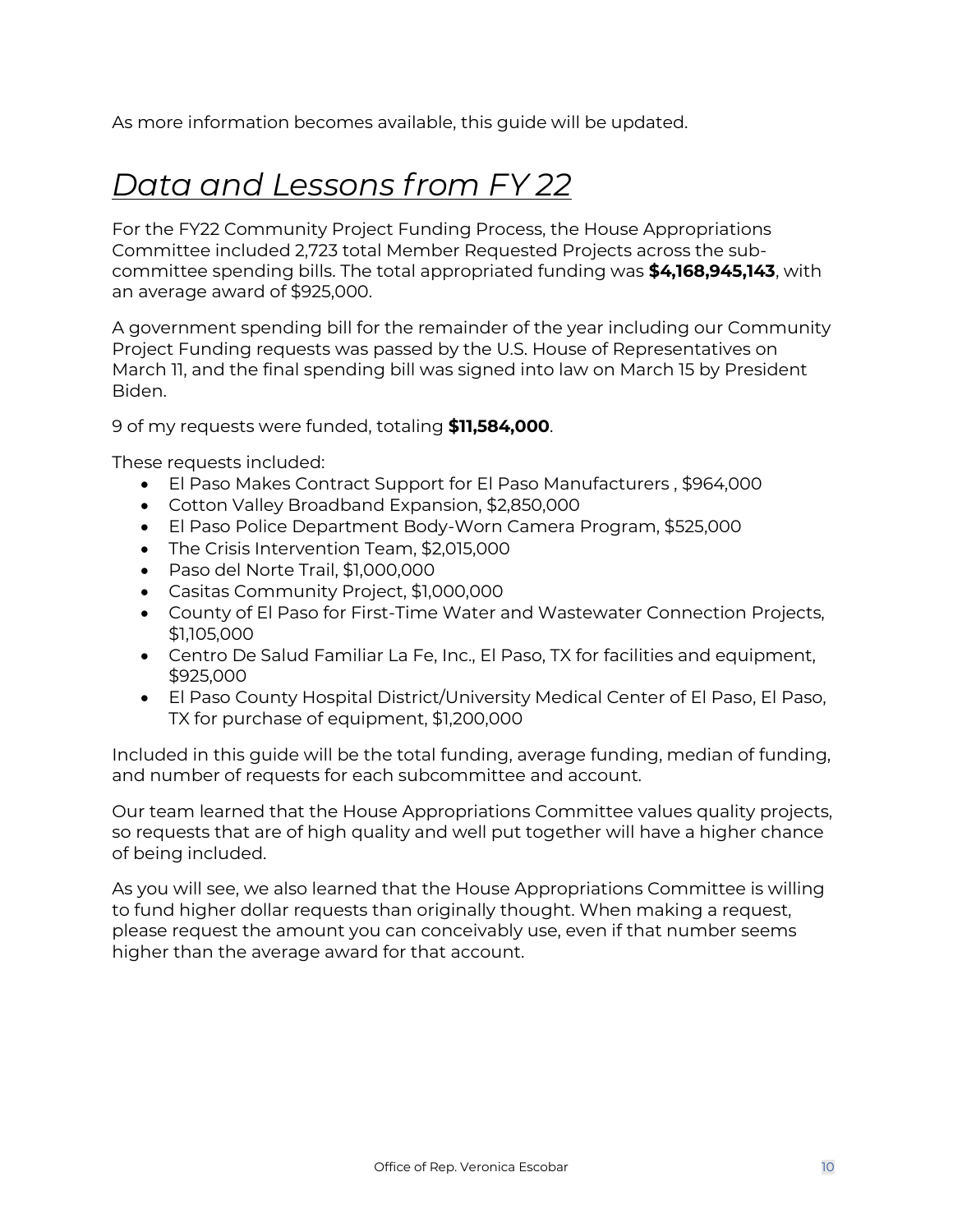As more information becomes available, this guide will be updated.

# *Data and Lessons from FY 22*

For the FY22 Community Project Funding Process, the House Appropriations Committee included 2,723 total Member Requested Projects across the sub-committee spending bills. The total appropriated funding was **$4,168,945,143**, with an average award of $925,000.

A government spending bill for the remainder of the year including our Community Project Funding requests was passed by the U.S. House of Representatives on March 11, and the final spending bill was signed into law on March 15 by President Biden.

9 of my requests were funded, totaling **$11,584,000**.

These requests included:

- El Paso Makes Contract Support for El Paso Manufacturers , $964,000
- Cotton Valley Broadband Expansion, $2,850,000
- El Paso Police Department Body-Worn Camera Program, $525,000
- The Crisis Intervention Team, $2,015,000
- Paso del Norte Trail, $1,000,000
- Casitas Community Project, $1,000,000
- County of El Paso for First-Time Water and Wastewater Connection Projects, $1,105,000
- Centro De Salud Familiar La Fe, Inc., El Paso, TX for facilities and equipment, $925,000
- El Paso County Hospital District/University Medical Center of El Paso, El Paso, TX for purchase of equipment, $1,200,000

Included in this guide will be the total funding, average funding, median of funding, and number of requests for each subcommittee and account.

Our team learned that the House Appropriations Committee values quality projects, so requests that are of high quality and well put together will have a higher chance of being included.

As you will see, we also learned that the House Appropriations Committee is willing to fund higher dollar requests than originally thought. When making a request, please request the amount you can conceivably use, even if that number seems higher than the average award for that account.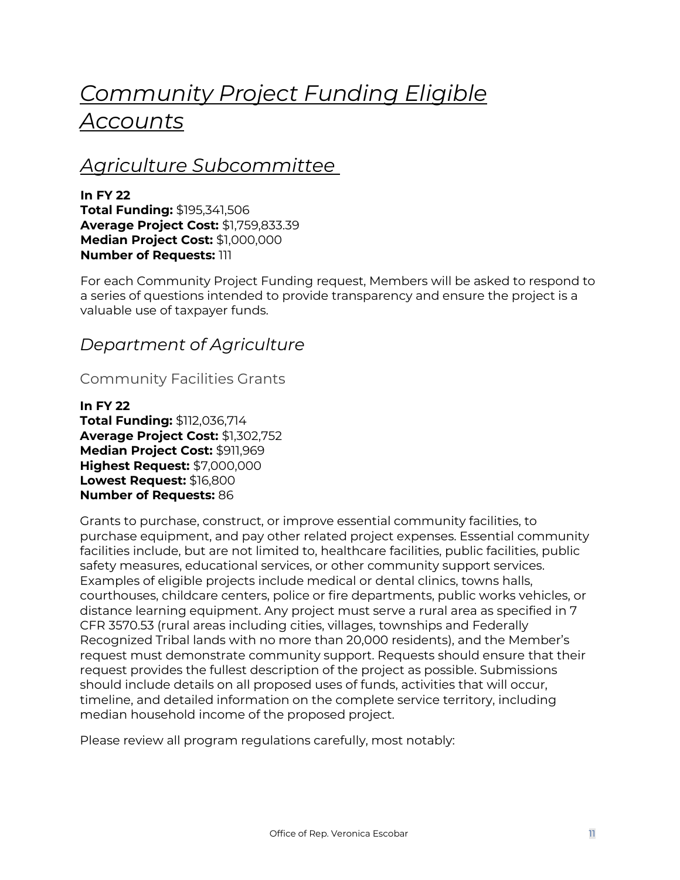# *Community Project Funding Eligible Accounts*

## *Agriculture Subcommittee*

**In FY 22**
**Total Funding:** $195,341,506
**Average Project Cost:** $1,759,833.39
**Median Project Cost:** $1,000,000
**Number of Requests:** 111

For each Community Project Funding request, Members will be asked to respond to a series of questions intended to provide transparency and ensure the project is a valuable use of taxpayer funds.

### *Department of Agriculture*

#### Community Facilities Grants

**In FY 22**
**Total Funding:** $112,036,714
**Average Project Cost:** $1,302,752
**Median Project Cost:** $911,969
**Highest Request:** $7,000,000
**Lowest Request:** $16,800
**Number of Requests:** 86

Grants to purchase, construct, or improve essential community facilities, to purchase equipment, and pay other related project expenses. Essential community facilities include, but are not limited to, healthcare facilities, public facilities, public safety measures, educational services, or other community support services. Examples of eligible projects include medical or dental clinics, towns halls, courthouses, childcare centers, police or fire departments, public works vehicles, or distance learning equipment. Any project must serve a rural area as specified in 7 CFR 3570.53 (rural areas including cities, villages, townships and Federally Recognized Tribal lands with no more than 20,000 residents), and the Member's request must demonstrate community support. Requests should ensure that their request provides the fullest description of the project as possible. Submissions should include details on all proposed uses of funds, activities that will occur, timeline, and detailed information on the complete service territory, including median household income of the proposed project.

Please review all program regulations carefully, most notably: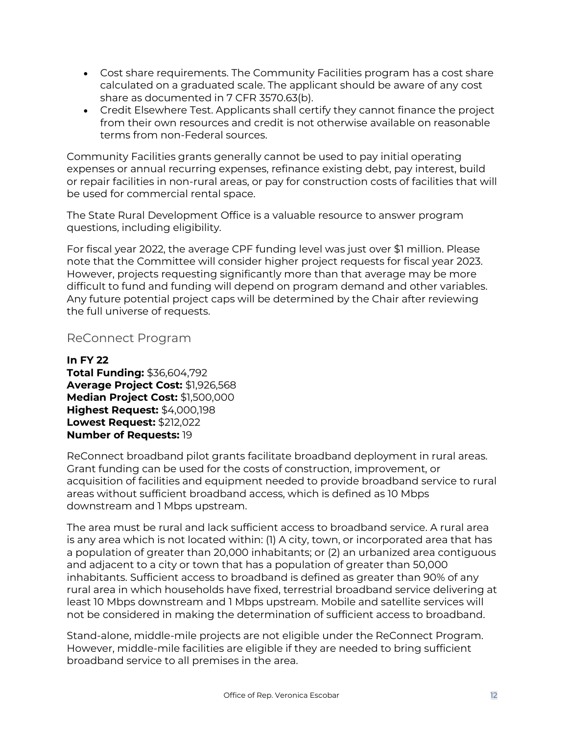- Cost share requirements. The Community Facilities program has a cost share calculated on a graduated scale. The applicant should be aware of any cost share as documented in 7 CFR 3570.63(b).
- Credit Elsewhere Test. Applicants shall certify they cannot finance the project from their own resources and credit is not otherwise available on reasonable terms from non-Federal sources.

Community Facilities grants generally cannot be used to pay initial operating expenses or annual recurring expenses, refinance existing debt, pay interest, build or repair facilities in non-rural areas, or pay for construction costs of facilities that will be used for commercial rental space.

The State Rural Development Office is a valuable resource to answer program questions, including eligibility.

For fiscal year 2022, the average CPF funding level was just over $1 million. Please note that the Committee will consider higher project requests for fiscal year 2023. However, projects requesting significantly more than that average may be more difficult to fund and funding will depend on program demand and other variables. Any future potential project caps will be determined by the Chair after reviewing the full universe of requests.

## ReConnect Program

**In FY 22**
**Total Funding:** $36,604,792
**Average Project Cost:** $1,926,568
**Median Project Cost:** $1,500,000
**Highest Request:** $4,000,198
**Lowest Request:** $212,022
**Number of Requests:** 19

ReConnect broadband pilot grants facilitate broadband deployment in rural areas. Grant funding can be used for the costs of construction, improvement, or acquisition of facilities and equipment needed to provide broadband service to rural areas without sufficient broadband access, which is defined as 10 Mbps downstream and 1 Mbps upstream.

The area must be rural and lack sufficient access to broadband service. A rural area is any area which is not located within: (1) A city, town, or incorporated area that has a population of greater than 20,000 inhabitants; or (2) an urbanized area contiguous and adjacent to a city or town that has a population of greater than 50,000 inhabitants. Sufficient access to broadband is defined as greater than 90% of any rural area in which households have fixed, terrestrial broadband service delivering at least 10 Mbps downstream and 1 Mbps upstream. Mobile and satellite services will not be considered in making the determination of sufficient access to broadband.

Stand-alone, middle-mile projects are not eligible under the ReConnect Program. However, middle-mile facilities are eligible if they are needed to bring sufficient broadband service to all premises in the area.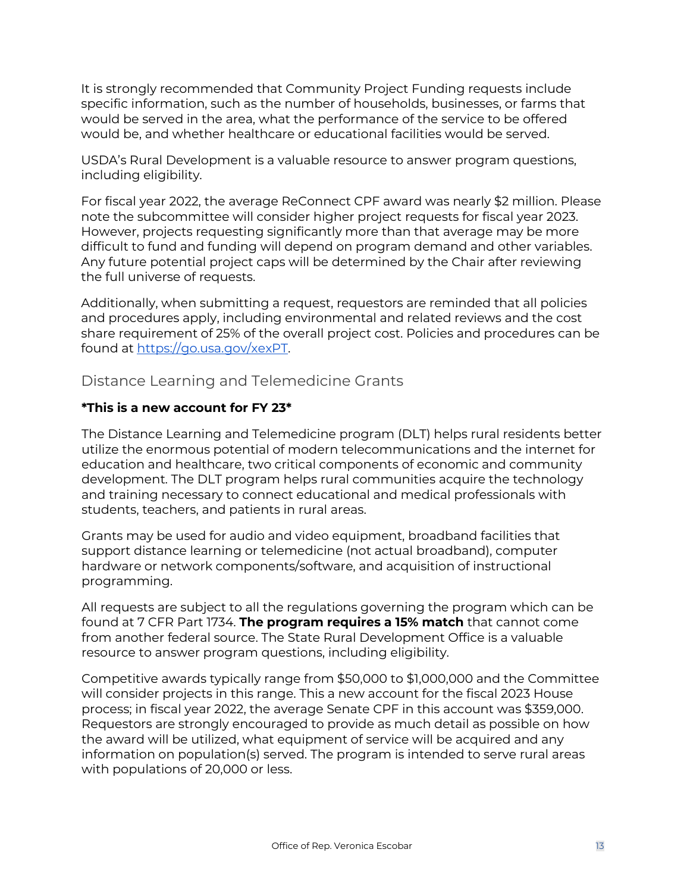It is strongly recommended that Community Project Funding requests include specific information, such as the number of households, businesses, or farms that would be served in the area, what the performance of the service to be offered would be, and whether healthcare or educational facilities would be served.

USDA's Rural Development is a valuable resource to answer program questions, including eligibility.

For fiscal year 2022, the average ReConnect CPF award was nearly $2 million. Please note the subcommittee will consider higher project requests for fiscal year 2023. However, projects requesting significantly more than that average may be more difficult to fund and funding will depend on program demand and other variables. Any future potential project caps will be determined by the Chair after reviewing the full universe of requests.

Additionally, when submitting a request, requestors are reminded that all policies and procedures apply, including environmental and related reviews and the cost share requirement of 25% of the overall project cost. Policies and procedures can be found at [https://go.usa.gov/xexPT](https://go.usa.gov/xexPT).

## Distance Learning and Telemedicine Grants

**\*This is a new account for FY 23\***

The Distance Learning and Telemedicine program (DLT) helps rural residents better utilize the enormous potential of modern telecommunications and the internet for education and healthcare, two critical components of economic and community development. The DLT program helps rural communities acquire the technology and training necessary to connect educational and medical professionals with students, teachers, and patients in rural areas.

Grants may be used for audio and video equipment, broadband facilities that support distance learning or telemedicine (not actual broadband), computer hardware or network components/software, and acquisition of instructional programming.

All requests are subject to all the regulations governing the program which can be found at 7 CFR Part 1734. **The program requires a 15% match** that cannot come from another federal source. The State Rural Development Office is a valuable resource to answer program questions, including eligibility.

Competitive awards typically range from $50,000 to $1,000,000 and the Committee will consider projects in this range. This a new account for the fiscal 2023 House process; in fiscal year 2022, the average Senate CPF in this account was $359,000. Requestors are strongly encouraged to provide as much detail as possible on how the award will be utilized, what equipment of service will be acquired and any information on population(s) served. The program is intended to serve rural areas with populations of 20,000 or less.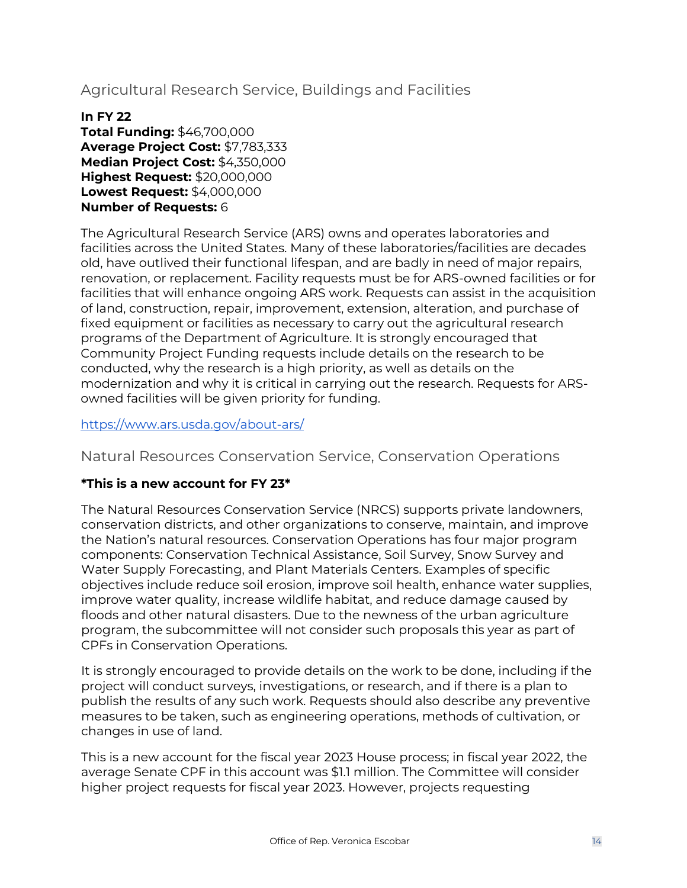## Agricultural Research Service, Buildings and Facilities

**In FY 22**
**Total Funding:** $46,700,000
**Average Project Cost:** $7,783,333
**Median Project Cost:** $4,350,000
**Highest Request:** $20,000,000
**Lowest Request:** $4,000,000
**Number of Requests:** 6

The Agricultural Research Service (ARS) owns and operates laboratories and facilities across the United States. Many of these laboratories/facilities are decades old, have outlived their functional lifespan, and are badly in need of major repairs, renovation, or replacement. Facility requests must be for ARS-owned facilities or for facilities that will enhance ongoing ARS work. Requests can assist in the acquisition of land, construction, repair, improvement, extension, alteration, and purchase of fixed equipment or facilities as necessary to carry out the agricultural research programs of the Department of Agriculture. It is strongly encouraged that Community Project Funding requests include details on the research to be conducted, why the research is a high priority, as well as details on the modernization and why it is critical in carrying out the research. Requests for ARS-owned facilities will be given priority for funding.

https://www.ars.usda.gov/about-ars/

## Natural Resources Conservation Service, Conservation Operations

***This is a new account for FY 23***

The Natural Resources Conservation Service (NRCS) supports private landowners, conservation districts, and other organizations to conserve, maintain, and improve the Nation's natural resources. Conservation Operations has four major program components: Conservation Technical Assistance, Soil Survey, Snow Survey and Water Supply Forecasting, and Plant Materials Centers. Examples of specific objectives include reduce soil erosion, improve soil health, enhance water supplies, improve water quality, increase wildlife habitat, and reduce damage caused by floods and other natural disasters. Due to the newness of the urban agriculture program, the subcommittee will not consider such proposals this year as part of CPFs in Conservation Operations.

It is strongly encouraged to provide details on the work to be done, including if the project will conduct surveys, investigations, or research, and if there is a plan to publish the results of any such work. Requests should also describe any preventive measures to be taken, such as engineering operations, methods of cultivation, or changes in use of land.

This is a new account for the fiscal year 2023 House process; in fiscal year 2022, the average Senate CPF in this account was $1.1 million. The Committee will consider higher project requests for fiscal year 2023. However, projects requesting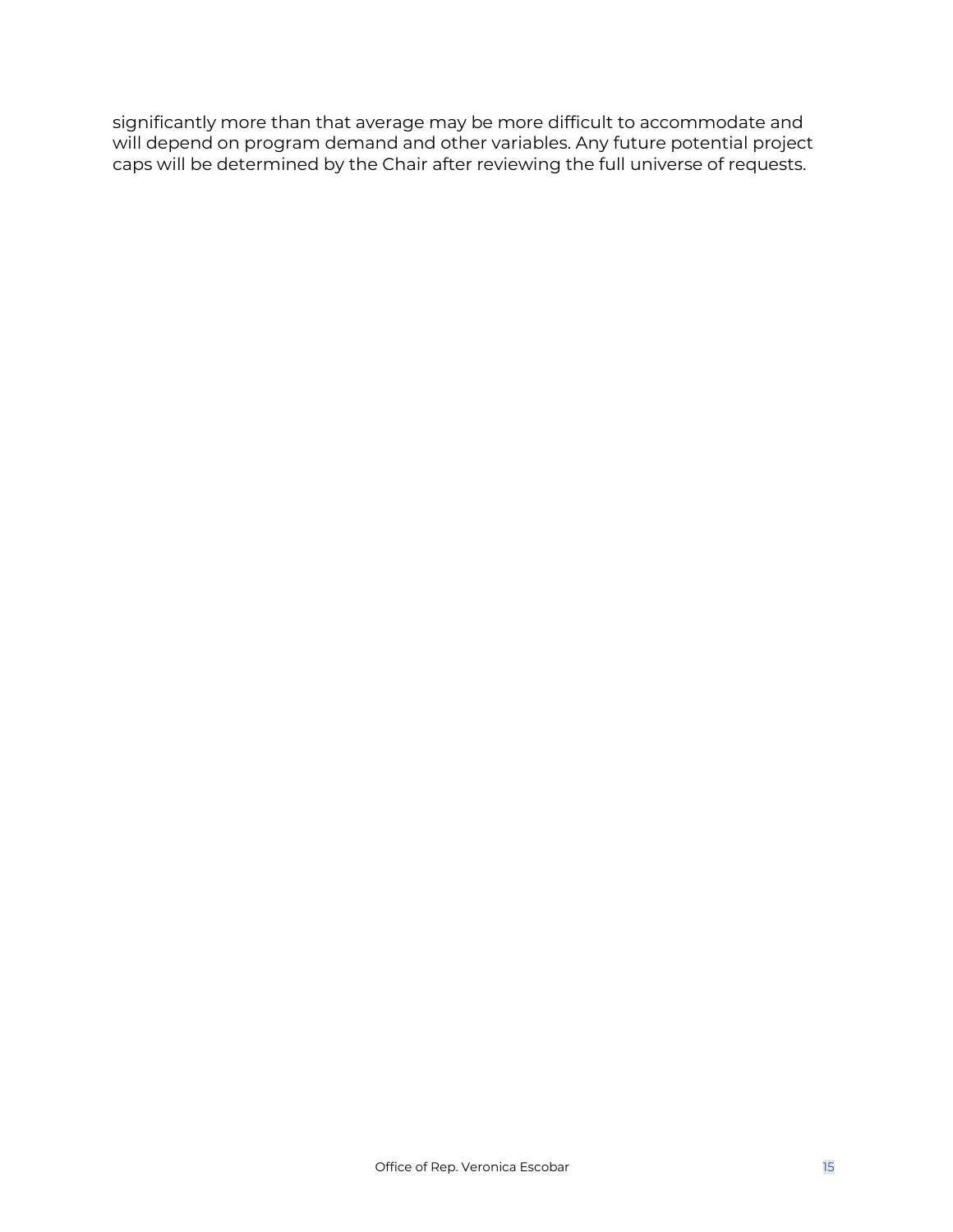significantly more than that average may be more difficult to accommodate and will depend on program demand and other variables. Any future potential project caps will be determined by the Chair after reviewing the full universe of requests.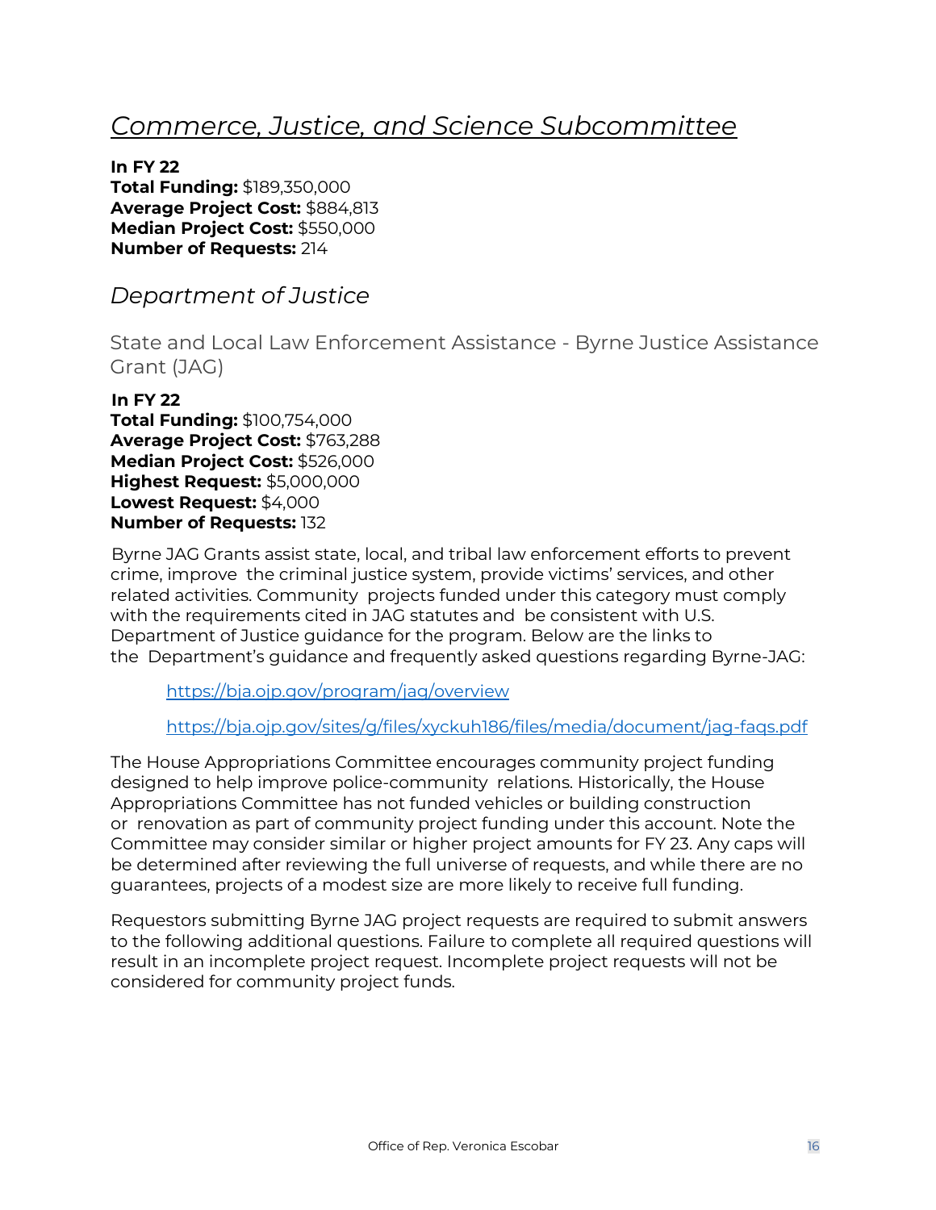## *Commerce, Justice, and Science Subcommittee*

**In FY 22**
**Total Funding:** $189,350,000
**Average Project Cost:** $884,813
**Median Project Cost:** $550,000
**Number of Requests:** 214

### *Department of Justice*

#### State and Local Law Enforcement Assistance - Byrne Justice Assistance Grant (JAG)

**In FY 22**
**Total Funding:** $100,754,000
**Average Project Cost:** $763,288
**Median Project Cost:** $526,000
**Highest Request:** $5,000,000
**Lowest Request:** $4,000
**Number of Requests:** 132

Byrne JAG Grants assist state, local, and tribal law enforcement efforts to prevent crime, improve the criminal justice system, provide victims' services, and other related activities. Community projects funded under this category must comply with the requirements cited in JAG statutes and be consistent with U.S. Department of Justice guidance for the program. Below are the links to the Department's guidance and frequently asked questions regarding Byrne-JAG:

> [https://bja.ojp.gov/program/jag/overview](https://bja.ojp.gov/program/jag/overview)
>
> [https://bja.ojp.gov/sites/g/files/xyckuh186/files/media/document/jag-faqs.pdf](https://bja.ojp.gov/sites/g/files/xyckuh186/files/media/document/jag-faqs.pdf)

The House Appropriations Committee encourages community project funding designed to help improve police-community relations. Historically, the House Appropriations Committee has not funded vehicles or building construction or renovation as part of community project funding under this account. Note the Committee may consider similar or higher project amounts for FY 23. Any caps will be determined after reviewing the full universe of requests, and while there are no guarantees, projects of a modest size are more likely to receive full funding.

Requestors submitting Byrne JAG project requests are required to submit answers to the following additional questions. Failure to complete all required questions will result in an incomplete project request. Incomplete project requests will not be considered for community project funds.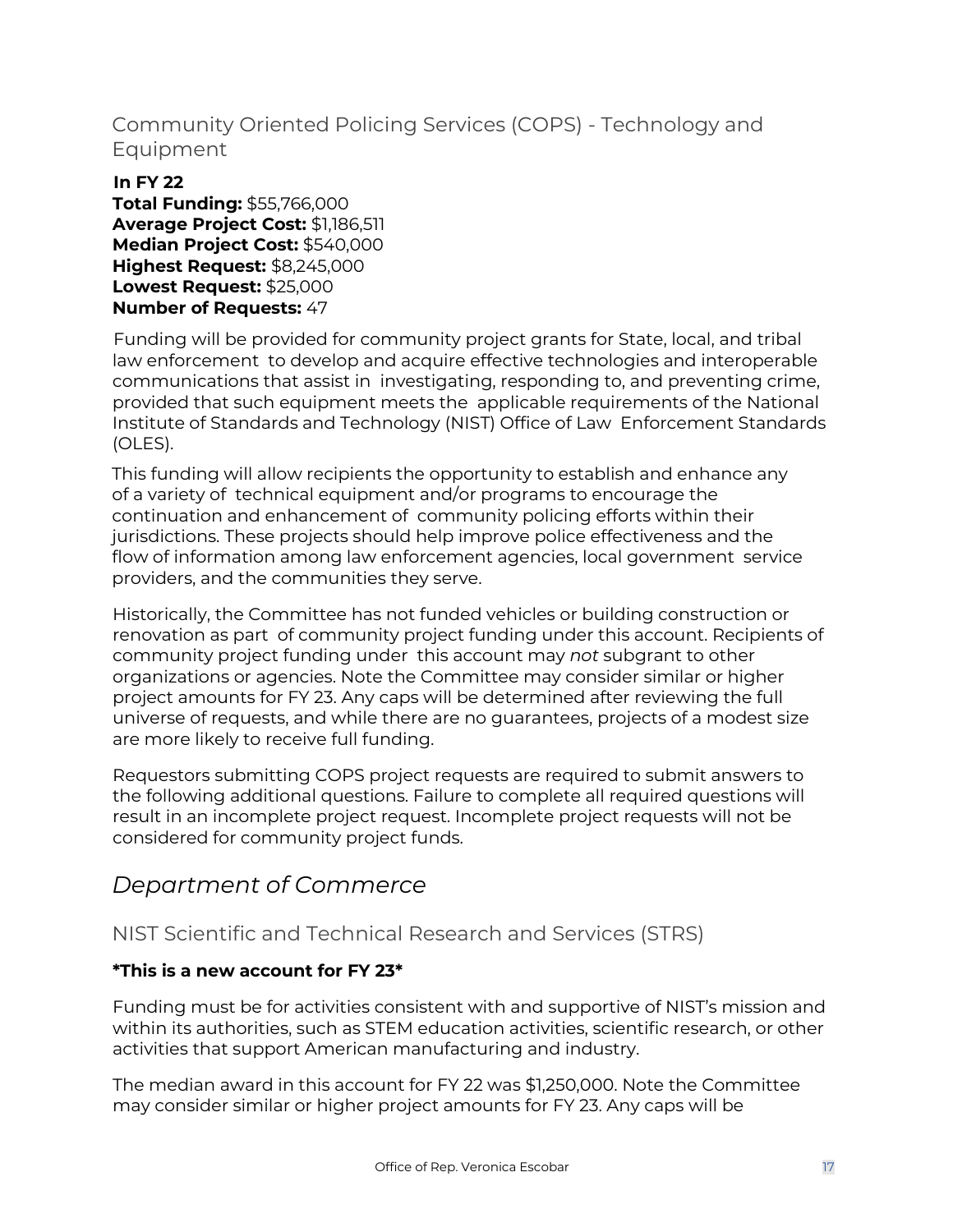## Community Oriented Policing Services (COPS) - Technology and Equipment

**In FY 22**
**Total Funding:** $55,766,000
**Average Project Cost:** $1,186,511
**Median Project Cost:** $540,000
**Highest Request:** $8,245,000
**Lowest Request:** $25,000
**Number of Requests:** 47

Funding will be provided for community project grants for State, local, and tribal law enforcement to develop and acquire effective technologies and interoperable communications that assist in investigating, responding to, and preventing crime, provided that such equipment meets the applicable requirements of the National Institute of Standards and Technology (NIST) Office of Law Enforcement Standards (OLES).

This funding will allow recipients the opportunity to establish and enhance any of a variety of technical equipment and/or programs to encourage the continuation and enhancement of community policing efforts within their jurisdictions. These projects should help improve police effectiveness and the flow of information among law enforcement agencies, local government service providers, and the communities they serve.

Historically, the Committee has not funded vehicles or building construction or renovation as part of community project funding under this account. Recipients of community project funding under this account may *not* subgrant to other organizations or agencies. Note the Committee may consider similar or higher project amounts for FY 23. Any caps will be determined after reviewing the full universe of requests, and while there are no guarantees, projects of a modest size are more likely to receive full funding.

Requestors submitting COPS project requests are required to submit answers to the following additional questions. Failure to complete all required questions will result in an incomplete project request. Incomplete project requests will not be considered for community project funds.

# *Department of Commerce*

## NIST Scientific and Technical Research and Services (STRS)

**\*This is a new account for FY 23\***

Funding must be for activities consistent with and supportive of NIST's mission and within its authorities, such as STEM education activities, scientific research, or other activities that support American manufacturing and industry.

The median award in this account for FY 22 was $1,250,000. Note the Committee may consider similar or higher project amounts for FY 23. Any caps will be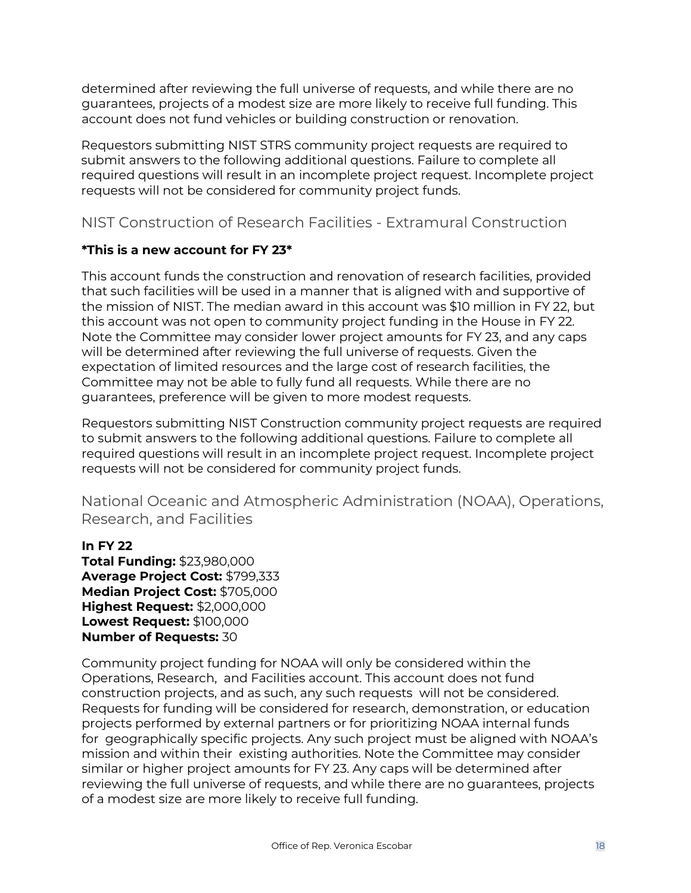determined after reviewing the full universe of requests, and while there are no guarantees, projects of a modest size are more likely to receive full funding. This account does not fund vehicles or building construction or renovation.

Requestors submitting NIST STRS community project requests are required to submit answers to the following additional questions. Failure to complete all required questions will result in an incomplete project request. Incomplete project requests will not be considered for community project funds.

### NIST Construction of Research Facilities - Extramural Construction

**\*This is a new account for FY 23\***

This account funds the construction and renovation of research facilities, provided that such facilities will be used in a manner that is aligned with and supportive of the mission of NIST. The median award in this account was $10 million in FY 22, but this account was not open to community project funding in the House in FY 22. Note the Committee may consider lower project amounts for FY 23, and any caps will be determined after reviewing the full universe of requests. Given the expectation of limited resources and the large cost of research facilities, the Committee may not be able to fully fund all requests. While there are no guarantees, preference will be given to more modest requests.

Requestors submitting NIST Construction community project requests are required to submit answers to the following additional questions. Failure to complete all required questions will result in an incomplete project request. Incomplete project requests will not be considered for community project funds.

### National Oceanic and Atmospheric Administration (NOAA), Operations, Research, and Facilities

**In FY 22**
**Total Funding:** $23,980,000
**Average Project Cost:** $799,333
**Median Project Cost:** $705,000
**Highest Request:** $2,000,000
**Lowest Request:** $100,000
**Number of Requests:** 30

Community project funding for NOAA will only be considered within the Operations, Research, and Facilities account. This account does not fund construction projects, and as such, any such requests will not be considered. Requests for funding will be considered for research, demonstration, or education projects performed by external partners or for prioritizing NOAA internal funds for geographically specific projects. Any such project must be aligned with NOAA's mission and within their existing authorities. Note the Committee may consider similar or higher project amounts for FY 23. Any caps will be determined after reviewing the full universe of requests, and while there are no guarantees, projects of a modest size are more likely to receive full funding.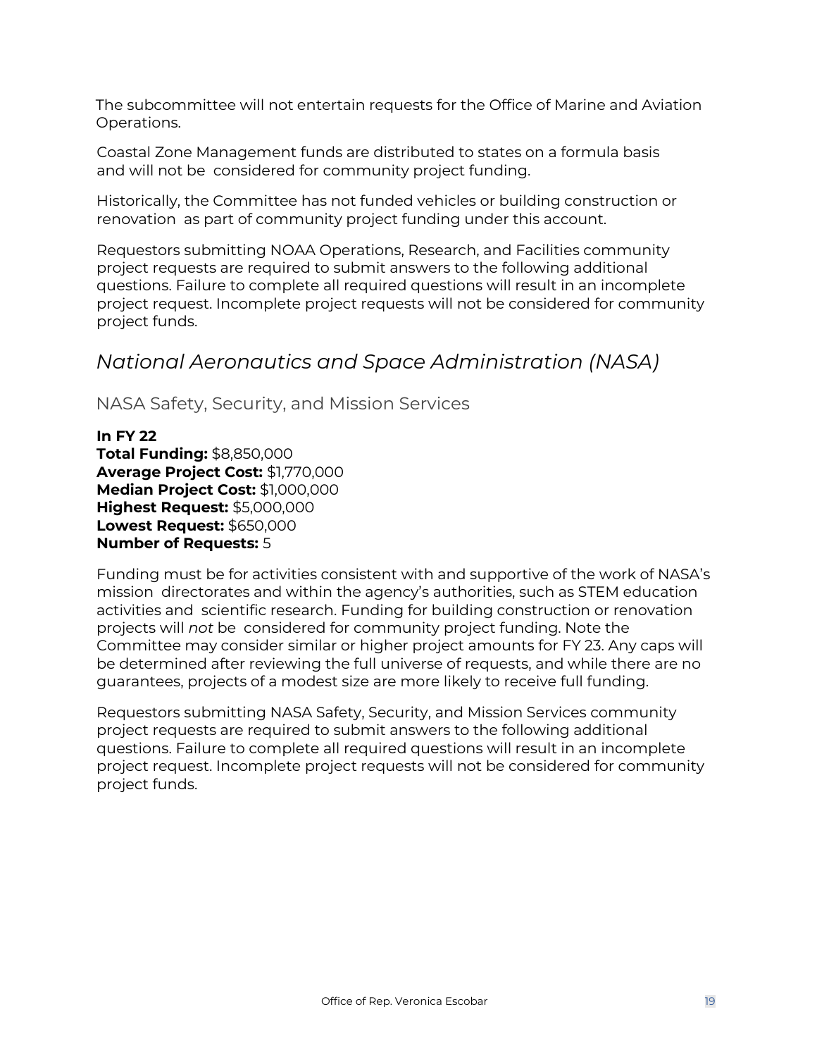The subcommittee will not entertain requests for the Office of Marine and Aviation Operations.

Coastal Zone Management funds are distributed to states on a formula basis and will not be considered for community project funding.

Historically, the Committee has not funded vehicles or building construction or renovation as part of community project funding under this account.

Requestors submitting NOAA Operations, Research, and Facilities community project requests are required to submit answers to the following additional questions. Failure to complete all required questions will result in an incomplete project request. Incomplete project requests will not be considered for community project funds.

## *National Aeronautics and Space Administration (NASA)*

### NASA Safety, Security, and Mission Services

**In FY 22**
**Total Funding:** $8,850,000
**Average Project Cost:** $1,770,000
**Median Project Cost:** $1,000,000
**Highest Request:** $5,000,000
**Lowest Request:** $650,000
**Number of Requests:** 5

Funding must be for activities consistent with and supportive of the work of NASA's mission directorates and within the agency's authorities, such as STEM education activities and scientific research. Funding for building construction or renovation projects will *not* be considered for community project funding. Note the Committee may consider similar or higher project amounts for FY 23. Any caps will be determined after reviewing the full universe of requests, and while there are no guarantees, projects of a modest size are more likely to receive full funding.

Requestors submitting NASA Safety, Security, and Mission Services community project requests are required to submit answers to the following additional questions. Failure to complete all required questions will result in an incomplete project request. Incomplete project requests will not be considered for community project funds.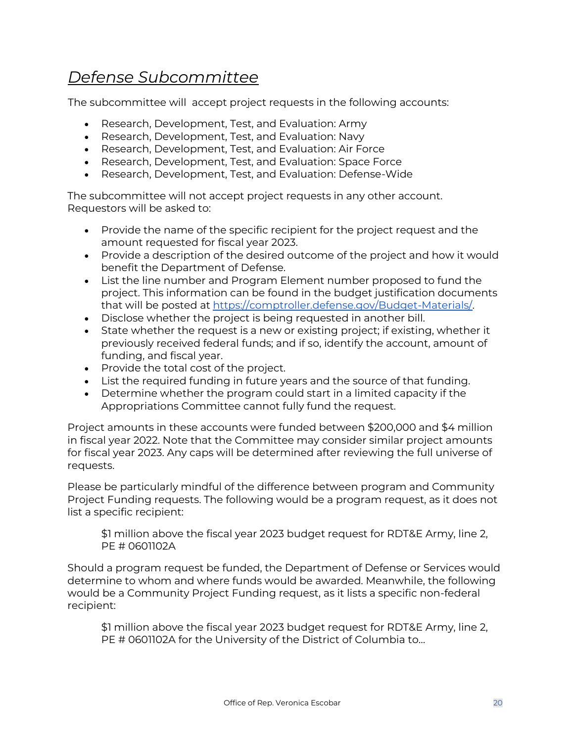## *Defense Subcommittee*

The subcommittee will accept project requests in the following accounts:

- Research, Development, Test, and Evaluation: Army
- Research, Development, Test, and Evaluation: Navy
- Research, Development, Test, and Evaluation: Air Force
- Research, Development, Test, and Evaluation: Space Force
- Research, Development, Test, and Evaluation: Defense-Wide

The subcommittee will not accept project requests in any other account. Requestors will be asked to:

- Provide the name of the specific recipient for the project request and the amount requested for fiscal year 2023.
- Provide a description of the desired outcome of the project and how it would benefit the Department of Defense.
- List the line number and Program Element number proposed to fund the project. This information can be found in the budget justification documents that will be posted at [https://comptroller.defense.gov/Budget-Materials/](https://comptroller.defense.gov/Budget-Materials/).
- Disclose whether the project is being requested in another bill.
- State whether the request is a new or existing project; if existing, whether it previously received federal funds; and if so, identify the account, amount of funding, and fiscal year.
- Provide the total cost of the project.
- List the required funding in future years and the source of that funding.
- Determine whether the program could start in a limited capacity if the Appropriations Committee cannot fully fund the request.

Project amounts in these accounts were funded between $200,000 and $4 million in fiscal year 2022. Note that the Committee may consider similar project amounts for fiscal year 2023. Any caps will be determined after reviewing the full universe of requests.

Please be particularly mindful of the difference between program and Community Project Funding requests. The following would be a program request, as it does not list a specific recipient:

> $1 million above the fiscal year 2023 budget request for RDT&E Army, line 2, PE # 0601102A

Should a program request be funded, the Department of Defense or Services would determine to whom and where funds would be awarded. Meanwhile, the following would be a Community Project Funding request, as it lists a specific non-federal recipient:

> $1 million above the fiscal year 2023 budget request for RDT&E Army, line 2, PE # 0601102A for the University of the District of Columbia to…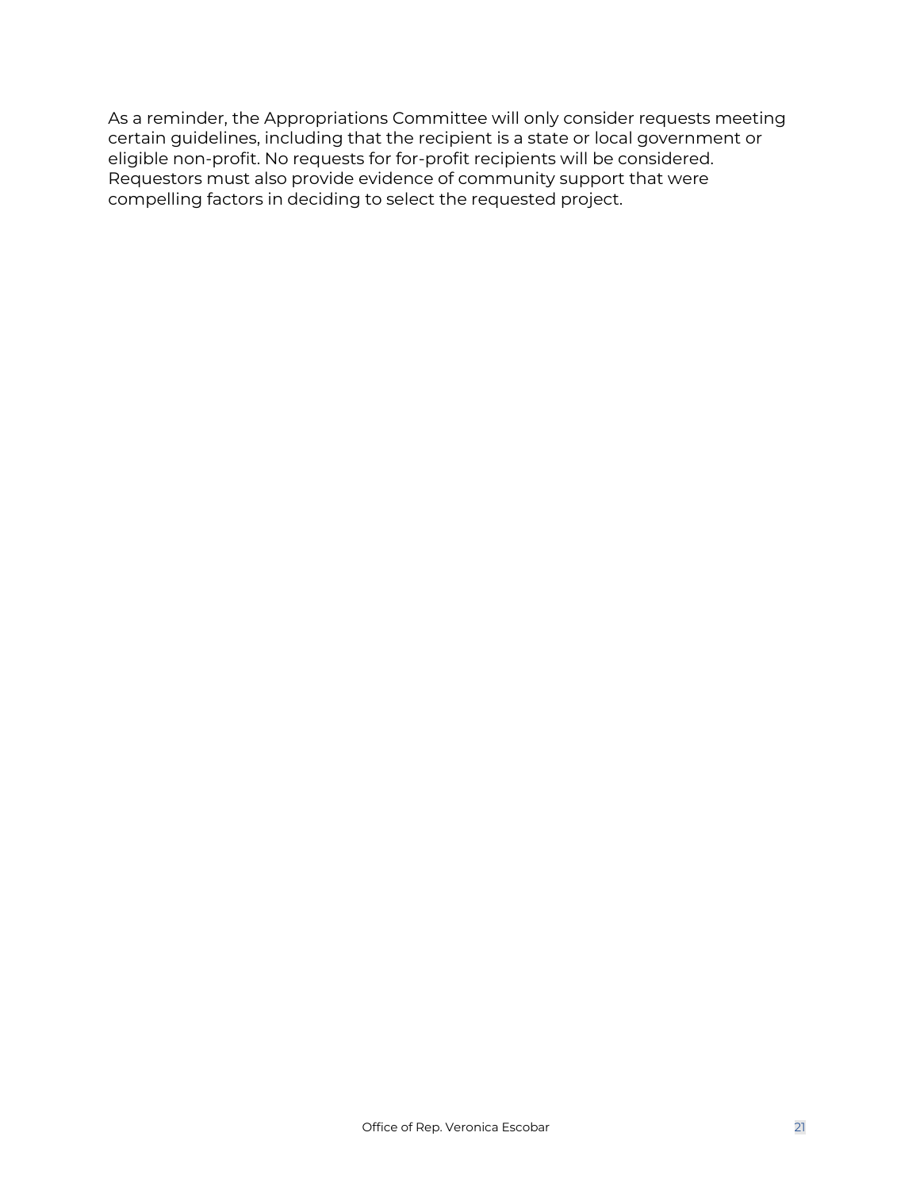As a reminder, the Appropriations Committee will only consider requests meeting certain guidelines, including that the recipient is a state or local government or eligible non-profit. No requests for for-profit recipients will be considered. Requestors must also provide evidence of community support that were compelling factors in deciding to select the requested project.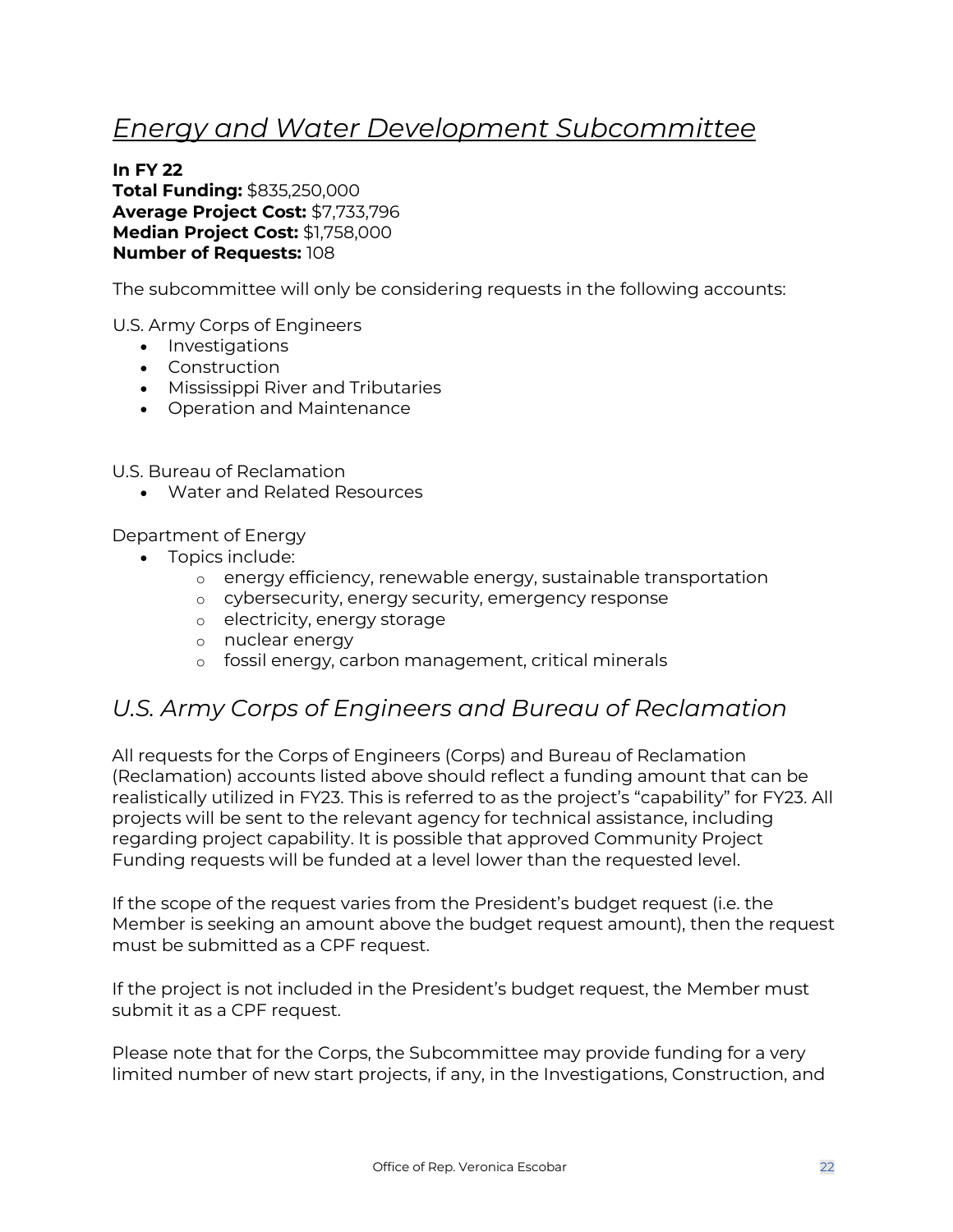## *Energy and Water Development Subcommittee*

**In FY 22**
**Total Funding:** $835,250,000
**Average Project Cost:** $7,733,796
**Median Project Cost:** $1,758,000
**Number of Requests:** 108

The subcommittee will only be considering requests in the following accounts:

U.S. Army Corps of Engineers

- Investigations
- Construction
- Mississippi River and Tributaries
- Operation and Maintenance

U.S. Bureau of Reclamation

- Water and Related Resources

Department of Energy

- Topics include:
  - energy efficiency, renewable energy, sustainable transportation
  - cybersecurity, energy security, emergency response
  - electricity, energy storage
  - nuclear energy
  - fossil energy, carbon management, critical minerals

## *U.S. Army Corps of Engineers and Bureau of Reclamation*

All requests for the Corps of Engineers (Corps) and Bureau of Reclamation (Reclamation) accounts listed above should reflect a funding amount that can be realistically utilized in FY23. This is referred to as the project's "capability" for FY23. All projects will be sent to the relevant agency for technical assistance, including regarding project capability. It is possible that approved Community Project Funding requests will be funded at a level lower than the requested level.

If the scope of the request varies from the President's budget request (i.e. the Member is seeking an amount above the budget request amount), then the request must be submitted as a CPF request.

If the project is not included in the President's budget request, the Member must submit it as a CPF request.

Please note that for the Corps, the Subcommittee may provide funding for a very limited number of new start projects, if any, in the Investigations, Construction, and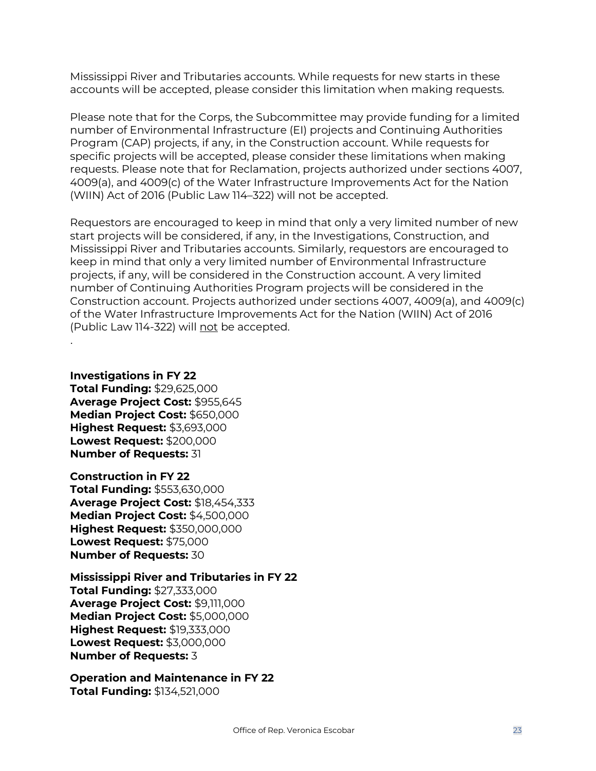Mississippi River and Tributaries accounts. While requests for new starts in these accounts will be accepted, please consider this limitation when making requests.

Please note that for the Corps, the Subcommittee may provide funding for a limited number of Environmental Infrastructure (EI) projects and Continuing Authorities Program (CAP) projects, if any, in the Construction account. While requests for specific projects will be accepted, please consider these limitations when making requests. Please note that for Reclamation, projects authorized under sections 4007, 4009(a), and 4009(c) of the Water Infrastructure Improvements Act for the Nation (WIIN) Act of 2016 (Public Law 114–322) will not be accepted.

Requestors are encouraged to keep in mind that only a very limited number of new start projects will be considered, if any, in the Investigations, Construction, and Mississippi River and Tributaries accounts. Similarly, requestors are encouraged to keep in mind that only a very limited number of Environmental Infrastructure projects, if any, will be considered in the Construction account. A very limited number of Continuing Authorities Program projects will be considered in the Construction account. Projects authorized under sections 4007, 4009(a), and 4009(c) of the Water Infrastructure Improvements Act for the Nation (WIIN) Act of 2016 (Public Law 114-322) will <u>not</u> be accepted.

.

**Investigations in FY 22**
**Total Funding:** $29,625,000
**Average Project Cost:** $955,645
**Median Project Cost:** $650,000
**Highest Request:** $3,693,000
**Lowest Request:** $200,000
**Number of Requests:** 31

**Construction in FY 22**
**Total Funding:** $553,630,000
**Average Project Cost:** $18,454,333
**Median Project Cost:** $4,500,000
**Highest Request:** $350,000,000
**Lowest Request:** $75,000
**Number of Requests:** 30

**Mississippi River and Tributaries in FY 22**
**Total Funding:** $27,333,000
**Average Project Cost:** $9,111,000
**Median Project Cost:** $5,000,000
**Highest Request:** $19,333,000
**Lowest Request:** $3,000,000
**Number of Requests:** 3

**Operation and Maintenance in FY 22**
**Total Funding:** $134,521,000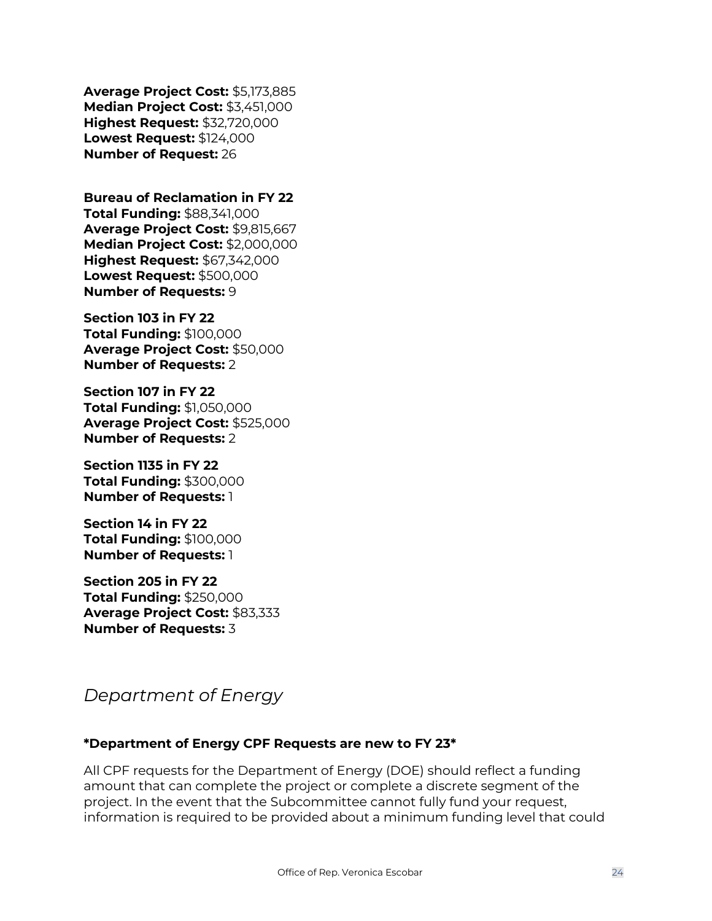**Average Project Cost:** $5,173,885
**Median Project Cost:** $3,451,000
**Highest Request:** $32,720,000
**Lowest Request:** $124,000
**Number of Request:** 26

**Bureau of Reclamation in FY 22**
**Total Funding:** $88,341,000
**Average Project Cost:** $9,815,667
**Median Project Cost:** $2,000,000
**Highest Request:** $67,342,000
**Lowest Request:** $500,000
**Number of Requests:** 9

**Section 103 in FY 22**
**Total Funding:** $100,000
**Average Project Cost:** $50,000
**Number of Requests:** 2

**Section 107 in FY 22**
**Total Funding:** $1,050,000
**Average Project Cost:** $525,000
**Number of Requests:** 2

**Section 1135 in FY 22**
**Total Funding:** $300,000
**Number of Requests:** 1

**Section 14 in FY 22**
**Total Funding:** $100,000
**Number of Requests:** 1

**Section 205 in FY 22**
**Total Funding:** $250,000
**Average Project Cost:** $83,333
**Number of Requests:** 3

## *Department of Energy*

**\*Department of Energy CPF Requests are new to FY 23\***

All CPF requests for the Department of Energy (DOE) should reflect a funding amount that can complete the project or complete a discrete segment of the project. In the event that the Subcommittee cannot fully fund your request, information is required to be provided about a minimum funding level that could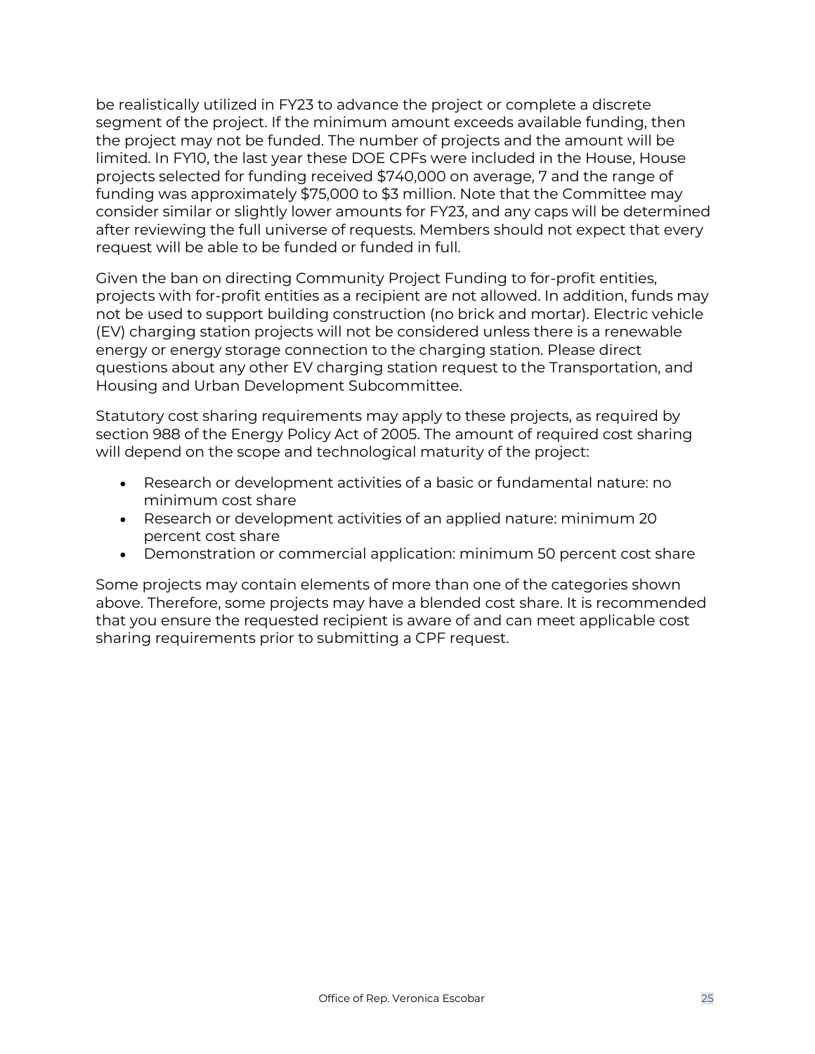be realistically utilized in FY23 to advance the project or complete a discrete segment of the project. If the minimum amount exceeds available funding, then the project may not be funded. The number of projects and the amount will be limited. In FY10, the last year these DOE CPFs were included in the House, House projects selected for funding received $740,000 on average, 7 and the range of funding was approximately $75,000 to $3 million. Note that the Committee may consider similar or slightly lower amounts for FY23, and any caps will be determined after reviewing the full universe of requests. Members should not expect that every request will be able to be funded or funded in full.

Given the ban on directing Community Project Funding to for-profit entities, projects with for-profit entities as a recipient are not allowed. In addition, funds may not be used to support building construction (no brick and mortar). Electric vehicle (EV) charging station projects will not be considered unless there is a renewable energy or energy storage connection to the charging station. Please direct questions about any other EV charging station request to the Transportation, and Housing and Urban Development Subcommittee.

Statutory cost sharing requirements may apply to these projects, as required by section 988 of the Energy Policy Act of 2005. The amount of required cost sharing will depend on the scope and technological maturity of the project:

- Research or development activities of a basic or fundamental nature: no minimum cost share
- Research or development activities of an applied nature: minimum 20 percent cost share
- Demonstration or commercial application: minimum 50 percent cost share

Some projects may contain elements of more than one of the categories shown above. Therefore, some projects may have a blended cost share. It is recommended that you ensure the requested recipient is aware of and can meet applicable cost sharing requirements prior to submitting a CPF request.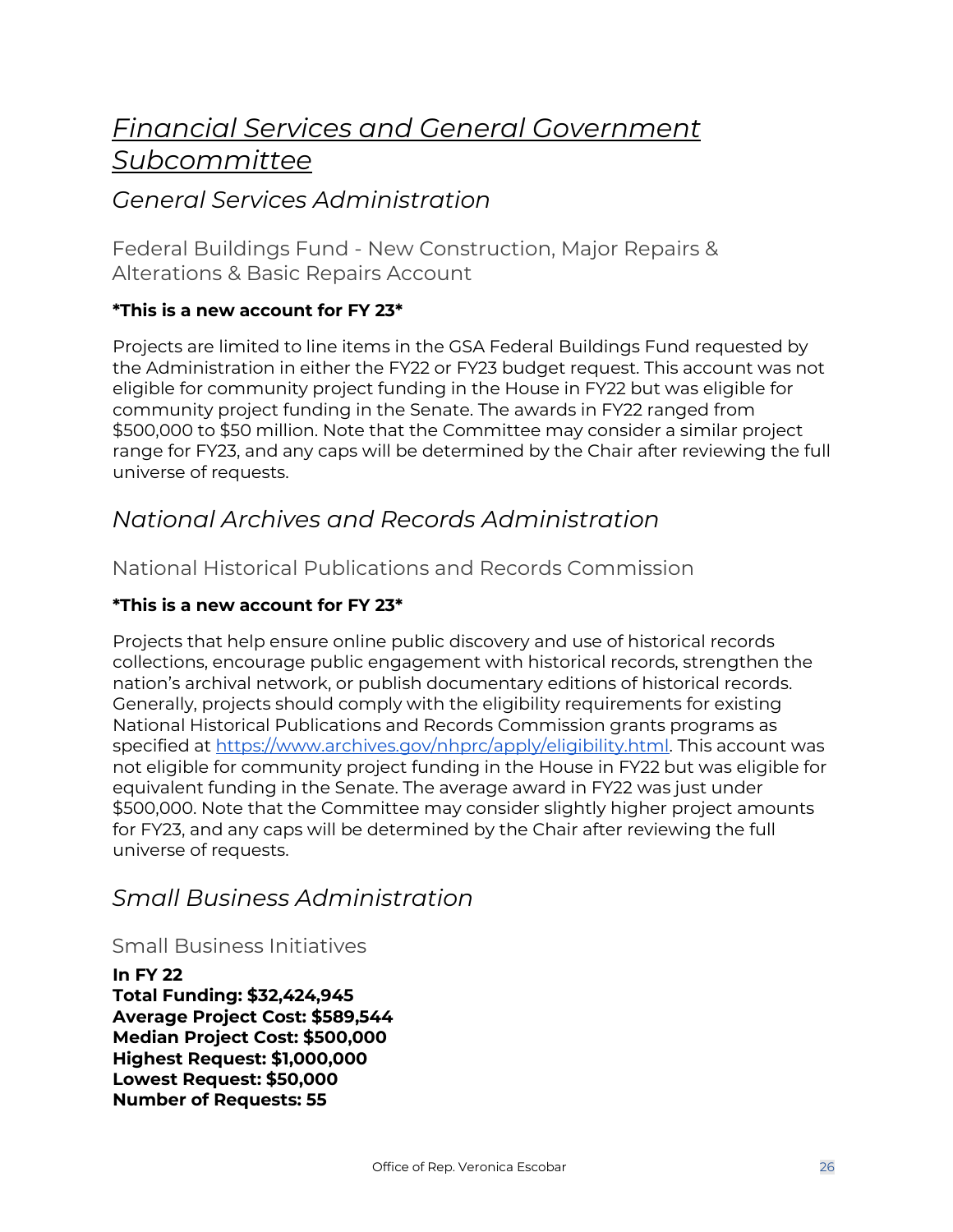# *Financial Services and General Government Subcommittee*

## *General Services Administration*

### Federal Buildings Fund - New Construction, Major Repairs & Alterations & Basic Repairs Account

**\*This is a new account for FY 23\***

Projects are limited to line items in the GSA Federal Buildings Fund requested by the Administration in either the FY22 or FY23 budget request. This account was not eligible for community project funding in the House in FY22 but was eligible for community project funding in the Senate. The awards in FY22 ranged from $500,000 to $50 million. Note that the Committee may consider a similar project range for FY23, and any caps will be determined by the Chair after reviewing the full universe of requests.

## *National Archives and Records Administration*

### National Historical Publications and Records Commission

**\*This is a new account for FY 23\***

Projects that help ensure online public discovery and use of historical records collections, encourage public engagement with historical records, strengthen the nation's archival network, or publish documentary editions of historical records. Generally, projects should comply with the eligibility requirements for existing National Historical Publications and Records Commission grants programs as specified at [https://www.archives.gov/nhprc/apply/eligibility.html](https://www.archives.gov/nhprc/apply/eligibility.html). This account was not eligible for community project funding in the House in FY22 but was eligible for equivalent funding in the Senate. The average award in FY22 was just under $500,000. Note that the Committee may consider slightly higher project amounts for FY23, and any caps will be determined by the Chair after reviewing the full universe of requests.

## *Small Business Administration*

### Small Business Initiatives

**In FY 22**
**Total Funding: $32,424,945**
**Average Project Cost: $589,544**
**Median Project Cost: $500,000**
**Highest Request: $1,000,000**
**Lowest Request: $50,000**
**Number of Requests: 55**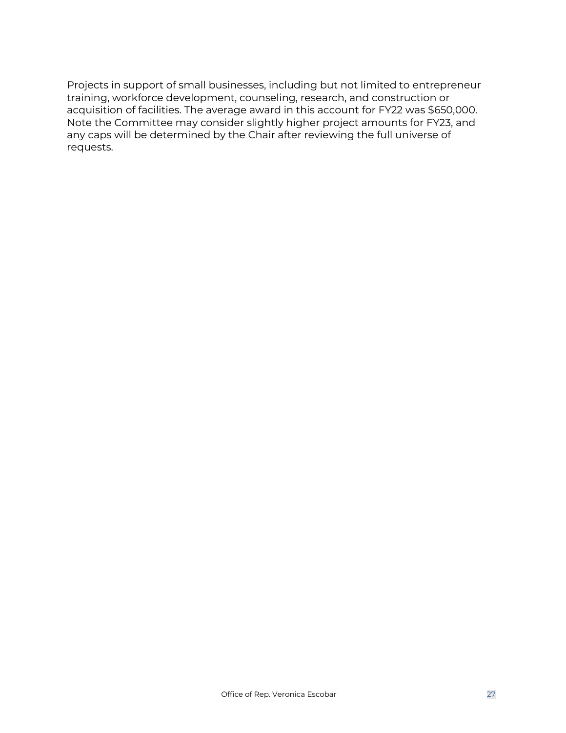Projects in support of small businesses, including but not limited to entrepreneur training, workforce development, counseling, research, and construction or acquisition of facilities. The average award in this account for FY22 was $650,000. Note the Committee may consider slightly higher project amounts for FY23, and any caps will be determined by the Chair after reviewing the full universe of requests.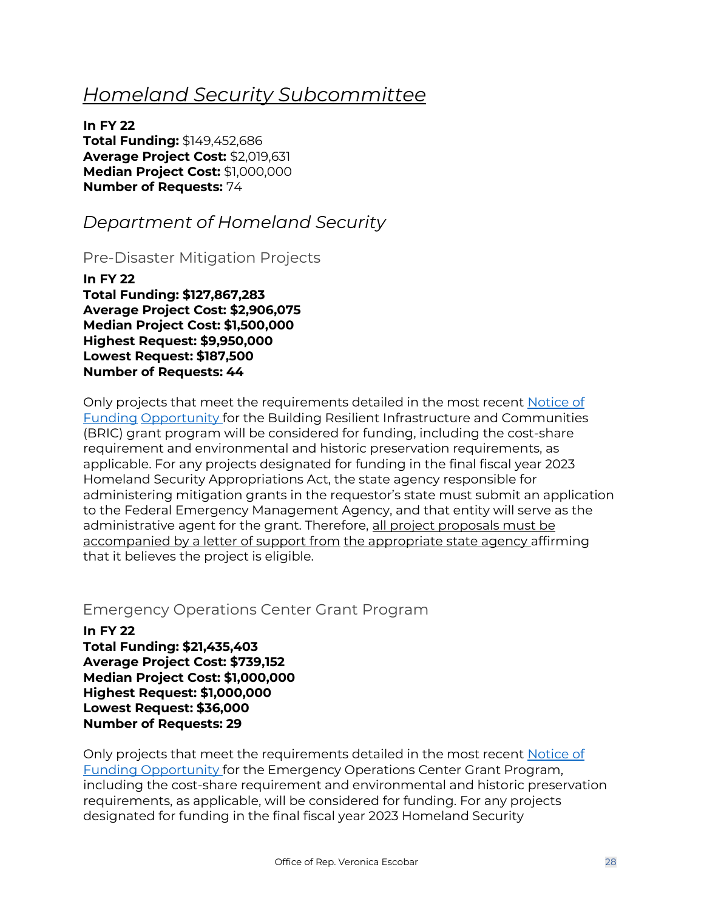# *Homeland Security Subcommittee*

**In FY 22**
**Total Funding:** $149,452,686
**Average Project Cost:** $2,019,631
**Median Project Cost:** $1,000,000
**Number of Requests:** 74

## *Department of Homeland Security*

### Pre-Disaster Mitigation Projects

**In FY 22**
**Total Funding: $127,867,283**
**Average Project Cost: $2,906,075**
**Median Project Cost: $1,500,000**
**Highest Request: $9,950,000**
**Lowest Request: $187,500**
**Number of Requests: 44**

Only projects that meet the requirements detailed in the most recent Notice of Funding Opportunity for the Building Resilient Infrastructure and Communities (BRIC) grant program will be considered for funding, including the cost-share requirement and environmental and historic preservation requirements, as applicable. For any projects designated for funding in the final fiscal year 2023 Homeland Security Appropriations Act, the state agency responsible for administering mitigation grants in the requestor's state must submit an application to the Federal Emergency Management Agency, and that entity will serve as the administrative agent for the grant. Therefore, all project proposals must be accompanied by a letter of support from the appropriate state agency affirming that it believes the project is eligible.

### Emergency Operations Center Grant Program

**In FY 22**
**Total Funding: $21,435,403**
**Average Project Cost: $739,152**
**Median Project Cost: $1,000,000**
**Highest Request: $1,000,000**
**Lowest Request: $36,000**
**Number of Requests: 29**

Only projects that meet the requirements detailed in the most recent Notice of Funding Opportunity for the Emergency Operations Center Grant Program, including the cost-share requirement and environmental and historic preservation requirements, as applicable, will be considered for funding. For any projects designated for funding in the final fiscal year 2023 Homeland Security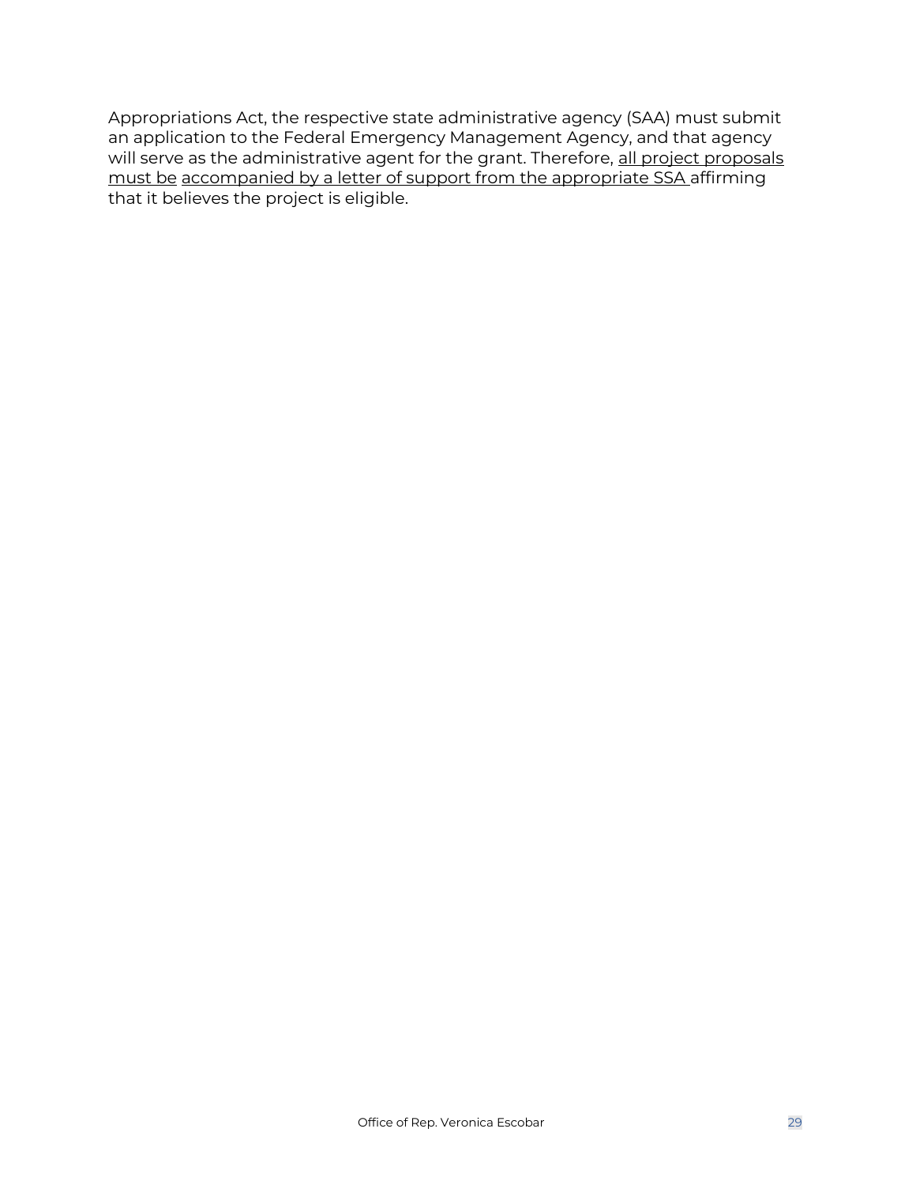Appropriations Act, the respective state administrative agency (SAA) must submit an application to the Federal Emergency Management Agency, and that agency will serve as the administrative agent for the grant. Therefore, <u>all project proposals must be</u> <u>accompanied by a letter of support from the appropriate SSA</u> affirming that it believes the project is eligible.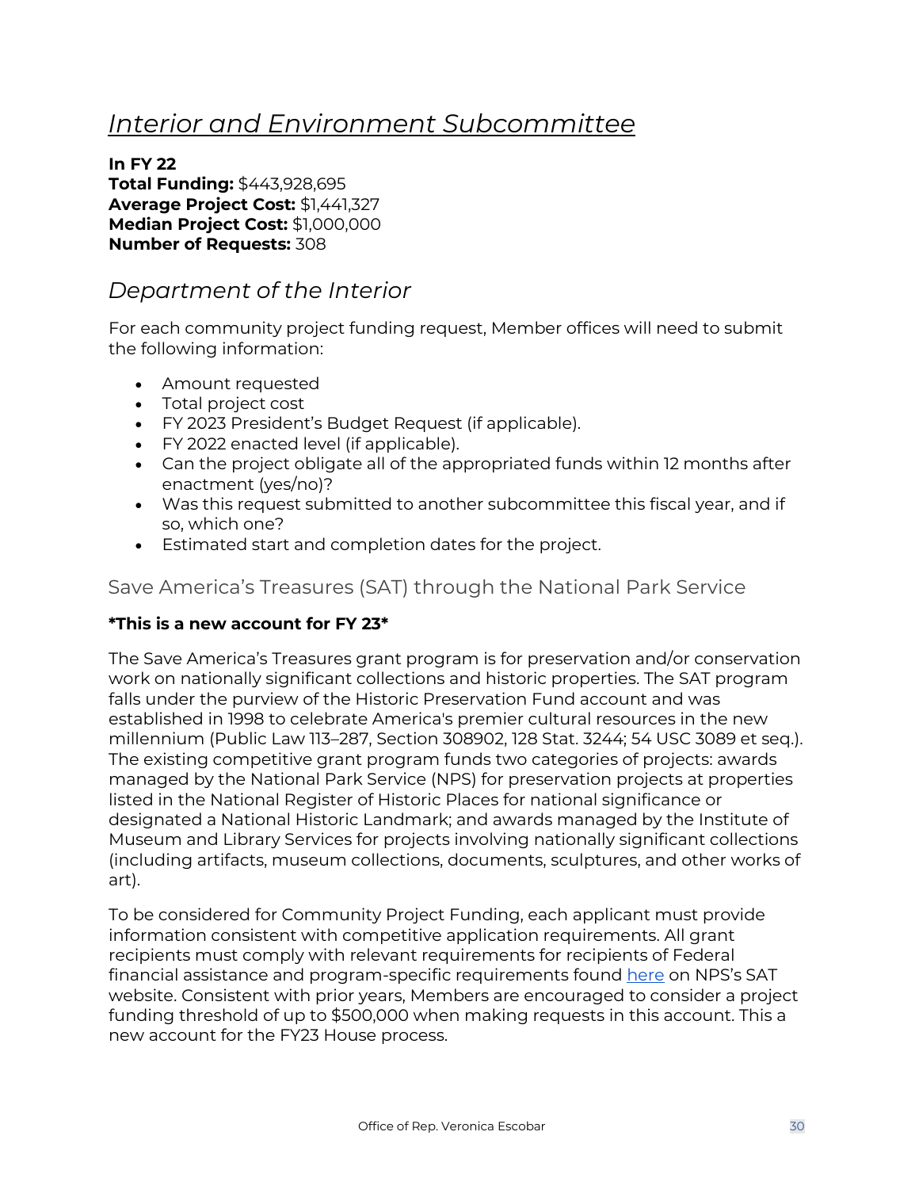# *Interior and Environment Subcommittee*

**In FY 22**
**Total Funding:** $443,928,695
**Average Project Cost:** $1,441,327
**Median Project Cost:** $1,000,000
**Number of Requests:** 308

## *Department of the Interior*

For each community project funding request, Member offices will need to submit the following information:

- Amount requested
- Total project cost
- FY 2023 President's Budget Request (if applicable).
- FY 2022 enacted level (if applicable).
- Can the project obligate all of the appropriated funds within 12 months after enactment (yes/no)?
- Was this request submitted to another subcommittee this fiscal year, and if so, which one?
- Estimated start and completion dates for the project.

### Save America's Treasures (SAT) through the National Park Service

**\*This is a new account for FY 23\***

The Save America's Treasures grant program is for preservation and/or conservation work on nationally significant collections and historic properties. The SAT program falls under the purview of the Historic Preservation Fund account and was established in 1998 to celebrate America's premier cultural resources in the new millennium (Public Law 113–287, Section 308902, 128 Stat. 3244; 54 USC 3089 et seq.). The existing competitive grant program funds two categories of projects: awards managed by the National Park Service (NPS) for preservation projects at properties listed in the National Register of Historic Places for national significance or designated a National Historic Landmark; and awards managed by the Institute of Museum and Library Services for projects involving nationally significant collections (including artifacts, museum collections, documents, sculptures, and other works of art).

To be considered for Community Project Funding, each applicant must provide information consistent with competitive application requirements. All grant recipients must comply with relevant requirements for recipients of Federal financial assistance and program-specific requirements found here on NPS's SAT website. Consistent with prior years, Members are encouraged to consider a project funding threshold of up to $500,000 when making requests in this account. This a new account for the FY23 House process.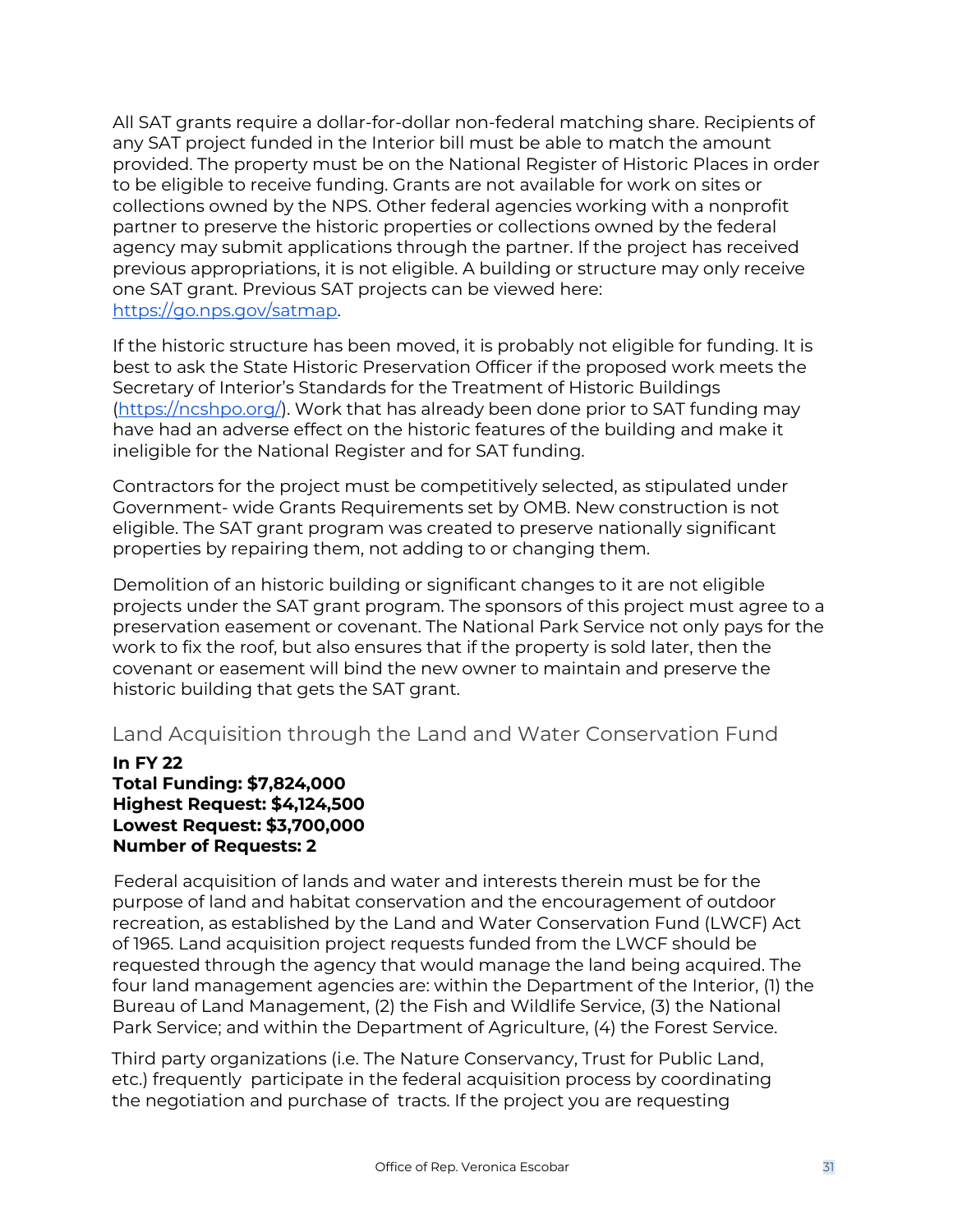All SAT grants require a dollar-for-dollar non-federal matching share. Recipients of any SAT project funded in the Interior bill must be able to match the amount provided. The property must be on the National Register of Historic Places in order to be eligible to receive funding. Grants are not available for work on sites or collections owned by the NPS. Other federal agencies working with a nonprofit partner to preserve the historic properties or collections owned by the federal agency may submit applications through the partner. If the project has received previous appropriations, it is not eligible. A building or structure may only receive one SAT grant. Previous SAT projects can be viewed here: [https://go.nps.gov/satmap](https://go.nps.gov/satmap).

If the historic structure has been moved, it is probably not eligible for funding. It is best to ask the State Historic Preservation Officer if the proposed work meets the Secretary of Interior's Standards for the Treatment of Historic Buildings ([https://ncshpo.org/](https://ncshpo.org/)). Work that has already been done prior to SAT funding may have had an adverse effect on the historic features of the building and make it ineligible for the National Register and for SAT funding.

Contractors for the project must be competitively selected, as stipulated under Government- wide Grants Requirements set by OMB. New construction is not eligible. The SAT grant program was created to preserve nationally significant properties by repairing them, not adding to or changing them.

Demolition of an historic building or significant changes to it are not eligible projects under the SAT grant program. The sponsors of this project must agree to a preservation easement or covenant. The National Park Service not only pays for the work to fix the roof, but also ensures that if the property is sold later, then the covenant or easement will bind the new owner to maintain and preserve the historic building that gets the SAT grant.

## Land Acquisition through the Land and Water Conservation Fund

**In FY 22**
**Total Funding: $7,824,000**
**Highest Request: $4,124,500**
**Lowest Request: $3,700,000**
**Number of Requests: 2**

Federal acquisition of lands and water and interests therein must be for the purpose of land and habitat conservation and the encouragement of outdoor recreation, as established by the Land and Water Conservation Fund (LWCF) Act of 1965. Land acquisition project requests funded from the LWCF should be requested through the agency that would manage the land being acquired. The four land management agencies are: within the Department of the Interior, (1) the Bureau of Land Management, (2) the Fish and Wildlife Service, (3) the National Park Service; and within the Department of Agriculture, (4) the Forest Service.

Third party organizations (i.e. The Nature Conservancy, Trust for Public Land, etc.) frequently participate in the federal acquisition process by coordinating the negotiation and purchase of tracts. If the project you are requesting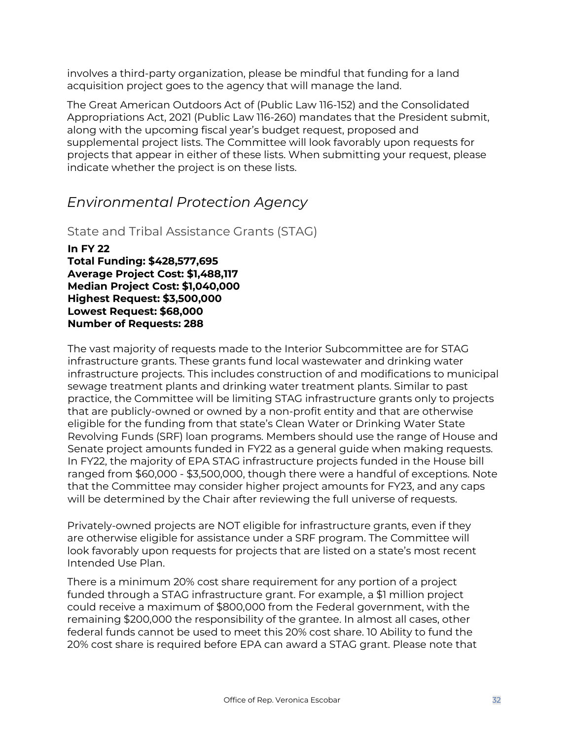involves a third-party organization, please be mindful that funding for a land acquisition project goes to the agency that will manage the land.

The Great American Outdoors Act of (Public Law 116-152) and the Consolidated Appropriations Act, 2021 (Public Law 116-260) mandates that the President submit, along with the upcoming fiscal year's budget request, proposed and supplemental project lists. The Committee will look favorably upon requests for projects that appear in either of these lists. When submitting your request, please indicate whether the project is on these lists.

## *Environmental Protection Agency*

### State and Tribal Assistance Grants (STAG)

**In FY 22**
**Total Funding: $428,577,695**
**Average Project Cost: $1,488,117**
**Median Project Cost: $1,040,000**
**Highest Request: $3,500,000**
**Lowest Request: $68,000**
**Number of Requests: 288**

The vast majority of requests made to the Interior Subcommittee are for STAG infrastructure grants. These grants fund local wastewater and drinking water infrastructure projects. This includes construction of and modifications to municipal sewage treatment plants and drinking water treatment plants. Similar to past practice, the Committee will be limiting STAG infrastructure grants only to projects that are publicly-owned or owned by a non-profit entity and that are otherwise eligible for the funding from that state's Clean Water or Drinking Water State Revolving Funds (SRF) loan programs. Members should use the range of House and Senate project amounts funded in FY22 as a general guide when making requests. In FY22, the majority of EPA STAG infrastructure projects funded in the House bill ranged from $60,000 - $3,500,000, though there were a handful of exceptions. Note that the Committee may consider higher project amounts for FY23, and any caps will be determined by the Chair after reviewing the full universe of requests.

Privately-owned projects are NOT eligible for infrastructure grants, even if they are otherwise eligible for assistance under a SRF program. The Committee will look favorably upon requests for projects that are listed on a state's most recent Intended Use Plan.

There is a minimum 20% cost share requirement for any portion of a project funded through a STAG infrastructure grant. For example, a $1 million project could receive a maximum of $800,000 from the Federal government, with the remaining $200,000 the responsibility of the grantee. In almost all cases, other federal funds cannot be used to meet this 20% cost share. 10 Ability to fund the 20% cost share is required before EPA can award a STAG grant. Please note that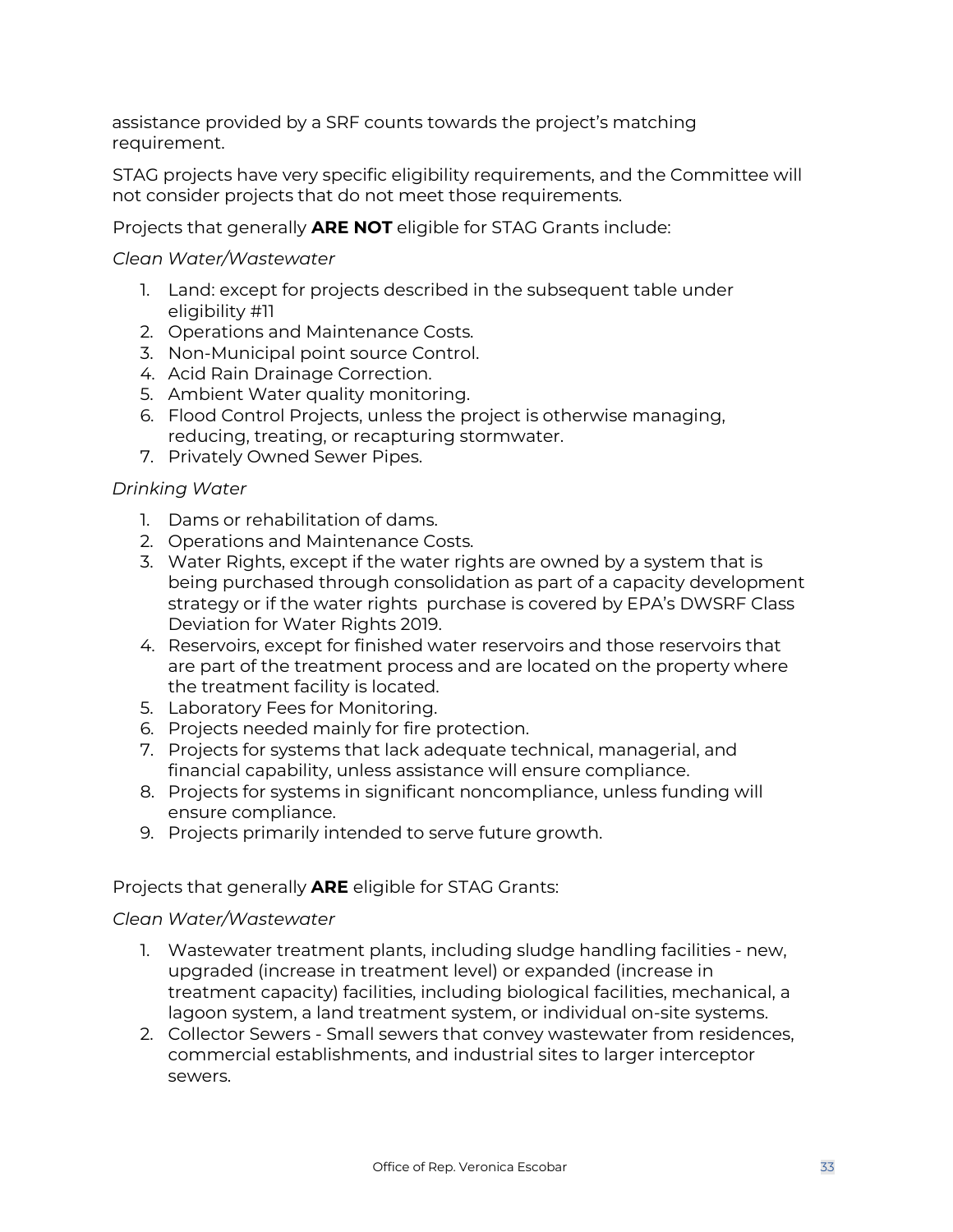assistance provided by a SRF counts towards the project's matching requirement.

STAG projects have very specific eligibility requirements, and the Committee will not consider projects that do not meet those requirements.

Projects that generally **ARE NOT** eligible for STAG Grants include:

*Clean Water/Wastewater*

1. Land: except for projects described in the subsequent table under eligibility #11
2. Operations and Maintenance Costs.
3. Non-Municipal point source Control.
4. Acid Rain Drainage Correction.
5. Ambient Water quality monitoring.
6. Flood Control Projects, unless the project is otherwise managing, reducing, treating, or recapturing stormwater.
7. Privately Owned Sewer Pipes.

*Drinking Water*

1. Dams or rehabilitation of dams.
2. Operations and Maintenance Costs.
3. Water Rights, except if the water rights are owned by a system that is being purchased through consolidation as part of a capacity development strategy or if the water rights purchase is covered by EPA's DWSRF Class Deviation for Water Rights 2019.
4. Reservoirs, except for finished water reservoirs and those reservoirs that are part of the treatment process and are located on the property where the treatment facility is located.
5. Laboratory Fees for Monitoring.
6. Projects needed mainly for fire protection.
7. Projects for systems that lack adequate technical, managerial, and financial capability, unless assistance will ensure compliance.
8. Projects for systems in significant noncompliance, unless funding will ensure compliance.
9. Projects primarily intended to serve future growth.

Projects that generally **ARE** eligible for STAG Grants:

*Clean Water/Wastewater*

1. Wastewater treatment plants, including sludge handling facilities - new, upgraded (increase in treatment level) or expanded (increase in treatment capacity) facilities, including biological facilities, mechanical, a lagoon system, a land treatment system, or individual on-site systems.
2. Collector Sewers - Small sewers that convey wastewater from residences, commercial establishments, and industrial sites to larger interceptor sewers.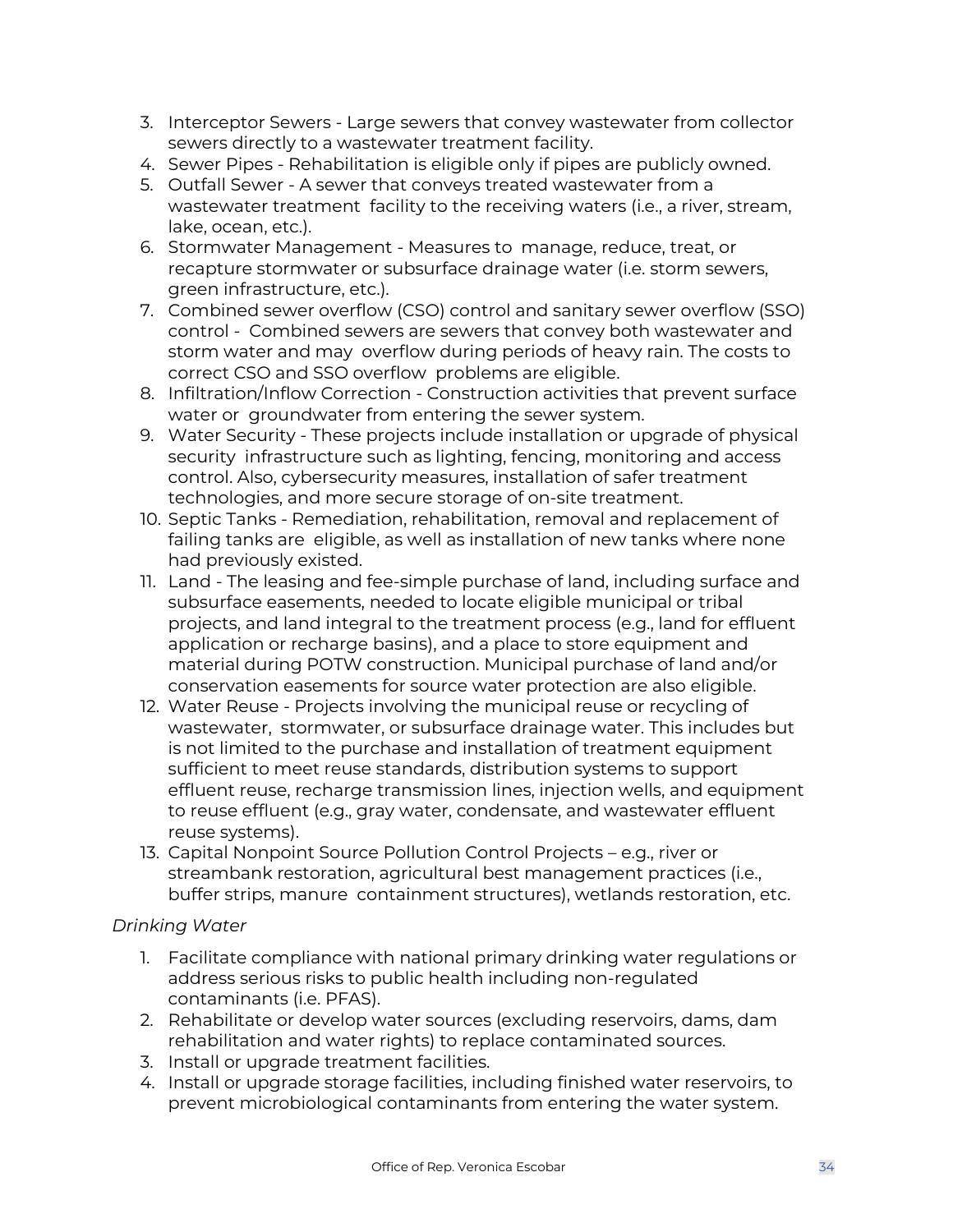3. Interceptor Sewers - Large sewers that convey wastewater from collector sewers directly to a wastewater treatment facility.
4. Sewer Pipes - Rehabilitation is eligible only if pipes are publicly owned.
5. Outfall Sewer - A sewer that conveys treated wastewater from a wastewater treatment facility to the receiving waters (i.e., a river, stream, lake, ocean, etc.).
6. Stormwater Management - Measures to manage, reduce, treat, or recapture stormwater or subsurface drainage water (i.e. storm sewers, green infrastructure, etc.).
7. Combined sewer overflow (CSO) control and sanitary sewer overflow (SSO) control - Combined sewers are sewers that convey both wastewater and storm water and may overflow during periods of heavy rain. The costs to correct CSO and SSO overflow problems are eligible.
8. Infiltration/Inflow Correction - Construction activities that prevent surface water or groundwater from entering the sewer system.
9. Water Security - These projects include installation or upgrade of physical security infrastructure such as lighting, fencing, monitoring and access control. Also, cybersecurity measures, installation of safer treatment technologies, and more secure storage of on-site treatment.
10. Septic Tanks - Remediation, rehabilitation, removal and replacement of failing tanks are eligible, as well as installation of new tanks where none had previously existed.
11. Land - The leasing and fee-simple purchase of land, including surface and subsurface easements, needed to locate eligible municipal or tribal projects, and land integral to the treatment process (e.g., land for effluent application or recharge basins), and a place to store equipment and material during POTW construction. Municipal purchase of land and/or conservation easements for source water protection are also eligible.
12. Water Reuse - Projects involving the municipal reuse or recycling of wastewater, stormwater, or subsurface drainage water. This includes but is not limited to the purchase and installation of treatment equipment sufficient to meet reuse standards, distribution systems to support effluent reuse, recharge transmission lines, injection wells, and equipment to reuse effluent (e.g., gray water, condensate, and wastewater effluent reuse systems).
13. Capital Nonpoint Source Pollution Control Projects – e.g., river or streambank restoration, agricultural best management practices (i.e., buffer strips, manure containment structures), wetlands restoration, etc.

*Drinking Water*

1. Facilitate compliance with national primary drinking water regulations or address serious risks to public health including non-regulated contaminants (i.e. PFAS).
2. Rehabilitate or develop water sources (excluding reservoirs, dams, dam rehabilitation and water rights) to replace contaminated sources.
3. Install or upgrade treatment facilities.
4. Install or upgrade storage facilities, including finished water reservoirs, to prevent microbiological contaminants from entering the water system.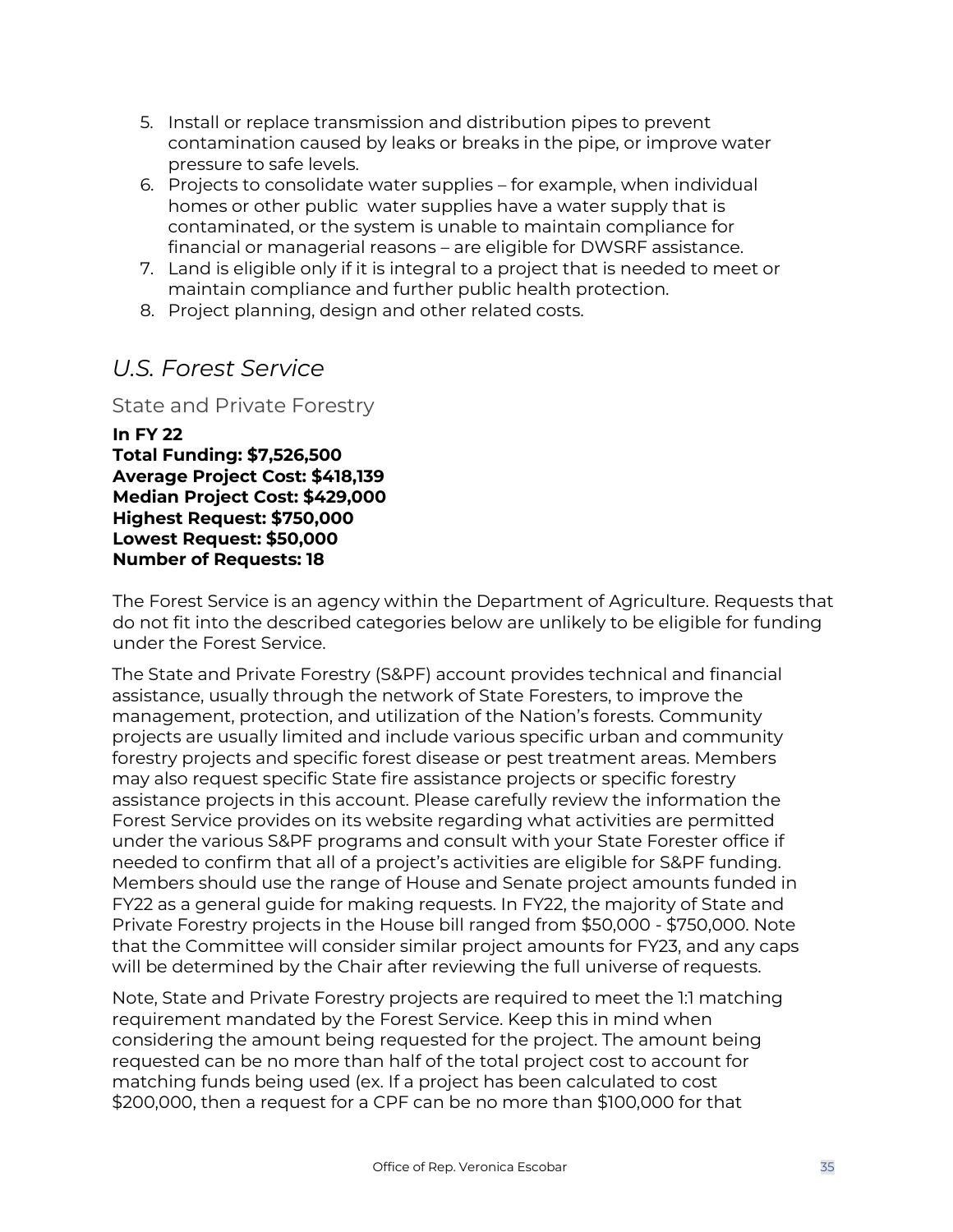5. Install or replace transmission and distribution pipes to prevent contamination caused by leaks or breaks in the pipe, or improve water pressure to safe levels.
6. Projects to consolidate water supplies – for example, when individual homes or other public water supplies have a water supply that is contaminated, or the system is unable to maintain compliance for financial or managerial reasons – are eligible for DWSRF assistance.
7. Land is eligible only if it is integral to a project that is needed to meet or maintain compliance and further public health protection.
8. Project planning, design and other related costs.

## *U.S. Forest Service*

### State and Private Forestry

**In FY 22**
**Total Funding: $7,526,500**
**Average Project Cost: $418,139**
**Median Project Cost: $429,000**
**Highest Request: $750,000**
**Lowest Request: $50,000**
**Number of Requests: 18**

The Forest Service is an agency within the Department of Agriculture. Requests that do not fit into the described categories below are unlikely to be eligible for funding under the Forest Service.

The State and Private Forestry (S&PF) account provides technical and financial assistance, usually through the network of State Foresters, to improve the management, protection, and utilization of the Nation's forests. Community projects are usually limited and include various specific urban and community forestry projects and specific forest disease or pest treatment areas. Members may also request specific State fire assistance projects or specific forestry assistance projects in this account. Please carefully review the information the Forest Service provides on its website regarding what activities are permitted under the various S&PF programs and consult with your State Forester office if needed to confirm that all of a project's activities are eligible for S&PF funding. Members should use the range of House and Senate project amounts funded in FY22 as a general guide for making requests. In FY22, the majority of State and Private Forestry projects in the House bill ranged from $50,000 - $750,000. Note that the Committee will consider similar project amounts for FY23, and any caps will be determined by the Chair after reviewing the full universe of requests.

Note, State and Private Forestry projects are required to meet the 1:1 matching requirement mandated by the Forest Service. Keep this in mind when considering the amount being requested for the project. The amount being requested can be no more than half of the total project cost to account for matching funds being used (ex. If a project has been calculated to cost $200,000, then a request for a CPF can be no more than $100,000 for that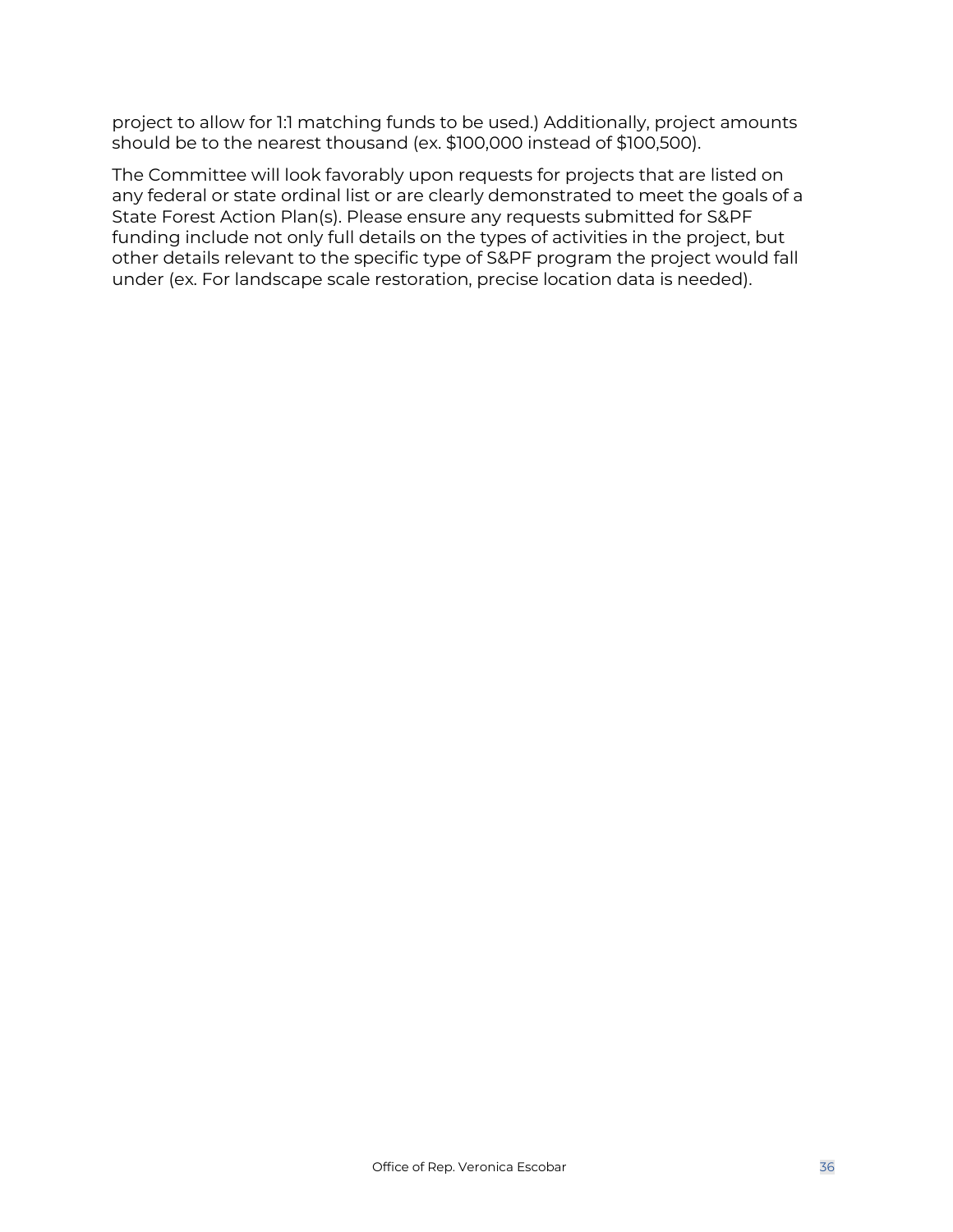project to allow for 1:1 matching funds to be used.) Additionally, project amounts should be to the nearest thousand (ex. $100,000 instead of $100,500).

The Committee will look favorably upon requests for projects that are listed on any federal or state ordinal list or are clearly demonstrated to meet the goals of a State Forest Action Plan(s). Please ensure any requests submitted for S&PF funding include not only full details on the types of activities in the project, but other details relevant to the specific type of S&PF program the project would fall under (ex. For landscape scale restoration, precise location data is needed).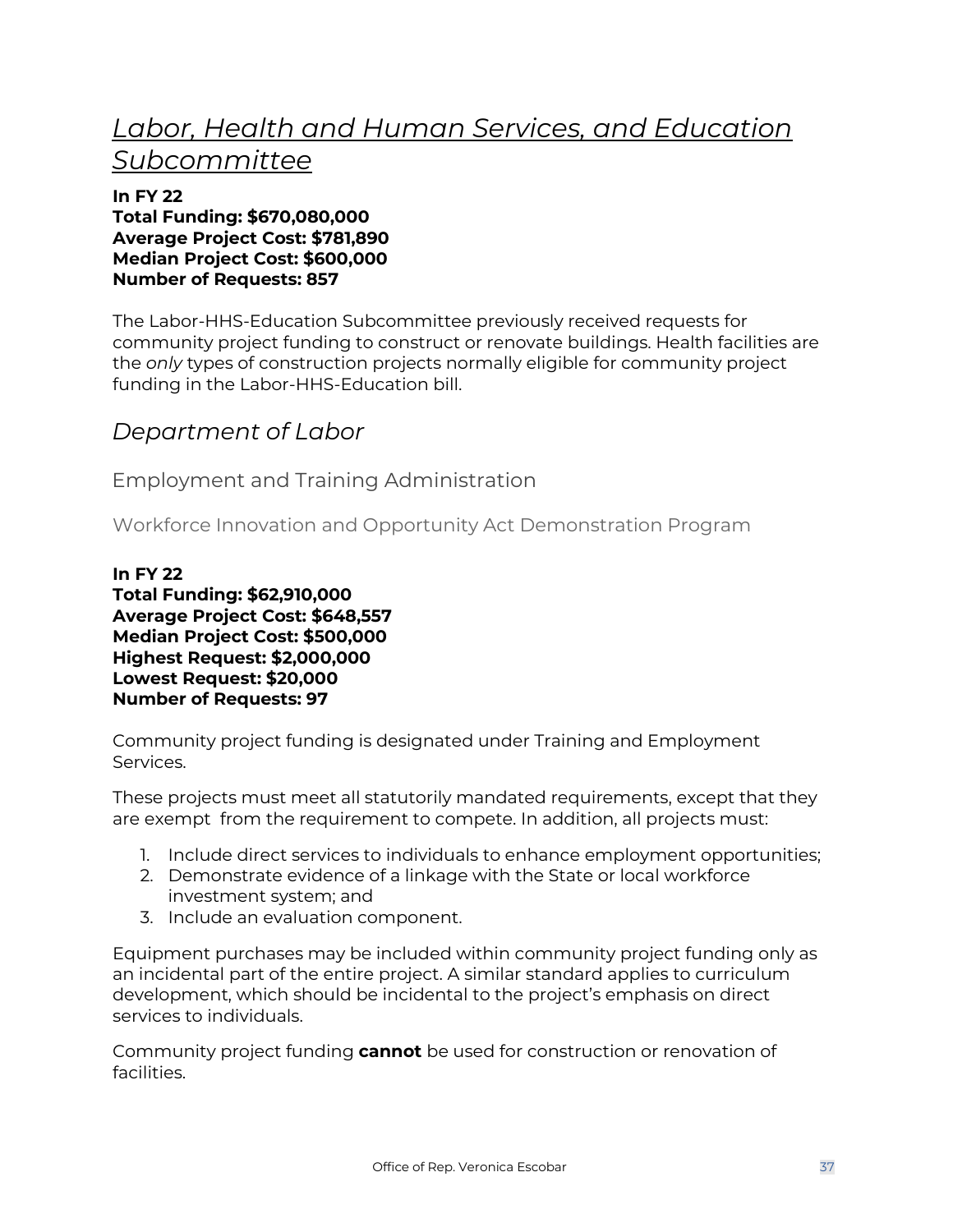# *Labor, Health and Human Services, and Education Subcommittee*

**In FY 22**
**Total Funding: $670,080,000**
**Average Project Cost: $781,890**
**Median Project Cost: $600,000**
**Number of Requests: 857**

The Labor-HHS-Education Subcommittee previously received requests for community project funding to construct or renovate buildings. Health facilities are the *only* types of construction projects normally eligible for community project funding in the Labor-HHS-Education bill.

## *Department of Labor*

### Employment and Training Administration

#### Workforce Innovation and Opportunity Act Demonstration Program

**In FY 22**
**Total Funding: $62,910,000**
**Average Project Cost: $648,557**
**Median Project Cost: $500,000**
**Highest Request: $2,000,000**
**Lowest Request: $20,000**
**Number of Requests: 97**

Community project funding is designated under Training and Employment Services.

These projects must meet all statutorily mandated requirements, except that they are exempt from the requirement to compete. In addition, all projects must:

1. Include direct services to individuals to enhance employment opportunities;
2. Demonstrate evidence of a linkage with the State or local workforce investment system; and
3. Include an evaluation component.

Equipment purchases may be included within community project funding only as an incidental part of the entire project. A similar standard applies to curriculum development, which should be incidental to the project's emphasis on direct services to individuals.

Community project funding **cannot** be used for construction or renovation of facilities.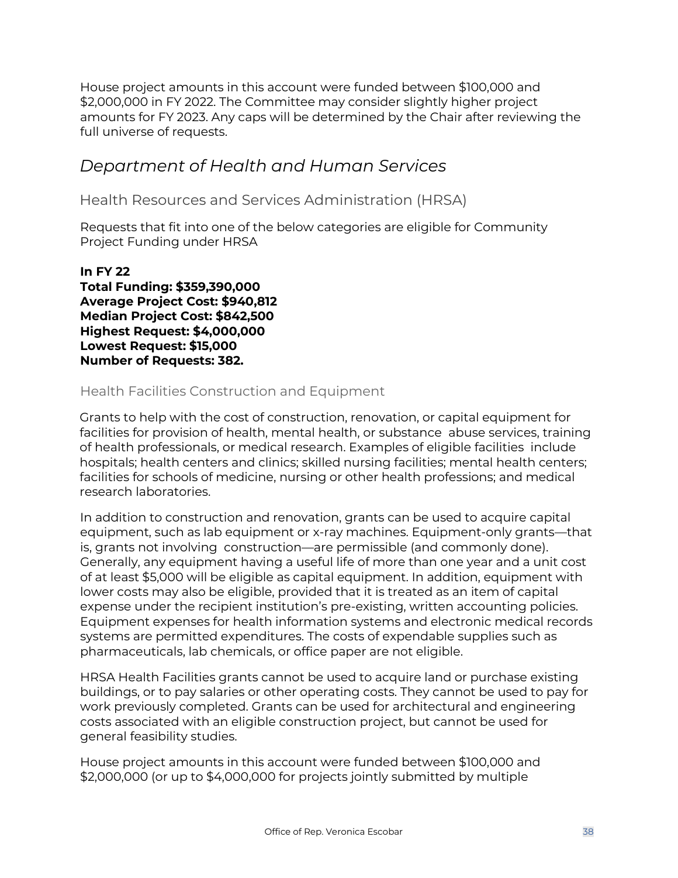House project amounts in this account were funded between $100,000 and $2,000,000 in FY 2022. The Committee may consider slightly higher project amounts for FY 2023. Any caps will be determined by the Chair after reviewing the full universe of requests.

## *Department of Health and Human Services*

### Health Resources and Services Administration (HRSA)

Requests that fit into one of the below categories are eligible for Community Project Funding under HRSA

**In FY 22**
**Total Funding: $359,390,000**
**Average Project Cost: $940,812**
**Median Project Cost: $842,500**
**Highest Request: $4,000,000**
**Lowest Request: $15,000**
**Number of Requests: 382.**

#### Health Facilities Construction and Equipment

Grants to help with the cost of construction, renovation, or capital equipment for facilities for provision of health, mental health, or substance abuse services, training of health professionals, or medical research. Examples of eligible facilities include hospitals; health centers and clinics; skilled nursing facilities; mental health centers; facilities for schools of medicine, nursing or other health professions; and medical research laboratories.

In addition to construction and renovation, grants can be used to acquire capital equipment, such as lab equipment or x-ray machines. Equipment-only grants—that is, grants not involving construction—are permissible (and commonly done). Generally, any equipment having a useful life of more than one year and a unit cost of at least $5,000 will be eligible as capital equipment. In addition, equipment with lower costs may also be eligible, provided that it is treated as an item of capital expense under the recipient institution's pre-existing, written accounting policies. Equipment expenses for health information systems and electronic medical records systems are permitted expenditures. The costs of expendable supplies such as pharmaceuticals, lab chemicals, or office paper are not eligible.

HRSA Health Facilities grants cannot be used to acquire land or purchase existing buildings, or to pay salaries or other operating costs. They cannot be used to pay for work previously completed. Grants can be used for architectural and engineering costs associated with an eligible construction project, but cannot be used for general feasibility studies.

House project amounts in this account were funded between $100,000 and $2,000,000 (or up to $4,000,000 for projects jointly submitted by multiple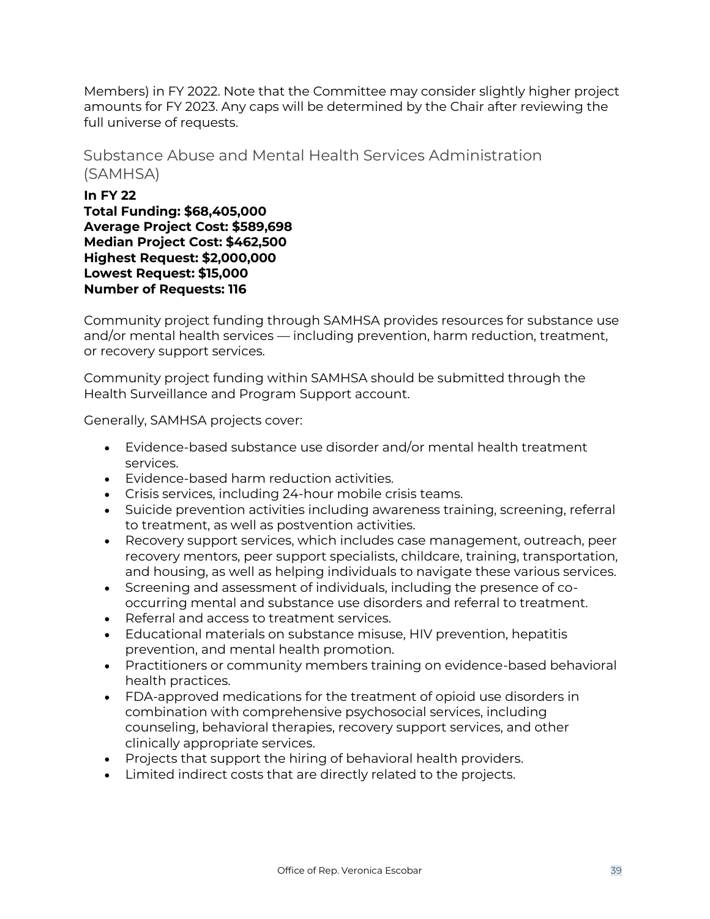Members) in FY 2022. Note that the Committee may consider slightly higher project amounts for FY 2023. Any caps will be determined by the Chair after reviewing the full universe of requests.

## Substance Abuse and Mental Health Services Administration (SAMHSA)

**In FY 22**
**Total Funding: $68,405,000**
**Average Project Cost: $589,698**
**Median Project Cost: $462,500**
**Highest Request: $2,000,000**
**Lowest Request: $15,000**
**Number of Requests: 116**

Community project funding through SAMHSA provides resources for substance use and/or mental health services — including prevention, harm reduction, treatment, or recovery support services.

Community project funding within SAMHSA should be submitted through the Health Surveillance and Program Support account.

Generally, SAMHSA projects cover:

- Evidence-based substance use disorder and/or mental health treatment services.
- Evidence-based harm reduction activities.
- Crisis services, including 24-hour mobile crisis teams.
- Suicide prevention activities including awareness training, screening, referral to treatment, as well as postvention activities.
- Recovery support services, which includes case management, outreach, peer recovery mentors, peer support specialists, childcare, training, transportation, and housing, as well as helping individuals to navigate these various services.
- Screening and assessment of individuals, including the presence of co-occurring mental and substance use disorders and referral to treatment.
- Referral and access to treatment services.
- Educational materials on substance misuse, HIV prevention, hepatitis prevention, and mental health promotion.
- Practitioners or community members training on evidence-based behavioral health practices.
- FDA-approved medications for the treatment of opioid use disorders in combination with comprehensive psychosocial services, including counseling, behavioral therapies, recovery support services, and other clinically appropriate services.
- Projects that support the hiring of behavioral health providers.
- Limited indirect costs that are directly related to the projects.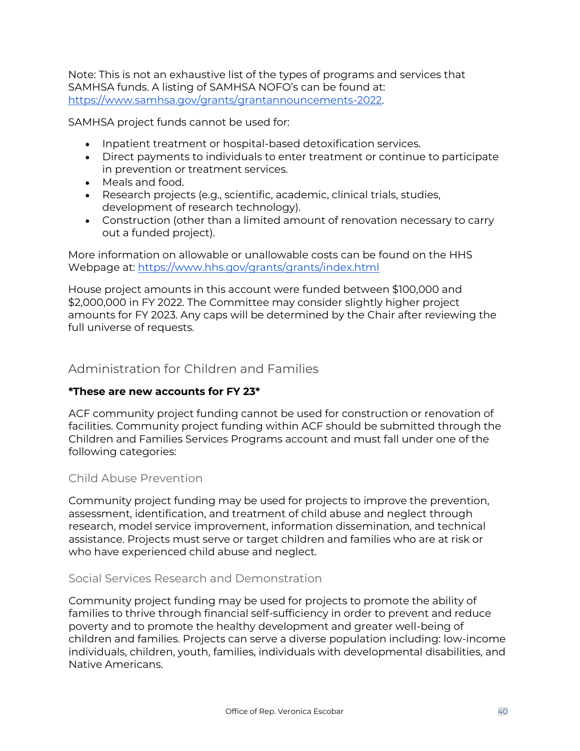Note: This is not an exhaustive list of the types of programs and services that SAMHSA funds. A listing of SAMHSA NOFO's can be found at: https://www.samhsa.gov/grants/grantannouncements-2022.

SAMHSA project funds cannot be used for:

- Inpatient treatment or hospital-based detoxification services.
- Direct payments to individuals to enter treatment or continue to participate in prevention or treatment services.
- Meals and food.
- Research projects (e.g., scientific, academic, clinical trials, studies, development of research technology).
- Construction (other than a limited amount of renovation necessary to carry out a funded project).

More information on allowable or unallowable costs can be found on the HHS Webpage at: https://www.hhs.gov/grants/grants/index.html

House project amounts in this account were funded between $100,000 and $2,000,000 in FY 2022. The Committee may consider slightly higher project amounts for FY 2023. Any caps will be determined by the Chair after reviewing the full universe of requests.

## Administration for Children and Families

***These are new accounts for FY 23***

ACF community project funding cannot be used for construction or renovation of facilities. Community project funding within ACF should be submitted through the Children and Families Services Programs account and must fall under one of the following categories:

### Child Abuse Prevention

Community project funding may be used for projects to improve the prevention, assessment, identification, and treatment of child abuse and neglect through research, model service improvement, information dissemination, and technical assistance. Projects must serve or target children and families who are at risk or who have experienced child abuse and neglect.

### Social Services Research and Demonstration

Community project funding may be used for projects to promote the ability of families to thrive through financial self-sufficiency in order to prevent and reduce poverty and to promote the healthy development and greater well-being of children and families. Projects can serve a diverse population including: low-income individuals, children, youth, families, individuals with developmental disabilities, and Native Americans.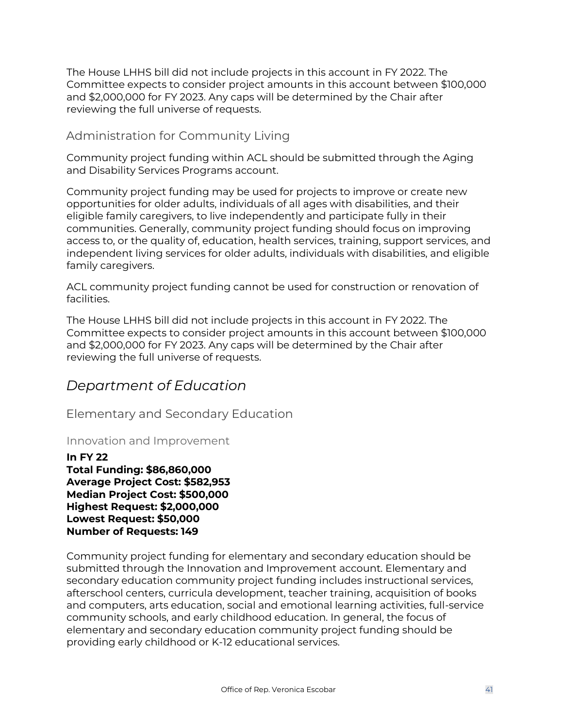The House LHHS bill did not include projects in this account in FY 2022. The Committee expects to consider project amounts in this account between $100,000 and $2,000,000 for FY 2023. Any caps will be determined by the Chair after reviewing the full universe of requests.

### Administration for Community Living

Community project funding within ACL should be submitted through the Aging and Disability Services Programs account.

Community project funding may be used for projects to improve or create new opportunities for older adults, individuals of all ages with disabilities, and their eligible family caregivers, to live independently and participate fully in their communities. Generally, community project funding should focus on improving access to, or the quality of, education, health services, training, support services, and independent living services for older adults, individuals with disabilities, and eligible family caregivers.

ACL community project funding cannot be used for construction or renovation of facilities.

The House LHHS bill did not include projects in this account in FY 2022. The Committee expects to consider project amounts in this account between $100,000 and $2,000,000 for FY 2023. Any caps will be determined by the Chair after reviewing the full universe of requests.

## *Department of Education*

### Elementary and Secondary Education

#### Innovation and Improvement

**In FY 22**
**Total Funding: $86,860,000**
**Average Project Cost: $582,953**
**Median Project Cost: $500,000**
**Highest Request: $2,000,000**
**Lowest Request: $50,000**
**Number of Requests: 149**

Community project funding for elementary and secondary education should be submitted through the Innovation and Improvement account. Elementary and secondary education community project funding includes instructional services, afterschool centers, curricula development, teacher training, acquisition of books and computers, arts education, social and emotional learning activities, full-service community schools, and early childhood education. In general, the focus of elementary and secondary education community project funding should be providing early childhood or K-12 educational services.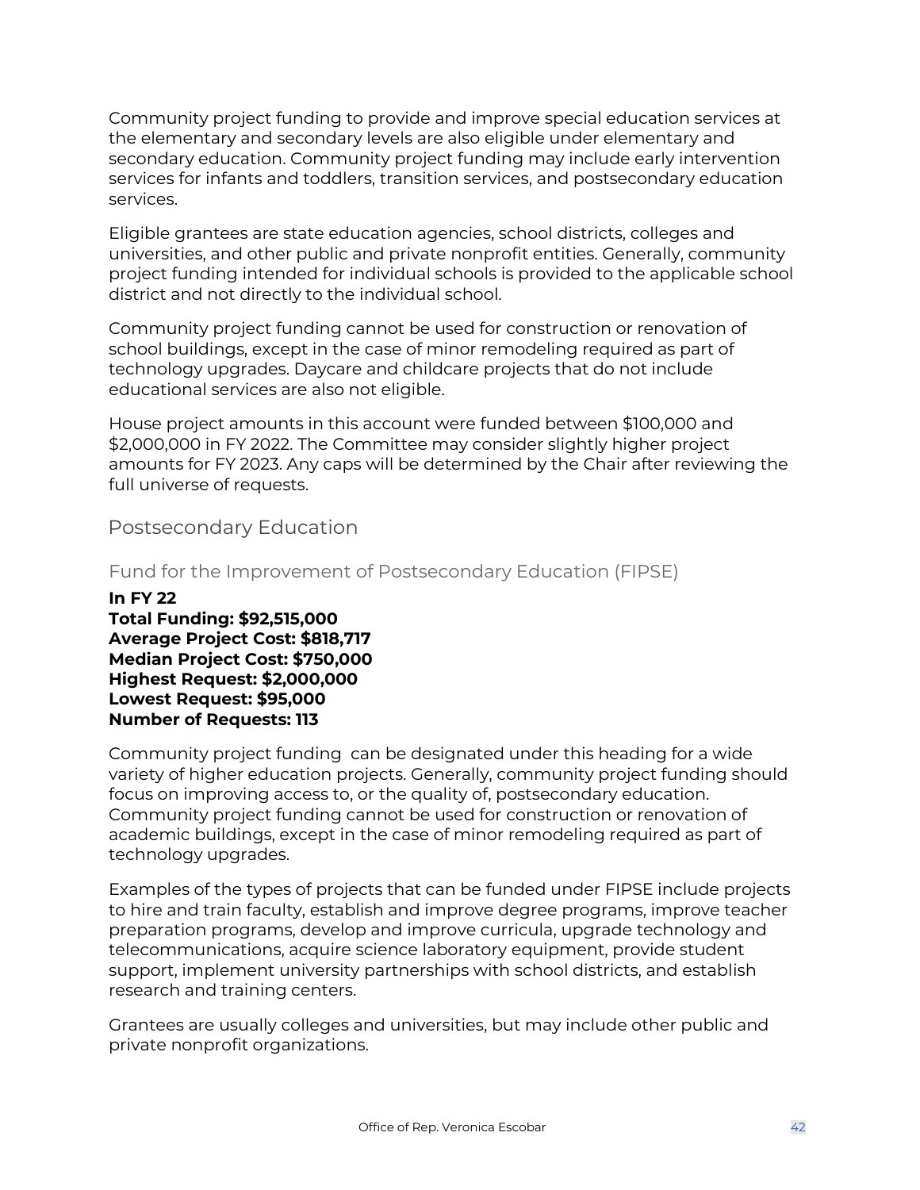Community project funding to provide and improve special education services at the elementary and secondary levels are also eligible under elementary and secondary education. Community project funding may include early intervention services for infants and toddlers, transition services, and postsecondary education services.

Eligible grantees are state education agencies, school districts, colleges and universities, and other public and private nonprofit entities. Generally, community project funding intended for individual schools is provided to the applicable school district and not directly to the individual school.

Community project funding cannot be used for construction or renovation of school buildings, except in the case of minor remodeling required as part of technology upgrades. Daycare and childcare projects that do not include educational services are also not eligible.

House project amounts in this account were funded between $100,000 and $2,000,000 in FY 2022. The Committee may consider slightly higher project amounts for FY 2023. Any caps will be determined by the Chair after reviewing the full universe of requests.

## Postsecondary Education

### Fund for the Improvement of Postsecondary Education (FIPSE)

**In FY 22**
**Total Funding: $92,515,000**
**Average Project Cost: $818,717**
**Median Project Cost: $750,000**
**Highest Request: $2,000,000**
**Lowest Request: $95,000**
**Number of Requests: 113**

Community project funding  can be designated under this heading for a wide variety of higher education projects. Generally, community project funding should focus on improving access to, or the quality of, postsecondary education. Community project funding cannot be used for construction or renovation of academic buildings, except in the case of minor remodeling required as part of technology upgrades.

Examples of the types of projects that can be funded under FIPSE include projects to hire and train faculty, establish and improve degree programs, improve teacher preparation programs, develop and improve curricula, upgrade technology and telecommunications, acquire science laboratory equipment, provide student support, implement university partnerships with school districts, and establish research and training centers.

Grantees are usually colleges and universities, but may include other public and private nonprofit organizations.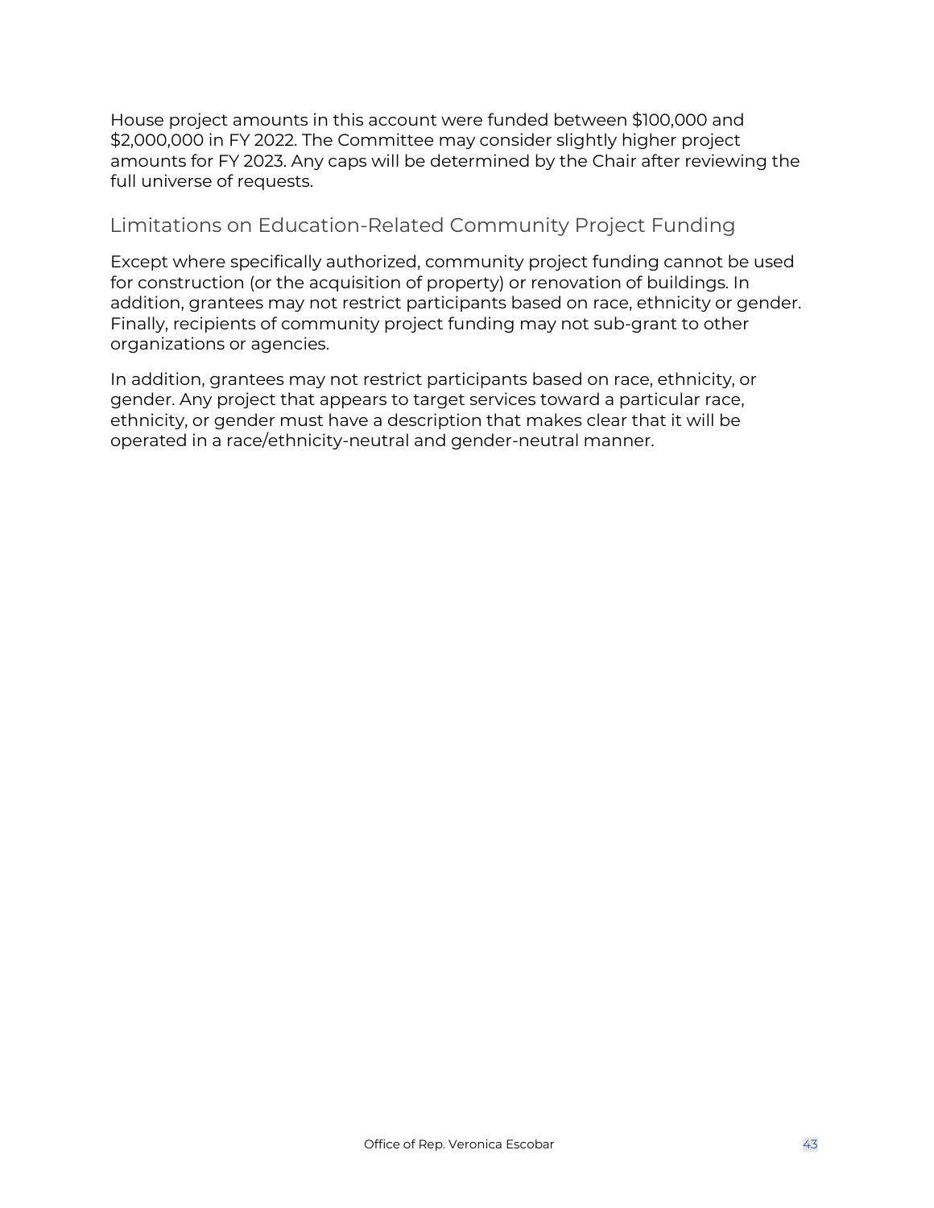House project amounts in this account were funded between $100,000 and $2,000,000 in FY 2022. The Committee may consider slightly higher project amounts for FY 2023. Any caps will be determined by the Chair after reviewing the full universe of requests.

## Limitations on Education-Related Community Project Funding

Except where specifically authorized, community project funding cannot be used for construction (or the acquisition of property) or renovation of buildings. In addition, grantees may not restrict participants based on race, ethnicity or gender. Finally, recipients of community project funding may not sub-grant to other organizations or agencies.

In addition, grantees may not restrict participants based on race, ethnicity, or gender. Any project that appears to target services toward a particular race, ethnicity, or gender must have a description that makes clear that it will be operated in a race/ethnicity-neutral and gender-neutral manner.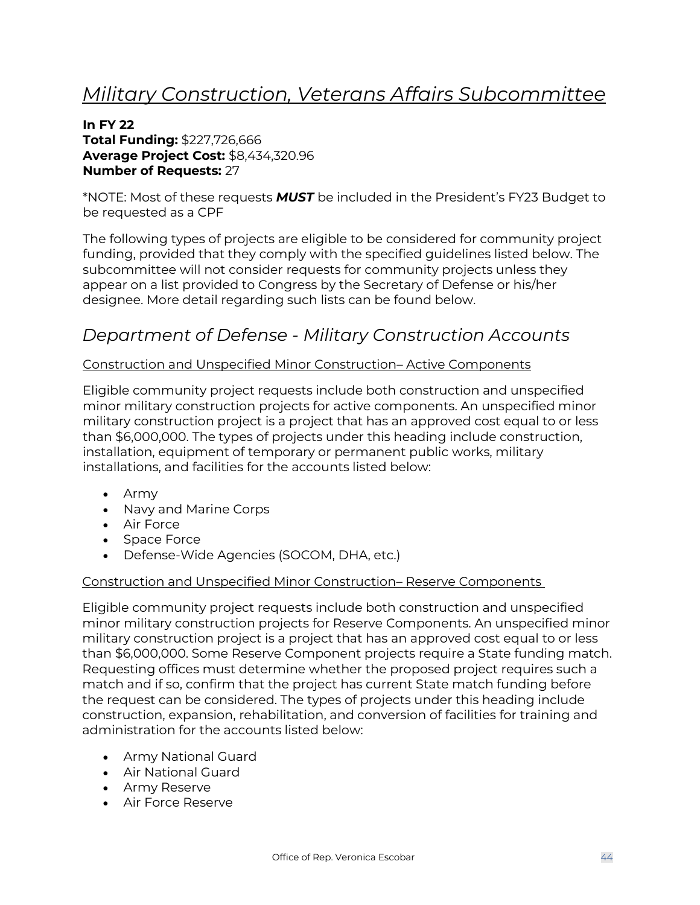# *Military Construction, Veterans Affairs Subcommittee*

**In FY 22**
**Total Funding:** $227,726,666
**Average Project Cost:** $8,434,320.96
**Number of Requests:** 27

*NOTE: Most of these requests ***MUST*** be included in the President's FY23 Budget to be requested as a CPF

The following types of projects are eligible to be considered for community project funding, provided that they comply with the specified guidelines listed below. The subcommittee will not consider requests for community projects unless they appear on a list provided to Congress by the Secretary of Defense or his/her designee. More detail regarding such lists can be found below.

## *Department of Defense - Military Construction Accounts*

Construction and Unspecified Minor Construction– Active Components

Eligible community project requests include both construction and unspecified minor military construction projects for active components. An unspecified minor military construction project is a project that has an approved cost equal to or less than $6,000,000. The types of projects under this heading include construction, installation, equipment of temporary or permanent public works, military installations, and facilities for the accounts listed below:

- Army
- Navy and Marine Corps
- Air Force
- Space Force
- Defense-Wide Agencies (SOCOM, DHA, etc.)

Construction and Unspecified Minor Construction– Reserve Components

Eligible community project requests include both construction and unspecified minor military construction projects for Reserve Components. An unspecified minor military construction project is a project that has an approved cost equal to or less than $6,000,000. Some Reserve Component projects require a State funding match. Requesting offices must determine whether the proposed project requires such a match and if so, confirm that the project has current State match funding before the request can be considered. The types of projects under this heading include construction, expansion, rehabilitation, and conversion of facilities for training and administration for the accounts listed below:

- Army National Guard
- Air National Guard
- Army Reserve
- Air Force Reserve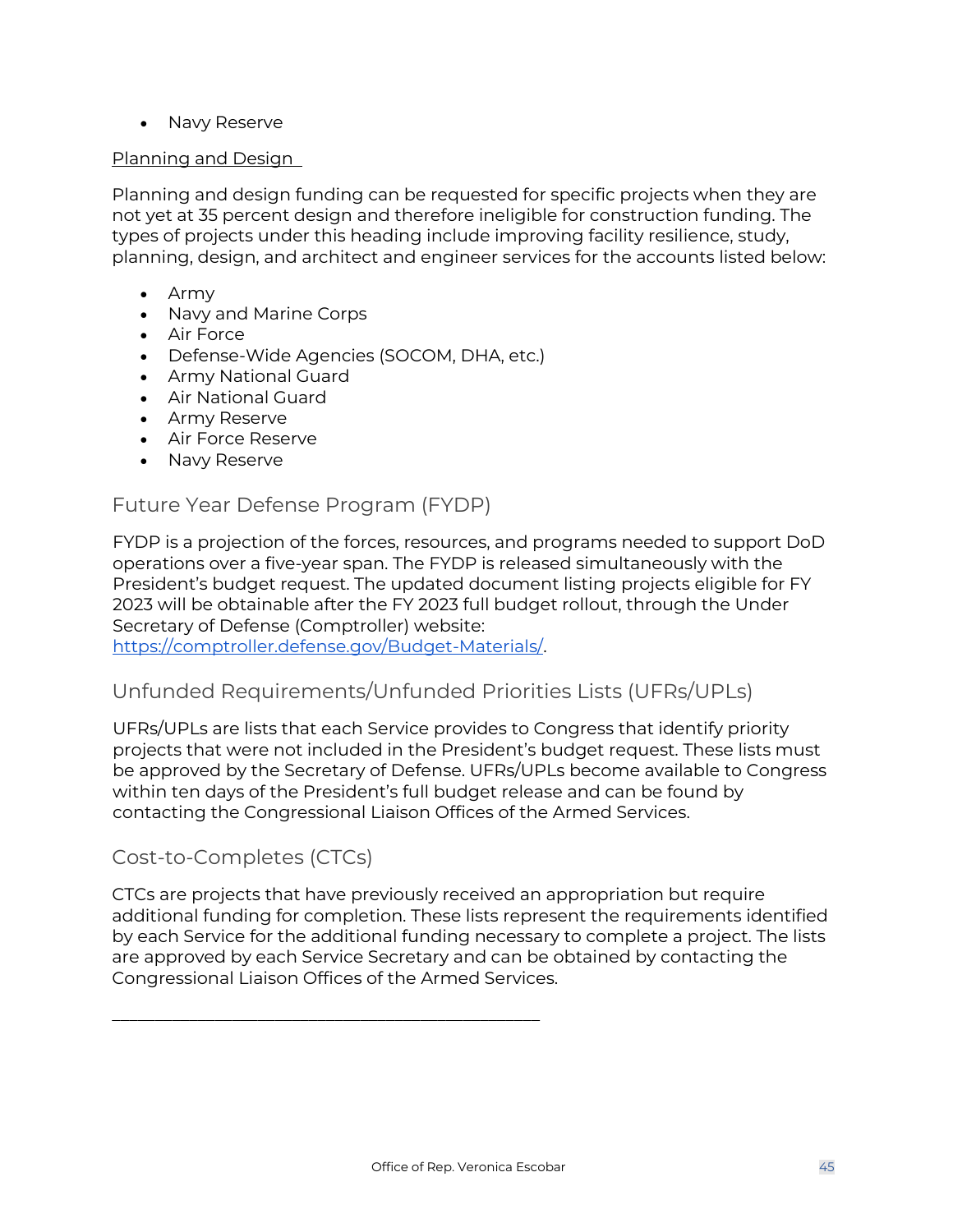- Navy Reserve

Planning and Design

Planning and design funding can be requested for specific projects when they are not yet at 35 percent design and therefore ineligible for construction funding. The types of projects under this heading include improving facility resilience, study, planning, design, and architect and engineer services for the accounts listed below:

- Army
- Navy and Marine Corps
- Air Force
- Defense-Wide Agencies (SOCOM, DHA, etc.)
- Army National Guard
- Air National Guard
- Army Reserve
- Air Force Reserve
- Navy Reserve

## Future Year Defense Program (FYDP)

FYDP is a projection of the forces, resources, and programs needed to support DoD operations over a five-year span. The FYDP is released simultaneously with the President's budget request. The updated document listing projects eligible for FY 2023 will be obtainable after the FY 2023 full budget rollout, through the Under Secretary of Defense (Comptroller) website: https://comptroller.defense.gov/Budget-Materials/.

## Unfunded Requirements/Unfunded Priorities Lists (UFRs/UPLs)

UFRs/UPLs are lists that each Service provides to Congress that identify priority projects that were not included in the President's budget request. These lists must be approved by the Secretary of Defense. UFRs/UPLs become available to Congress within ten days of the President's full budget release and can be found by contacting the Congressional Liaison Offices of the Armed Services.

## Cost-to-Completes (CTCs)

CTCs are projects that have previously received an appropriation but require additional funding for completion. These lists represent the requirements identified by each Service for the additional funding necessary to complete a project. The lists are approved by each Service Secretary and can be obtained by contacting the Congressional Liaison Offices of the Armed Services.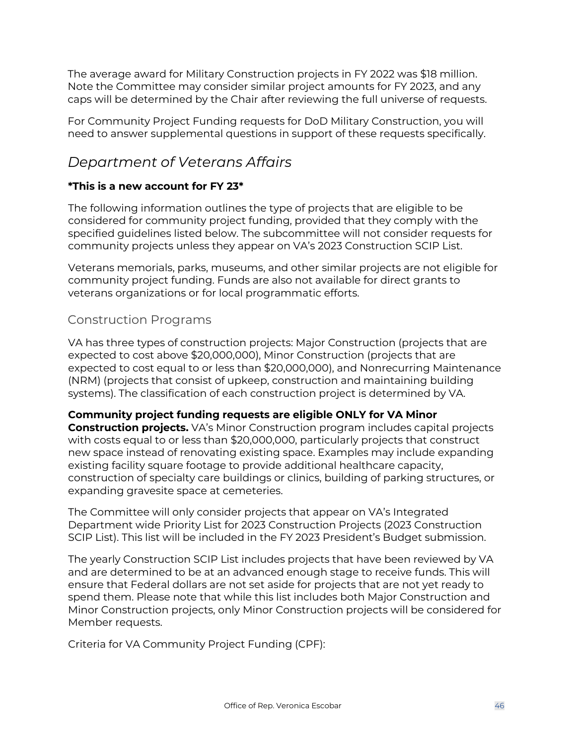The average award for Military Construction projects in FY 2022 was $18 million. Note the Committee may consider similar project amounts for FY 2023, and any caps will be determined by the Chair after reviewing the full universe of requests.

For Community Project Funding requests for DoD Military Construction, you will need to answer supplemental questions in support of these requests specifically.

## *Department of Veterans Affairs*

**\*This is a new account for FY 23\***

The following information outlines the type of projects that are eligible to be considered for community project funding, provided that they comply with the specified guidelines listed below. The subcommittee will not consider requests for community projects unless they appear on VA's 2023 Construction SCIP List.

Veterans memorials, parks, museums, and other similar projects are not eligible for community project funding. Funds are also not available for direct grants to veterans organizations or for local programmatic efforts.

### Construction Programs

VA has three types of construction projects: Major Construction (projects that are expected to cost above $20,000,000), Minor Construction (projects that are expected to cost equal to or less than $20,000,000), and Nonrecurring Maintenance (NRM) (projects that consist of upkeep, construction and maintaining building systems). The classification of each construction project is determined by VA.

**Community project funding requests are eligible ONLY for VA Minor Construction projects.** VA's Minor Construction program includes capital projects with costs equal to or less than $20,000,000, particularly projects that construct new space instead of renovating existing space. Examples may include expanding existing facility square footage to provide additional healthcare capacity, construction of specialty care buildings or clinics, building of parking structures, or expanding gravesite space at cemeteries.

The Committee will only consider projects that appear on VA's Integrated Department wide Priority List for 2023 Construction Projects (2023 Construction SCIP List). This list will be included in the FY 2023 President's Budget submission.

The yearly Construction SCIP List includes projects that have been reviewed by VA and are determined to be at an advanced enough stage to receive funds. This will ensure that Federal dollars are not set aside for projects that are not yet ready to spend them. Please note that while this list includes both Major Construction and Minor Construction projects, only Minor Construction projects will be considered for Member requests.

Criteria for VA Community Project Funding (CPF):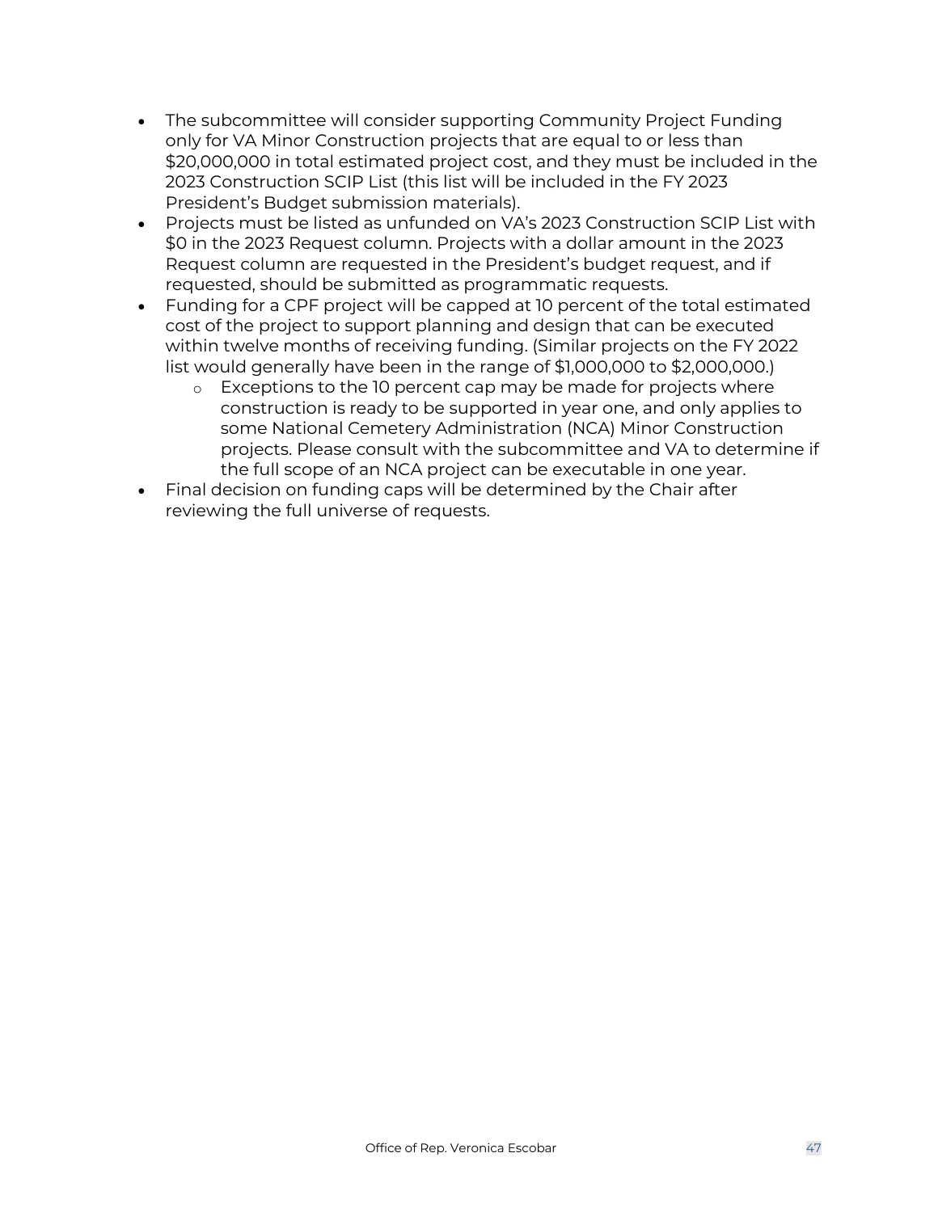- The subcommittee will consider supporting Community Project Funding only for VA Minor Construction projects that are equal to or less than $20,000,000 in total estimated project cost, and they must be included in the 2023 Construction SCIP List (this list will be included in the FY 2023 President's Budget submission materials).
- Projects must be listed as unfunded on VA's 2023 Construction SCIP List with $0 in the 2023 Request column. Projects with a dollar amount in the 2023 Request column are requested in the President's budget request, and if requested, should be submitted as programmatic requests.
- Funding for a CPF project will be capped at 10 percent of the total estimated cost of the project to support planning and design that can be executed within twelve months of receiving funding. (Similar projects on the FY 2022 list would generally have been in the range of $1,000,000 to $2,000,000.)
  - Exceptions to the 10 percent cap may be made for projects where construction is ready to be supported in year one, and only applies to some National Cemetery Administration (NCA) Minor Construction projects. Please consult with the subcommittee and VA to determine if the full scope of an NCA project can be executable in one year.
- Final decision on funding caps will be determined by the Chair after reviewing the full universe of requests.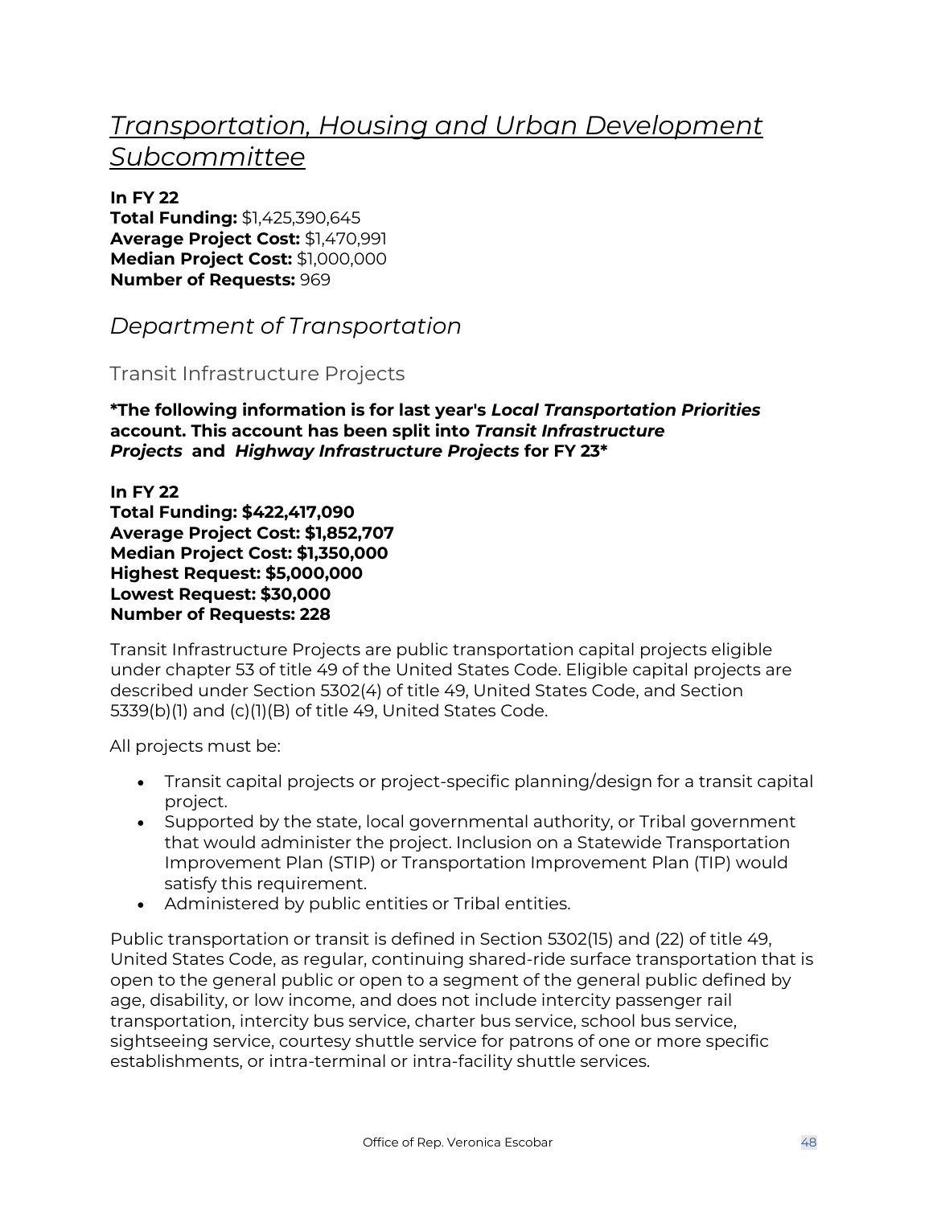# *Transportation, Housing and Urban Development Subcommittee*

**In FY 22**
**Total Funding:** $1,425,390,645
**Average Project Cost:** $1,470,991
**Median Project Cost:** $1,000,000
**Number of Requests:** 969

## *Department of Transportation*

### Transit Infrastructure Projects

***The following information is for last year's *Local Transportation Priorities* account. This account has been split into *Transit Infrastructure Projects* and *Highway Infrastructure Projects* for FY 23***

**In FY 22**
**Total Funding: $422,417,090**
**Average Project Cost: $1,852,707**
**Median Project Cost: $1,350,000**
**Highest Request: $5,000,000**
**Lowest Request: $30,000**
**Number of Requests: 228**

Transit Infrastructure Projects are public transportation capital projects eligible under chapter 53 of title 49 of the United States Code. Eligible capital projects are described under Section 5302(4) of title 49, United States Code, and Section 5339(b)(1) and (c)(1)(B) of title 49, United States Code.

All projects must be:

- Transit capital projects or project-specific planning/design for a transit capital project.
- Supported by the state, local governmental authority, or Tribal government that would administer the project. Inclusion on a Statewide Transportation Improvement Plan (STIP) or Transportation Improvement Plan (TIP) would satisfy this requirement.
- Administered by public entities or Tribal entities.

Public transportation or transit is defined in Section 5302(15) and (22) of title 49, United States Code, as regular, continuing shared-ride surface transportation that is open to the general public or open to a segment of the general public defined by age, disability, or low income, and does not include intercity passenger rail transportation, intercity bus service, charter bus service, school bus service, sightseeing service, courtesy shuttle service for patrons of one or more specific establishments, or intra-terminal or intra-facility shuttle services.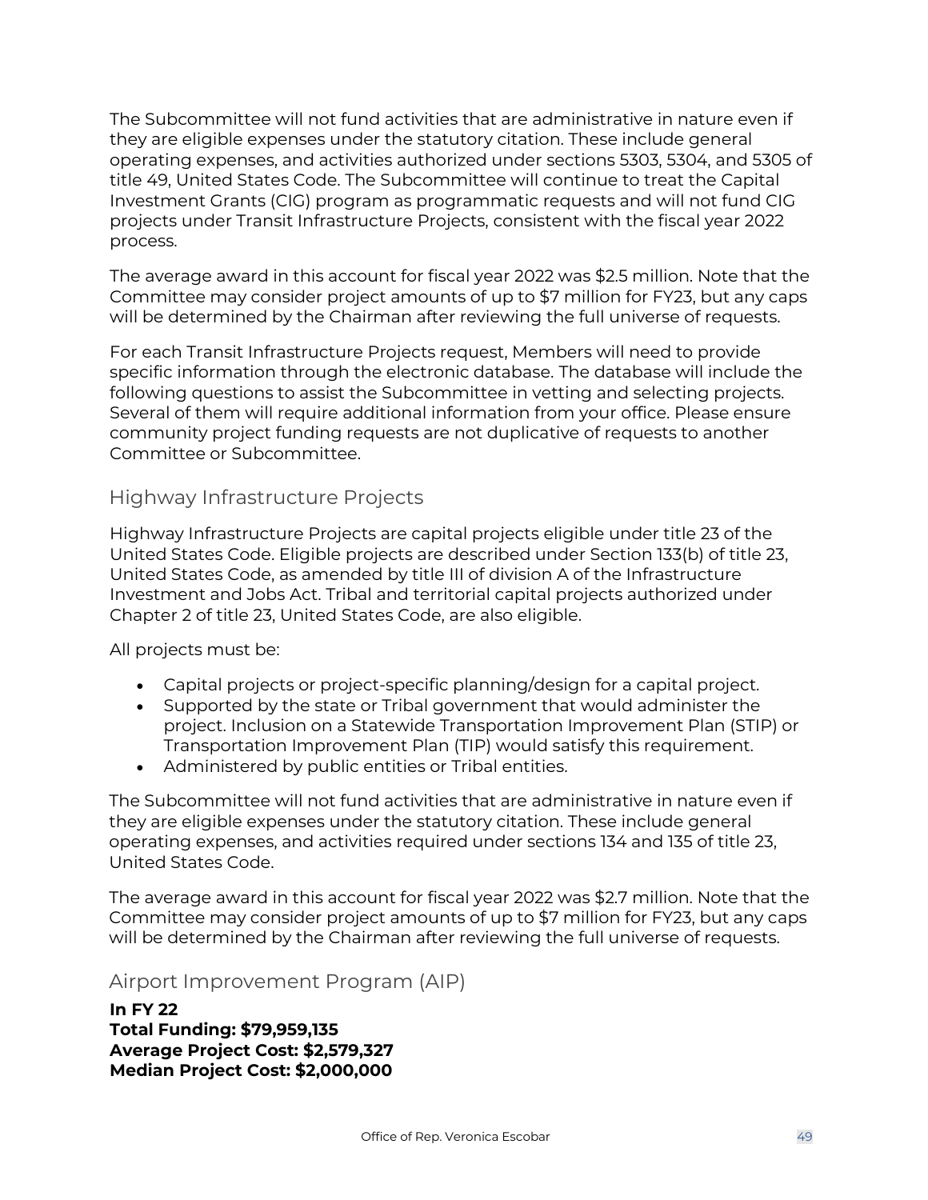The Subcommittee will not fund activities that are administrative in nature even if they are eligible expenses under the statutory citation. These include general operating expenses, and activities authorized under sections 5303, 5304, and 5305 of title 49, United States Code. The Subcommittee will continue to treat the Capital Investment Grants (CIG) program as programmatic requests and will not fund CIG projects under Transit Infrastructure Projects, consistent with the fiscal year 2022 process.

The average award in this account for fiscal year 2022 was $2.5 million. Note that the Committee may consider project amounts of up to $7 million for FY23, but any caps will be determined by the Chairman after reviewing the full universe of requests.

For each Transit Infrastructure Projects request, Members will need to provide specific information through the electronic database. The database will include the following questions to assist the Subcommittee in vetting and selecting projects. Several of them will require additional information from your office. Please ensure community project funding requests are not duplicative of requests to another Committee or Subcommittee.

## Highway Infrastructure Projects

Highway Infrastructure Projects are capital projects eligible under title 23 of the United States Code. Eligible projects are described under Section 133(b) of title 23, United States Code, as amended by title III of division A of the Infrastructure Investment and Jobs Act. Tribal and territorial capital projects authorized under Chapter 2 of title 23, United States Code, are also eligible.

All projects must be:

- Capital projects or project-specific planning/design for a capital project.
- Supported by the state or Tribal government that would administer the project. Inclusion on a Statewide Transportation Improvement Plan (STIP) or Transportation Improvement Plan (TIP) would satisfy this requirement.
- Administered by public entities or Tribal entities.

The Subcommittee will not fund activities that are administrative in nature even if they are eligible expenses under the statutory citation. These include general operating expenses, and activities required under sections 134 and 135 of title 23, United States Code.

The average award in this account for fiscal year 2022 was $2.7 million. Note that the Committee may consider project amounts of up to $7 million for FY23, but any caps will be determined by the Chairman after reviewing the full universe of requests.

## Airport Improvement Program (AIP)

**In FY 22**
**Total Funding: $79,959,135**
**Average Project Cost: $2,579,327**
**Median Project Cost: $2,000,000**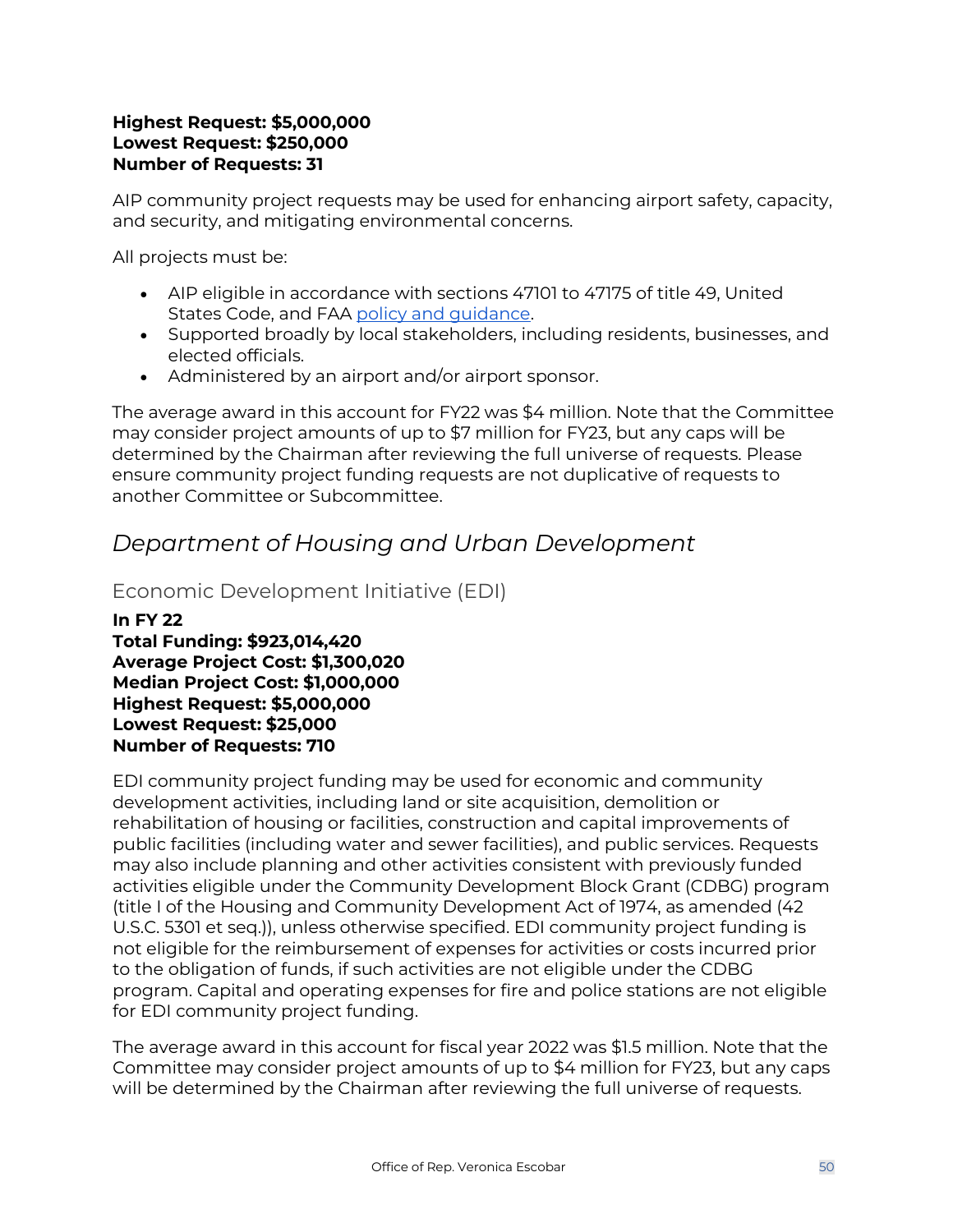**Highest Request: $5,000,000**
**Lowest Request: $250,000**
**Number of Requests: 31**

AIP community project requests may be used for enhancing airport safety, capacity, and security, and mitigating environmental concerns.

All projects must be:

- AIP eligible in accordance with sections 47101 to 47175 of title 49, United States Code, and FAA policy and guidance.
- Supported broadly by local stakeholders, including residents, businesses, and elected officials.
- Administered by an airport and/or airport sponsor.

The average award in this account for FY22 was $4 million. Note that the Committee may consider project amounts of up to $7 million for FY23, but any caps will be determined by the Chairman after reviewing the full universe of requests. Please ensure community project funding requests are not duplicative of requests to another Committee or Subcommittee.

## *Department of Housing and Urban Development*

### Economic Development Initiative (EDI)

**In FY 22**
**Total Funding: $923,014,420**
**Average Project Cost: $1,300,020**
**Median Project Cost: $1,000,000**
**Highest Request: $5,000,000**
**Lowest Request: $25,000**
**Number of Requests: 710**

EDI community project funding may be used for economic and community development activities, including land or site acquisition, demolition or rehabilitation of housing or facilities, construction and capital improvements of public facilities (including water and sewer facilities), and public services. Requests may also include planning and other activities consistent with previously funded activities eligible under the Community Development Block Grant (CDBG) program (title I of the Housing and Community Development Act of 1974, as amended (42 U.S.C. 5301 et seq.)), unless otherwise specified. EDI community project funding is not eligible for the reimbursement of expenses for activities or costs incurred prior to the obligation of funds, if such activities are not eligible under the CDBG program. Capital and operating expenses for fire and police stations are not eligible for EDI community project funding.

The average award in this account for fiscal year 2022 was $1.5 million. Note that the Committee may consider project amounts of up to $4 million for FY23, but any caps will be determined by the Chairman after reviewing the full universe of requests.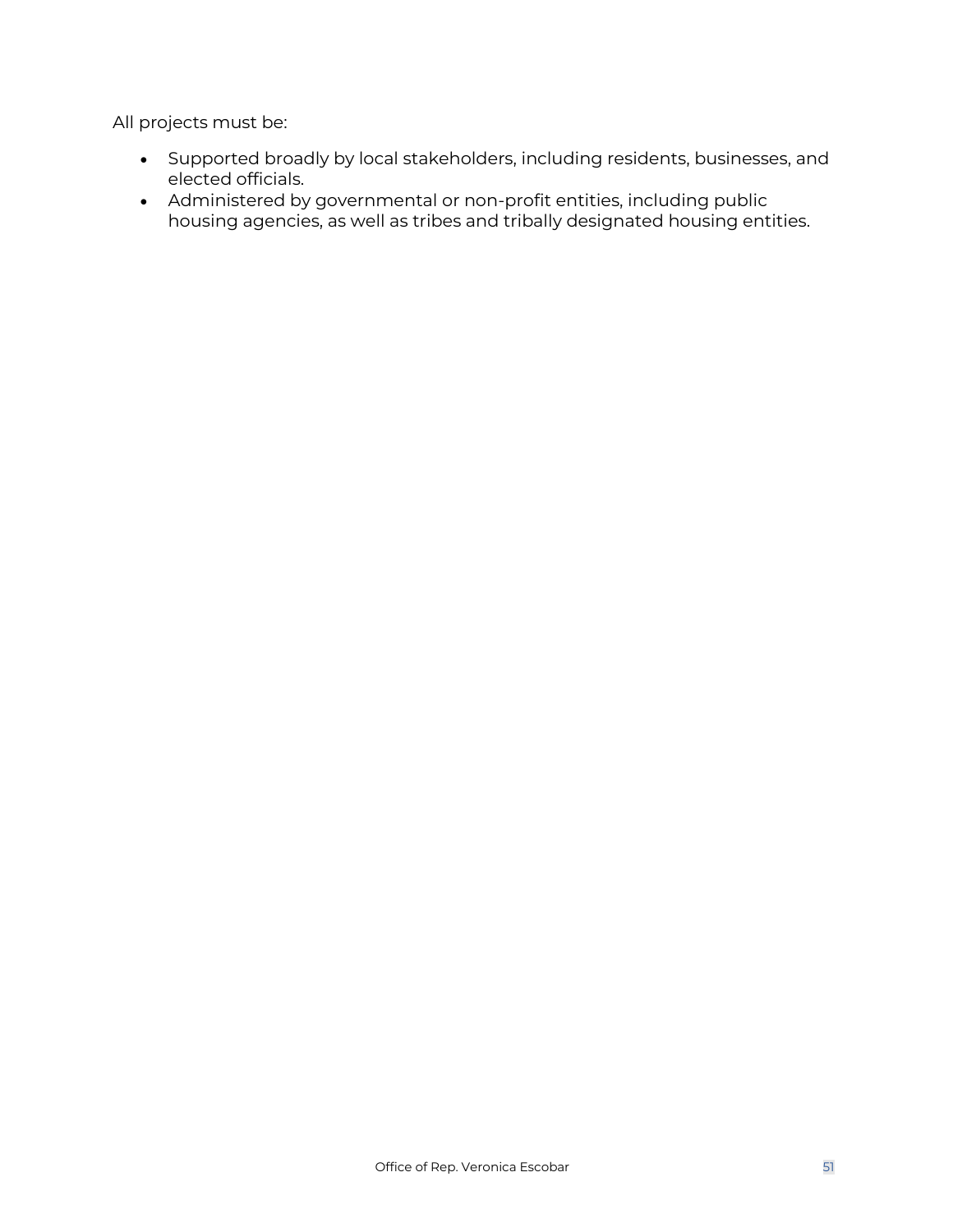All projects must be:

- Supported broadly by local stakeholders, including residents, businesses, and elected officials.
- Administered by governmental or non-profit entities, including public housing agencies, as well as tribes and tribally designated housing entities.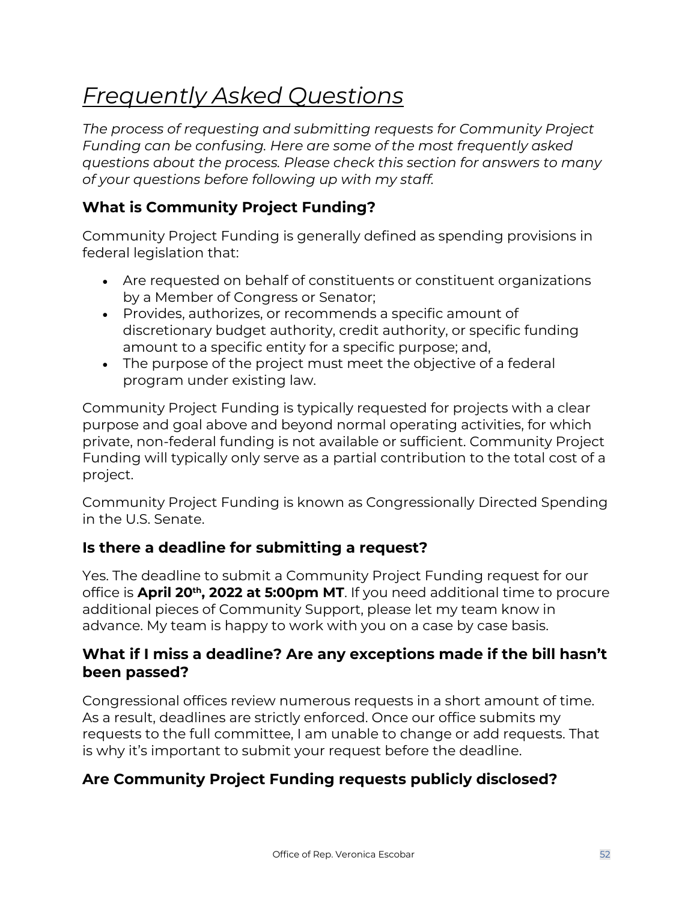# *Frequently Asked Questions*

*The process of requesting and submitting requests for Community Project Funding can be confusing. Here are some of the most frequently asked questions about the process. Please check this section for answers to many of your questions before following up with my staff.*

### What is Community Project Funding?

Community Project Funding is generally defined as spending provisions in federal legislation that:

- Are requested on behalf of constituents or constituent organizations by a Member of Congress or Senator;
- Provides, authorizes, or recommends a specific amount of discretionary budget authority, credit authority, or specific funding amount to a specific entity for a specific purpose; and,
- The purpose of the project must meet the objective of a federal program under existing law.

Community Project Funding is typically requested for projects with a clear purpose and goal above and beyond normal operating activities, for which private, non-federal funding is not available or sufficient. Community Project Funding will typically only serve as a partial contribution to the total cost of a project.

Community Project Funding is known as Congressionally Directed Spending in the U.S. Senate.

### Is there a deadline for submitting a request?

Yes. The deadline to submit a Community Project Funding request for our office is **April 20th, 2022 at 5:00pm MT**. If you need additional time to procure additional pieces of Community Support, please let my team know in advance. My team is happy to work with you on a case by case basis.

### What if I miss a deadline? Are any exceptions made if the bill hasn't been passed?

Congressional offices review numerous requests in a short amount of time. As a result, deadlines are strictly enforced. Once our office submits my requests to the full committee, I am unable to change or add requests. That is why it's important to submit your request before the deadline.

### Are Community Project Funding requests publicly disclosed?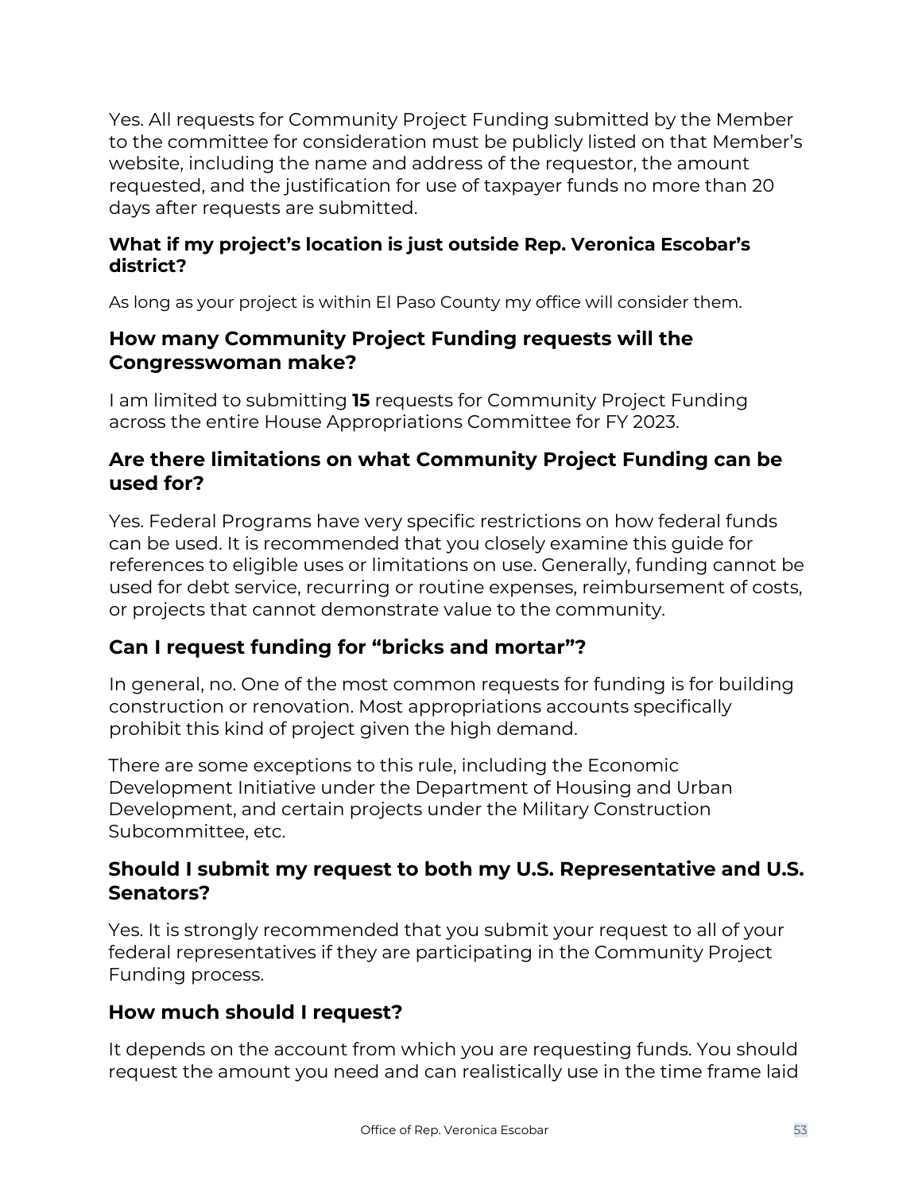Yes. All requests for Community Project Funding submitted by the Member to the committee for consideration must be publicly listed on that Member's website, including the name and address of the requestor, the amount requested, and the justification for use of taxpayer funds no more than 20 days after requests are submitted.

#### What if my project's location is just outside Rep. Veronica Escobar's district?

As long as your project is within El Paso County my office will consider them.

### How many Community Project Funding requests will the Congresswoman make?

I am limited to submitting **15** requests for Community Project Funding across the entire House Appropriations Committee for FY 2023.

### Are there limitations on what Community Project Funding can be used for?

Yes. Federal Programs have very specific restrictions on how federal funds can be used. It is recommended that you closely examine this guide for references to eligible uses or limitations on use. Generally, funding cannot be used for debt service, recurring or routine expenses, reimbursement of costs, or projects that cannot demonstrate value to the community.

### Can I request funding for "bricks and mortar"?

In general, no. One of the most common requests for funding is for building construction or renovation. Most appropriations accounts specifically prohibit this kind of project given the high demand.

There are some exceptions to this rule, including the Economic Development Initiative under the Department of Housing and Urban Development, and certain projects under the Military Construction Subcommittee, etc.

### Should I submit my request to both my U.S. Representative and U.S. Senators?

Yes. It is strongly recommended that you submit your request to all of your federal representatives if they are participating in the Community Project Funding process.

### How much should I request?

It depends on the account from which you are requesting funds. You should request the amount you need and can realistically use in the time frame laid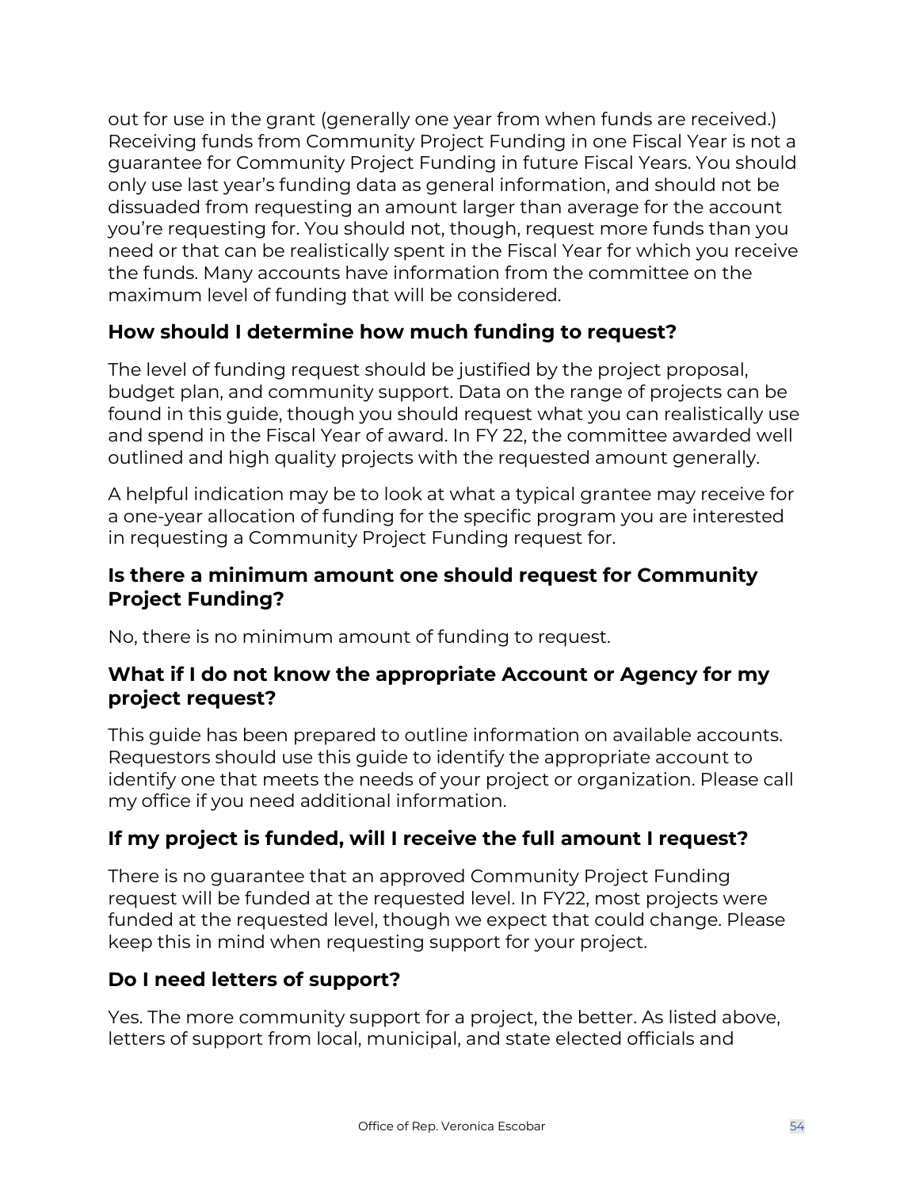out for use in the grant (generally one year from when funds are received.) Receiving funds from Community Project Funding in one Fiscal Year is not a guarantee for Community Project Funding in future Fiscal Years. You should only use last year's funding data as general information, and should not be dissuaded from requesting an amount larger than average for the account you're requesting for. You should not, though, request more funds than you need or that can be realistically spent in the Fiscal Year for which you receive the funds. Many accounts have information from the committee on the maximum level of funding that will be considered.

### How should I determine how much funding to request?

The level of funding request should be justified by the project proposal, budget plan, and community support. Data on the range of projects can be found in this guide, though you should request what you can realistically use and spend in the Fiscal Year of award. In FY 22, the committee awarded well outlined and high quality projects with the requested amount generally.

A helpful indication may be to look at what a typical grantee may receive for a one-year allocation of funding for the specific program you are interested in requesting a Community Project Funding request for.

### Is there a minimum amount one should request for Community Project Funding?

No, there is no minimum amount of funding to request.

### What if I do not know the appropriate Account or Agency for my project request?

This guide has been prepared to outline information on available accounts. Requestors should use this guide to identify the appropriate account to identify one that meets the needs of your project or organization. Please call my office if you need additional information.

### If my project is funded, will I receive the full amount I request?

There is no guarantee that an approved Community Project Funding request will be funded at the requested level. In FY22, most projects were funded at the requested level, though we expect that could change. Please keep this in mind when requesting support for your project.

### Do I need letters of support?

Yes. The more community support for a project, the better. As listed above, letters of support from local, municipal, and state elected officials and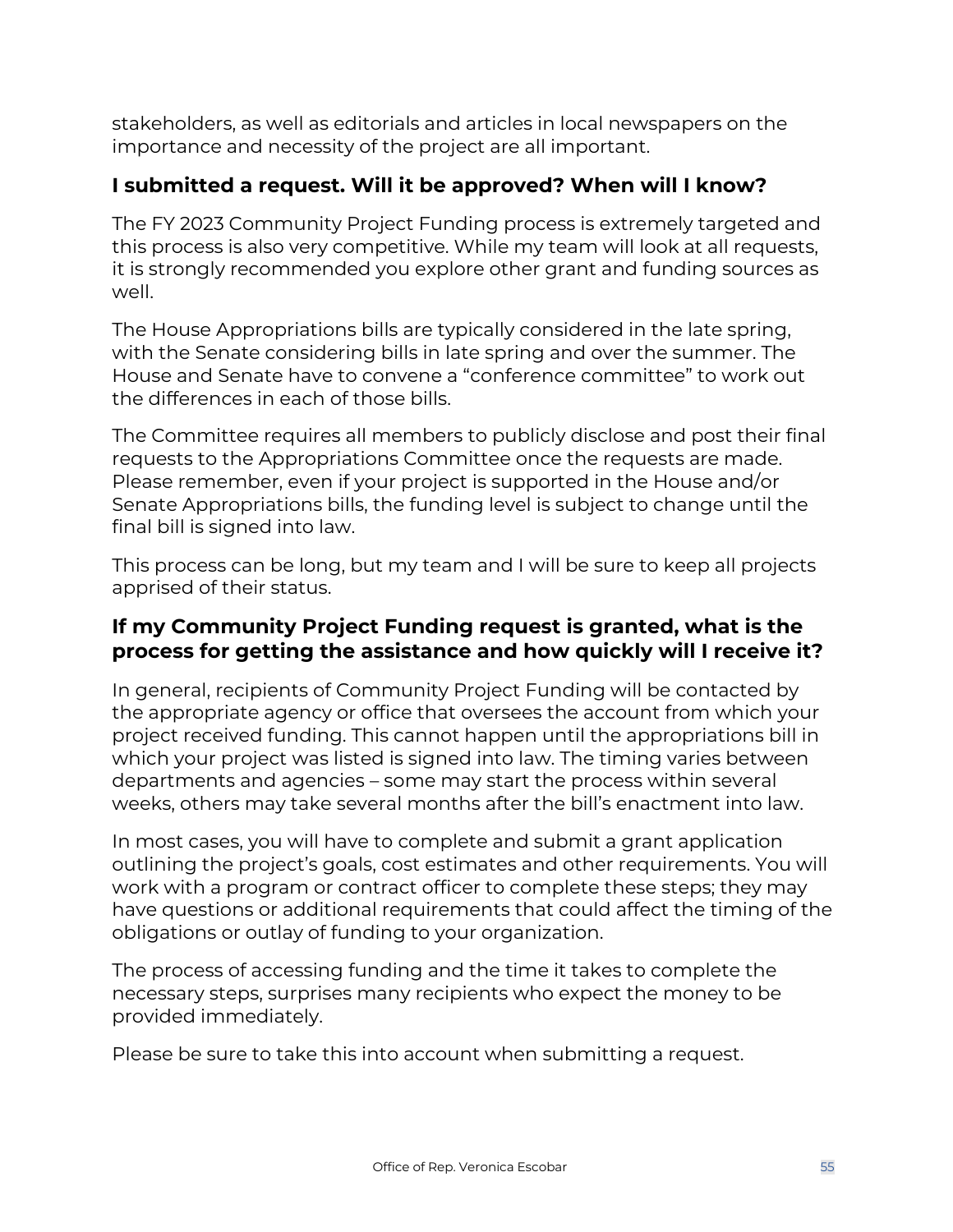stakeholders, as well as editorials and articles in local newspapers on the importance and necessity of the project are all important.

### I submitted a request. Will it be approved? When will I know?

The FY 2023 Community Project Funding process is extremely targeted and this process is also very competitive. While my team will look at all requests, it is strongly recommended you explore other grant and funding sources as well.

The House Appropriations bills are typically considered in the late spring, with the Senate considering bills in late spring and over the summer. The House and Senate have to convene a “conference committee” to work out the differences in each of those bills.

The Committee requires all members to publicly disclose and post their final requests to the Appropriations Committee once the requests are made. Please remember, even if your project is supported in the House and/or Senate Appropriations bills, the funding level is subject to change until the final bill is signed into law.

This process can be long, but my team and I will be sure to keep all projects apprised of their status.

### If my Community Project Funding request is granted, what is the process for getting the assistance and how quickly will I receive it?

In general, recipients of Community Project Funding will be contacted by the appropriate agency or office that oversees the account from which your project received funding. This cannot happen until the appropriations bill in which your project was listed is signed into law. The timing varies between departments and agencies – some may start the process within several weeks, others may take several months after the bill’s enactment into law.

In most cases, you will have to complete and submit a grant application outlining the project’s goals, cost estimates and other requirements. You will work with a program or contract officer to complete these steps; they may have questions or additional requirements that could affect the timing of the obligations or outlay of funding to your organization.

The process of accessing funding and the time it takes to complete the necessary steps, surprises many recipients who expect the money to be provided immediately.

Please be sure to take this into account when submitting a request.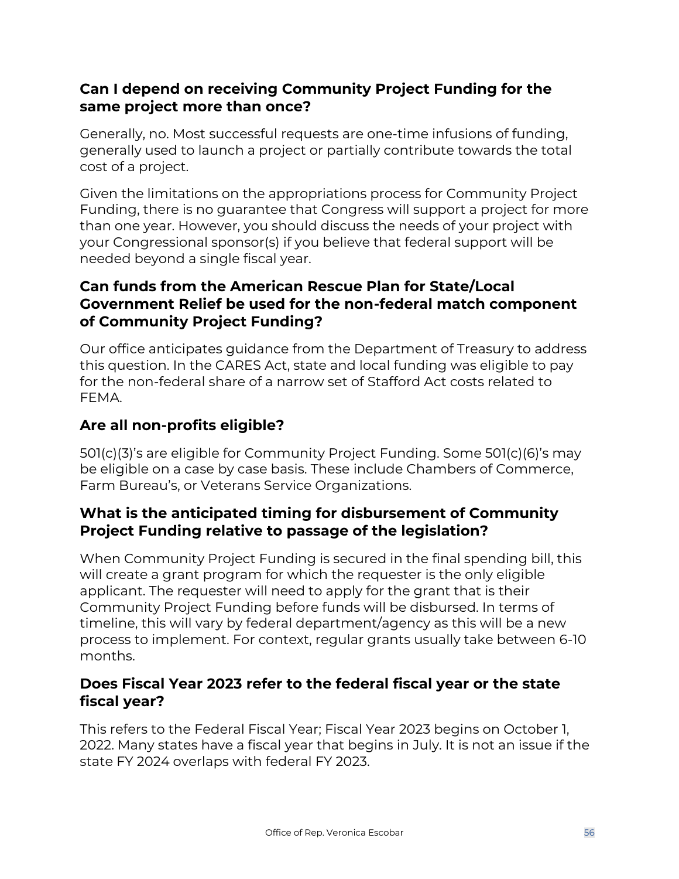### Can I depend on receiving Community Project Funding for the same project more than once?

Generally, no. Most successful requests are one-time infusions of funding, generally used to launch a project or partially contribute towards the total cost of a project.

Given the limitations on the appropriations process for Community Project Funding, there is no guarantee that Congress will support a project for more than one year. However, you should discuss the needs of your project with your Congressional sponsor(s) if you believe that federal support will be needed beyond a single fiscal year.

### Can funds from the American Rescue Plan for State/Local Government Relief be used for the non-federal match component of Community Project Funding?

Our office anticipates guidance from the Department of Treasury to address this question. In the CARES Act, state and local funding was eligible to pay for the non-federal share of a narrow set of Stafford Act costs related to FEMA.

### Are all non-profits eligible?

501(c)(3)'s are eligible for Community Project Funding. Some 501(c)(6)'s may be eligible on a case by case basis. These include Chambers of Commerce, Farm Bureau's, or Veterans Service Organizations.

### What is the anticipated timing for disbursement of Community Project Funding relative to passage of the legislation?

When Community Project Funding is secured in the final spending bill, this will create a grant program for which the requester is the only eligible applicant. The requester will need to apply for the grant that is their Community Project Funding before funds will be disbursed. In terms of timeline, this will vary by federal department/agency as this will be a new process to implement. For context, regular grants usually take between 6-10 months.

### Does Fiscal Year 2023 refer to the federal fiscal year or the state fiscal year?

This refers to the Federal Fiscal Year; Fiscal Year 2023 begins on October 1, 2022. Many states have a fiscal year that begins in July. It is not an issue if the state FY 2024 overlaps with federal FY 2023.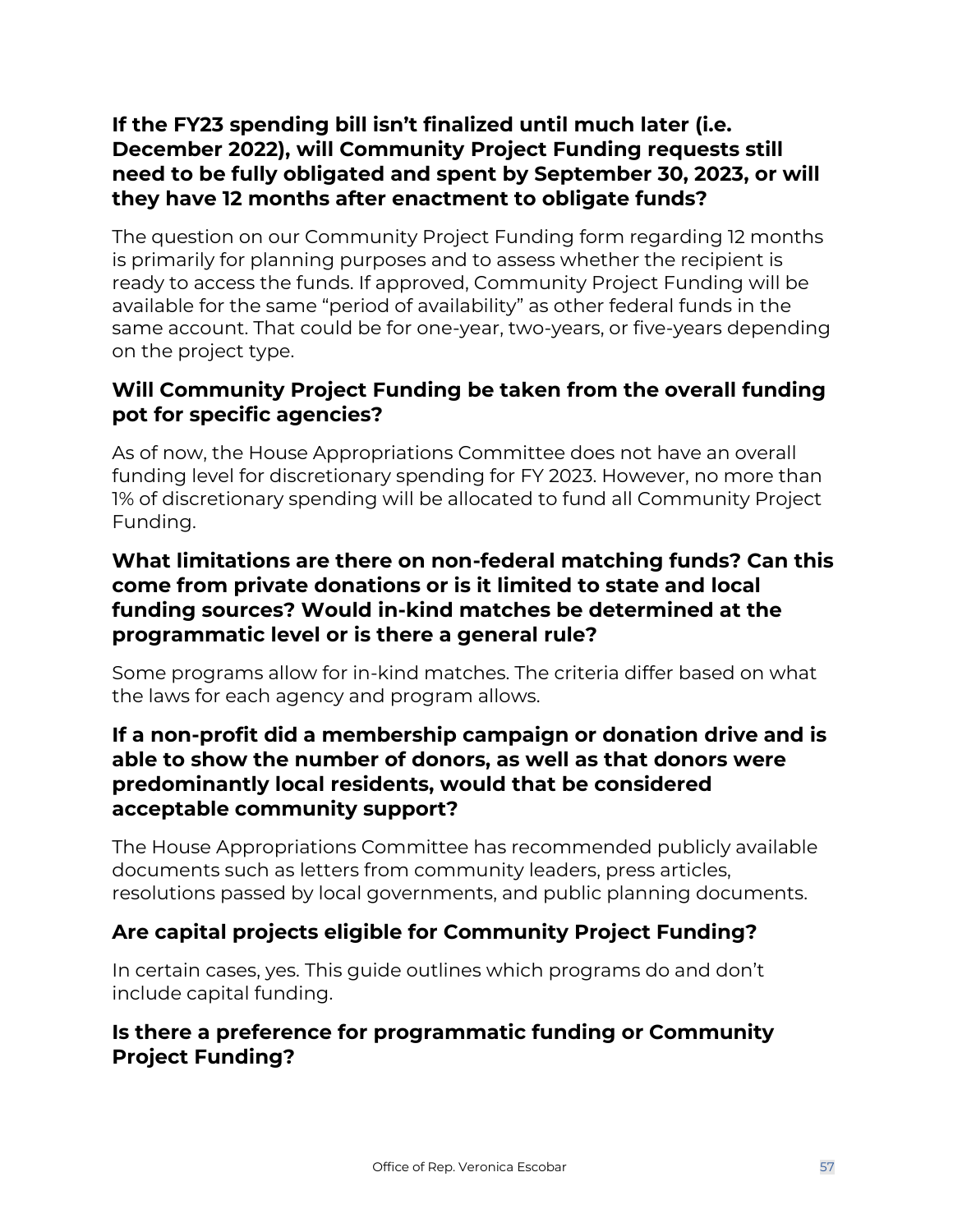### If the FY23 spending bill isn't finalized until much later (i.e. December 2022), will Community Project Funding requests still need to be fully obligated and spent by September 30, 2023, or will they have 12 months after enactment to obligate funds?

The question on our Community Project Funding form regarding 12 months is primarily for planning purposes and to assess whether the recipient is ready to access the funds. If approved, Community Project Funding will be available for the same "period of availability" as other federal funds in the same account. That could be for one-year, two-years, or five-years depending on the project type.

### Will Community Project Funding be taken from the overall funding pot for specific agencies?

As of now, the House Appropriations Committee does not have an overall funding level for discretionary spending for FY 2023. However, no more than 1% of discretionary spending will be allocated to fund all Community Project Funding.

### What limitations are there on non-federal matching funds? Can this come from private donations or is it limited to state and local funding sources? Would in-kind matches be determined at the programmatic level or is there a general rule?

Some programs allow for in-kind matches. The criteria differ based on what the laws for each agency and program allows.

### If a non-profit did a membership campaign or donation drive and is able to show the number of donors, as well as that donors were predominantly local residents, would that be considered acceptable community support?

The House Appropriations Committee has recommended publicly available documents such as letters from community leaders, press articles, resolutions passed by local governments, and public planning documents.

### Are capital projects eligible for Community Project Funding?

In certain cases, yes. This guide outlines which programs do and don't include capital funding.

### Is there a preference for programmatic funding or Community Project Funding?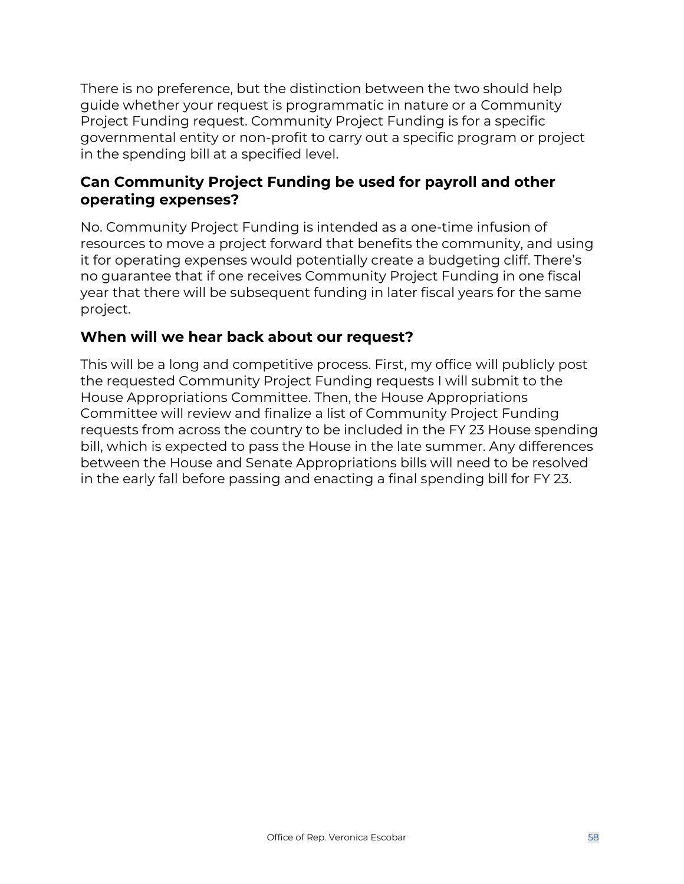There is no preference, but the distinction between the two should help guide whether your request is programmatic in nature or a Community Project Funding request. Community Project Funding is for a specific governmental entity or non-profit to carry out a specific program or project in the spending bill at a specified level.

### Can Community Project Funding be used for payroll and other operating expenses?

No. Community Project Funding is intended as a one-time infusion of resources to move a project forward that benefits the community, and using it for operating expenses would potentially create a budgeting cliff. There's no guarantee that if one receives Community Project Funding in one fiscal year that there will be subsequent funding in later fiscal years for the same project.

### When will we hear back about our request?

This will be a long and competitive process. First, my office will publicly post the requested Community Project Funding requests I will submit to the House Appropriations Committee. Then, the House Appropriations Committee will review and finalize a list of Community Project Funding requests from across the country to be included in the FY 23 House spending bill, which is expected to pass the House in the late summer. Any differences between the House and Senate Appropriations bills will need to be resolved in the early fall before passing and enacting a final spending bill for FY 23.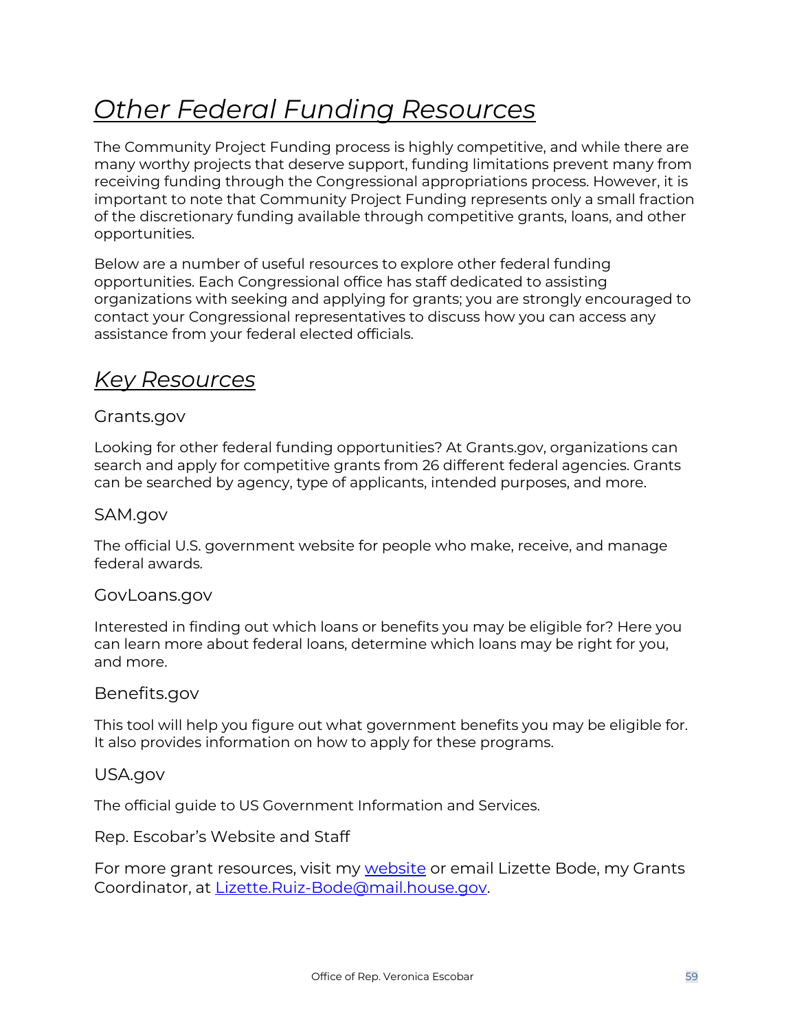# *Other Federal Funding Resources*

The Community Project Funding process is highly competitive, and while there are many worthy projects that deserve support, funding limitations prevent many from receiving funding through the Congressional appropriations process. However, it is important to note that Community Project Funding represents only a small fraction of the discretionary funding available through competitive grants, loans, and other opportunities.

Below are a number of useful resources to explore other federal funding opportunities. Each Congressional office has staff dedicated to assisting organizations with seeking and applying for grants; you are strongly encouraged to contact your Congressional representatives to discuss how you can access any assistance from your federal elected officials.

## *Key Resources*

### Grants.gov

Looking for other federal funding opportunities? At Grants.gov, organizations can search and apply for competitive grants from 26 different federal agencies. Grants can be searched by agency, type of applicants, intended purposes, and more.

### SAM.gov

The official U.S. government website for people who make, receive, and manage federal awards.

### GovLoans.gov

Interested in finding out which loans or benefits you may be eligible for? Here you can learn more about federal loans, determine which loans may be right for you, and more.

### Benefits.gov

This tool will help you figure out what government benefits you may be eligible for. It also provides information on how to apply for these programs.

### USA.gov

The official guide to US Government Information and Services.

### Rep. Escobar's Website and Staff

For more grant resources, visit my website or email Lizette Bode, my Grants Coordinator, at Lizette.Ruiz-Bode@mail.house.gov.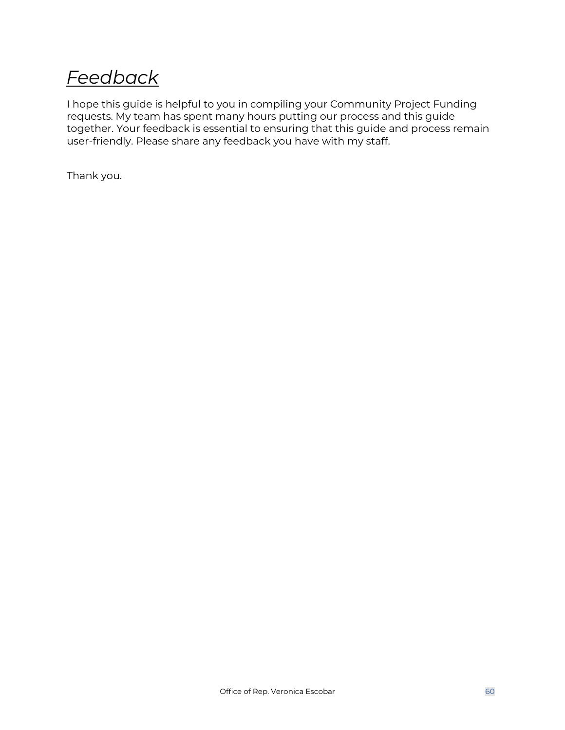## *Feedback*

I hope this guide is helpful to you in compiling your Community Project Funding requests. My team has spent many hours putting our process and this guide together. Your feedback is essential to ensuring that this guide and process remain user-friendly. Please share any feedback you have with my staff.

Thank you.